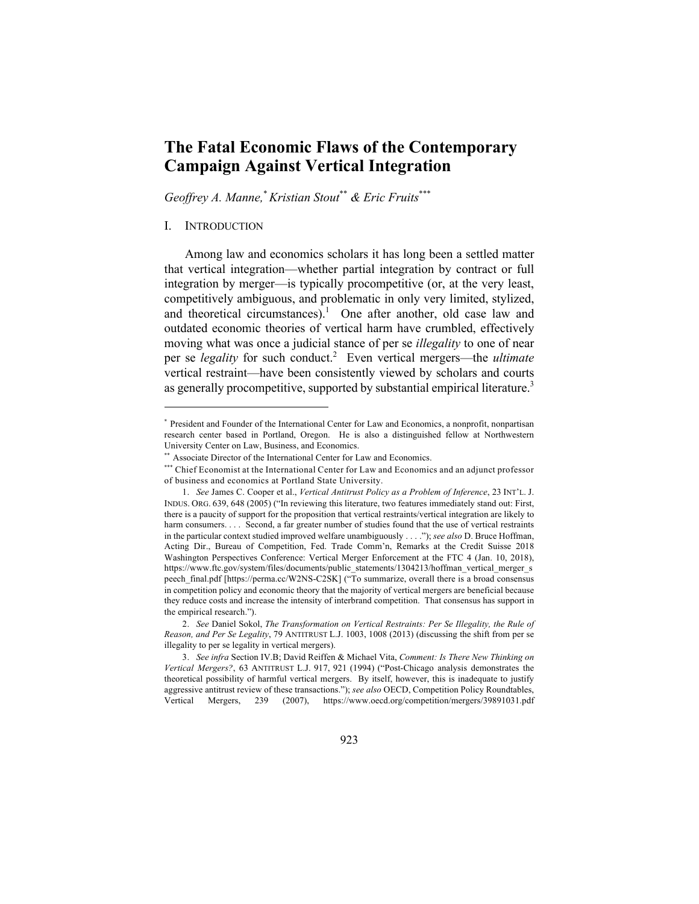# The Fatal Economic Flaws of the Contemporary Campaign Against Vertical Integration

*Geoffrey A. Manne,*[*] *Kristian Stout*[**] *& Eric Fruits*[***]

## I. INTRODUCTION

Among law and economics scholars it has long been a settled matter that vertical integration—whether partial integration by contract or full integration by merger—is typically procompetitive (or, at the very least, competitively ambiguous, and problematic in only very limited, stylized, and theoretical circumstances).[1] One after another, old case law and outdated economic theories of vertical harm have crumbled, effectively moving what was once a judicial stance of per se *illegality* to one of near per se *legality* for such conduct.[2] Even vertical mergers—the *ultimate* vertical restraint—have been consistently viewed by scholars and courts as generally procompetitive, supported by substantial empirical literature.[3]

---

[*] President and Founder of the International Center for Law and Economics, a nonprofit, nonpartisan research center based in Portland, Oregon. He is also a distinguished fellow at Northwestern University Center on Law, Business, and Economics.

[**] Associate Director of the International Center for Law and Economics.

[***] Chief Economist at the International Center for Law and Economics and an adjunct professor of business and economics at Portland State University.

1. *See* James C. Cooper et al., *Vertical Antitrust Policy as a Problem of Inference*, 23 INT'L. J. INDUS. ORG. 639, 648 (2005) ("In reviewing this literature, two features immediately stand out: First, there is a paucity of support for the proposition that vertical restraints/vertical integration are likely to harm consumers. . . . Second, a far greater number of studies found that the use of vertical restraints in the particular context studied improved welfare unambiguously . . . ."); *see also* D. Bruce Hoffman, Acting Dir., Bureau of Competition, Fed. Trade Comm'n, Remarks at the Credit Suisse 2018 Washington Perspectives Conference: Vertical Merger Enforcement at the FTC 4 (Jan. 10, 2018), https://www.ftc.gov/system/files/documents/public_statements/1304213/hoffman_vertical_merger_speech_final.pdf [https://perma.cc/W2NS-C2SK] ("To summarize, overall there is a broad consensus in competition policy and economic theory that the majority of vertical mergers are beneficial because they reduce costs and increase the intensity of interbrand competition. That consensus has support in the empirical research.").

2. *See* Daniel Sokol, *The Transformation on Vertical Restraints: Per Se Illegality, the Rule of Reason, and Per Se Legality*, 79 ANTITRUST L.J. 1003, 1008 (2013) (discussing the shift from per se illegality to per se legality in vertical mergers).

3. *See infra* Section IV.B; David Reiffen & Michael Vita, *Comment: Is There New Thinking on Vertical Mergers?*, 63 ANTITRUST L.J. 917, 921 (1994) ("Post-Chicago analysis demonstrates the theoretical possibility of harmful vertical mergers. By itself, however, this is inadequate to justify aggressive antitrust review of these transactions."); *see also* OECD, Competition Policy Roundtables, Vertical Mergers, 239 (2007), https://www.oecd.org/competition/mergers/39891031.pdf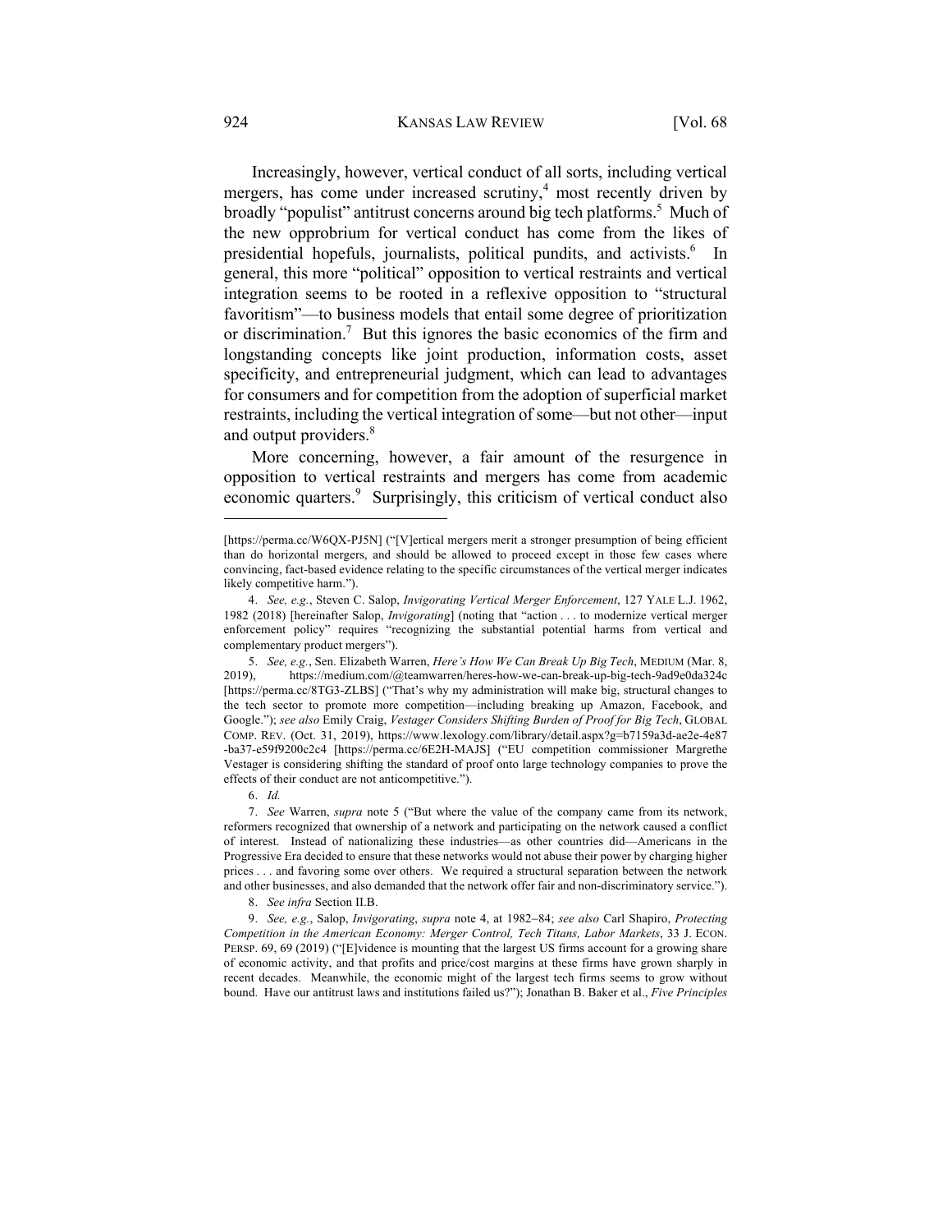Increasingly, however, vertical conduct of all sorts, including vertical mergers, has come under increased scrutiny,[4] most recently driven by broadly "populist" antitrust concerns around big tech platforms.[5] Much of the new opprobrium for vertical conduct has come from the likes of presidential hopefuls, journalists, political pundits, and activists.[6] In general, this more "political" opposition to vertical restraints and vertical integration seems to be rooted in a reflexive opposition to "structural favoritism"—to business models that entail some degree of prioritization or discrimination.[7] But this ignores the basic economics of the firm and longstanding concepts like joint production, information costs, asset specificity, and entrepreneurial judgment, which can lead to advantages for consumers and for competition from the adoption of superficial market restraints, including the vertical integration of some—but not other—input and output providers.[8]

More concerning, however, a fair amount of the resurgence in opposition to vertical restraints and mergers has come from academic economic quarters.[9] Surprisingly, this criticism of vertical conduct also

---

[https://perma.cc/W6QX-PJ5N] ("[V]ertical mergers merit a stronger presumption of being efficient than do horizontal mergers, and should be allowed to proceed except in those few cases where convincing, fact-based evidence relating to the specific circumstances of the vertical merger indicates likely competitive harm.").

4. *See, e.g.*, Steven C. Salop, *Invigorating Vertical Merger Enforcement*, 127 YALE L.J. 1962, 1982 (2018) [hereinafter Salop, *Invigorating*] (noting that "action . . . to modernize vertical merger enforcement policy" requires "recognizing the substantial potential harms from vertical and complementary product mergers").

5. *See, e.g.*, Sen. Elizabeth Warren, *Here's How We Can Break Up Big Tech*, MEDIUM (Mar. 8, 2019), https://medium.com/@teamwarren/heres-how-we-can-break-up-big-tech-9ad9e0da324c [https://perma.cc/8TG3-ZLBS] ("That's why my administration will make big, structural changes to the tech sector to promote more competition—including breaking up Amazon, Facebook, and Google."); *see also* Emily Craig, *Vestager Considers Shifting Burden of Proof for Big Tech*, GLOBAL COMP. REV. (Oct. 31, 2019), https://www.lexology.com/library/detail.aspx?g=b7159a3d-ae2e-4e87-ba37-e59f9200c2c4 [https://perma.cc/6E2H-MAJS] ("EU competition commissioner Margrethe Vestager is considering shifting the standard of proof onto large technology companies to prove the effects of their conduct are not anticompetitive.").

6. *Id.*

7. *See* Warren, *supra* note 5 ("But where the value of the company came from its network, reformers recognized that ownership of a network and participating on the network caused a conflict of interest. Instead of nationalizing these industries—as other countries did—Americans in the Progressive Era decided to ensure that these networks would not abuse their power by charging higher prices . . . and favoring some over others. We required a structural separation between the network and other businesses, and also demanded that the network offer fair and non-discriminatory service.").

8. *See infra* Section II.B.

9. *See, e.g.*, Salop, *Invigorating*, *supra* note 4, at 1982–84; *see also* Carl Shapiro, *Protecting Competition in the American Economy: Merger Control, Tech Titans, Labor Markets*, 33 J. ECON. PERSP. 69, 69 (2019) ("[E]vidence is mounting that the largest US firms account for a growing share of economic activity, and that profits and price/cost margins at these firms have grown sharply in recent decades. Meanwhile, the economic might of the largest tech firms seems to grow without bound. Have our antitrust laws and institutions failed us?"); Jonathan B. Baker et al., *Five Principles*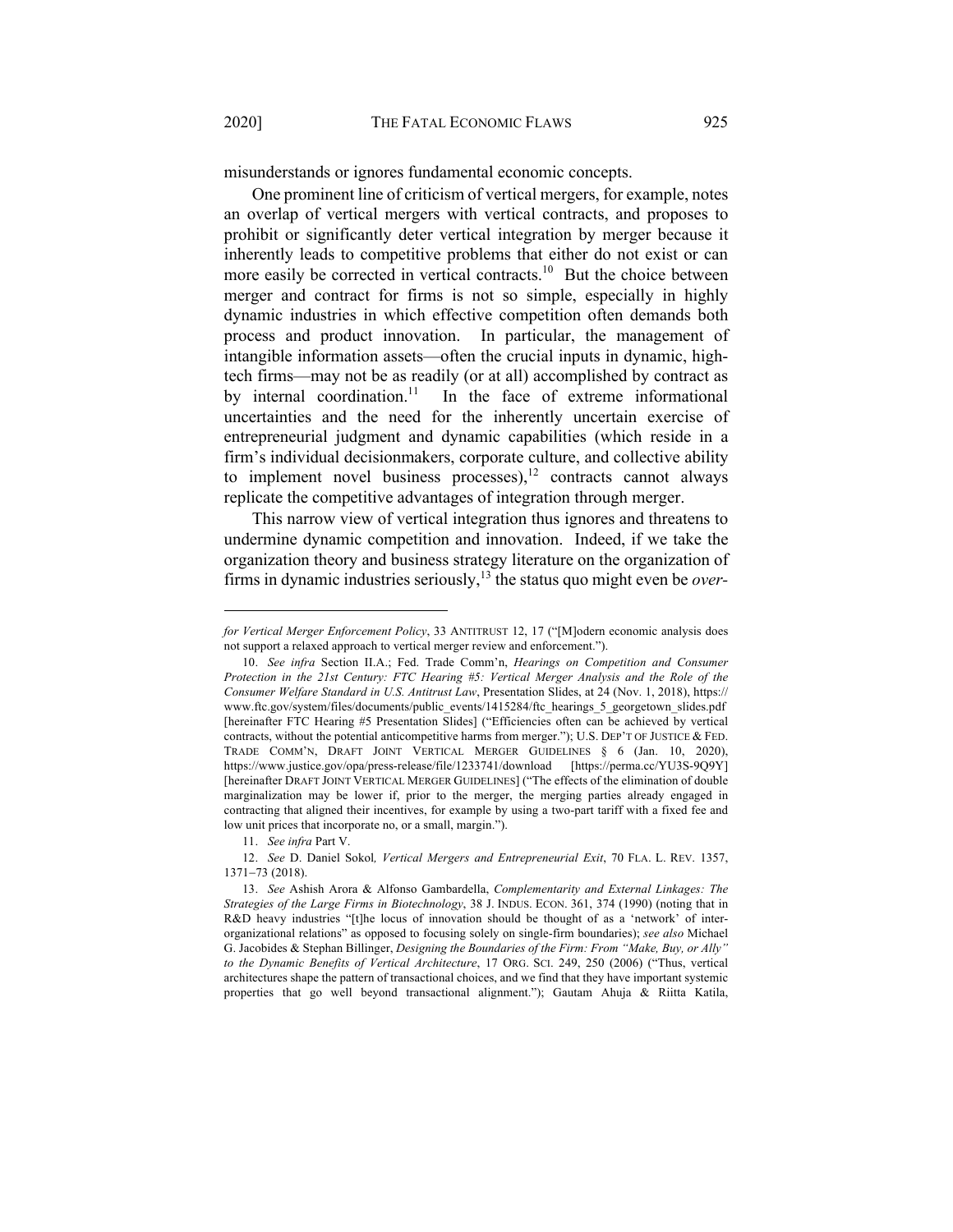misunderstands or ignores fundamental economic concepts.

One prominent line of criticism of vertical mergers, for example, notes an overlap of vertical mergers with vertical contracts, and proposes to prohibit or significantly deter vertical integration by merger because it inherently leads to competitive problems that either do not exist or can more easily be corrected in vertical contracts.[10] But the choice between merger and contract for firms is not so simple, especially in highly dynamic industries in which effective competition often demands both process and product innovation. In particular, the management of intangible information assets—often the crucial inputs in dynamic, high-tech firms—may not be as readily (or at all) accomplished by contract as by internal coordination.[11] In the face of extreme informational uncertainties and the need for the inherently uncertain exercise of entrepreneurial judgment and dynamic capabilities (which reside in a firm's individual decisionmakers, corporate culture, and collective ability to implement novel business processes),[12] contracts cannot always replicate the competitive advantages of integration through merger.

This narrow view of vertical integration thus ignores and threatens to undermine dynamic competition and innovation. Indeed, if we take the organization theory and business strategy literature on the organization of firms in dynamic industries seriously,[13] the status quo might even be *over-*

---

*for Vertical Merger Enforcement Policy*, 33 ANTITRUST 12, 17 ("[M]odern economic analysis does not support a relaxed approach to vertical merger review and enforcement.").

10. *See infra* Section II.A.; Fed. Trade Comm'n, *Hearings on Competition and Consumer Protection in the 21st Century: FTC Hearing #5: Vertical Merger Analysis and the Role of the Consumer Welfare Standard in U.S. Antitrust Law*, Presentation Slides, at 24 (Nov. 1, 2018), https://www.ftc.gov/system/files/documents/public_events/1415284/ftc_hearings_5_georgetown_slides.pdf [hereinafter FTC Hearing #5 Presentation Slides] ("Efficiencies often can be achieved by vertical contracts, without the potential anticompetitive harms from merger."); U.S. DEP'T OF JUSTICE & FED. TRADE COMM'N, DRAFT JOINT VERTICAL MERGER GUIDELINES § 6 (Jan. 10, 2020), https://www.justice.gov/opa/press-release/file/1233741/download [https://perma.cc/YU3S-9Q9Y] [hereinafter DRAFT JOINT VERTICAL MERGER GUIDELINES] ("The effects of the elimination of double marginalization may be lower if, prior to the merger, the merging parties already engaged in contracting that aligned their incentives, for example by using a two-part tariff with a fixed fee and low unit prices that incorporate no, or a small, margin.").

11. *See infra* Part V.

12. *See* D. Daniel Sokol*, Vertical Mergers and Entrepreneurial Exit*, 70 FLA. L. REV. 1357, 1371–73 (2018).

13. *See* Ashish Arora & Alfonso Gambardella, *Complementarity and External Linkages: The Strategies of the Large Firms in Biotechnology*, 38 J. INDUS. ECON. 361, 374 (1990) (noting that in R&D heavy industries "[t]he locus of innovation should be thought of as a 'network' of inter-organizational relations" as opposed to focusing solely on single-firm boundaries); *see also* Michael G. Jacobides & Stephan Billinger, *Designing the Boundaries of the Firm: From "Make, Buy, or Ally" to the Dynamic Benefits of Vertical Architecture*, 17 ORG. SCI. 249, 250 (2006) ("Thus, vertical architectures shape the pattern of transactional choices, and we find that they have important systemic properties that go well beyond transactional alignment."); Gautam Ahuja & Riitta Katila,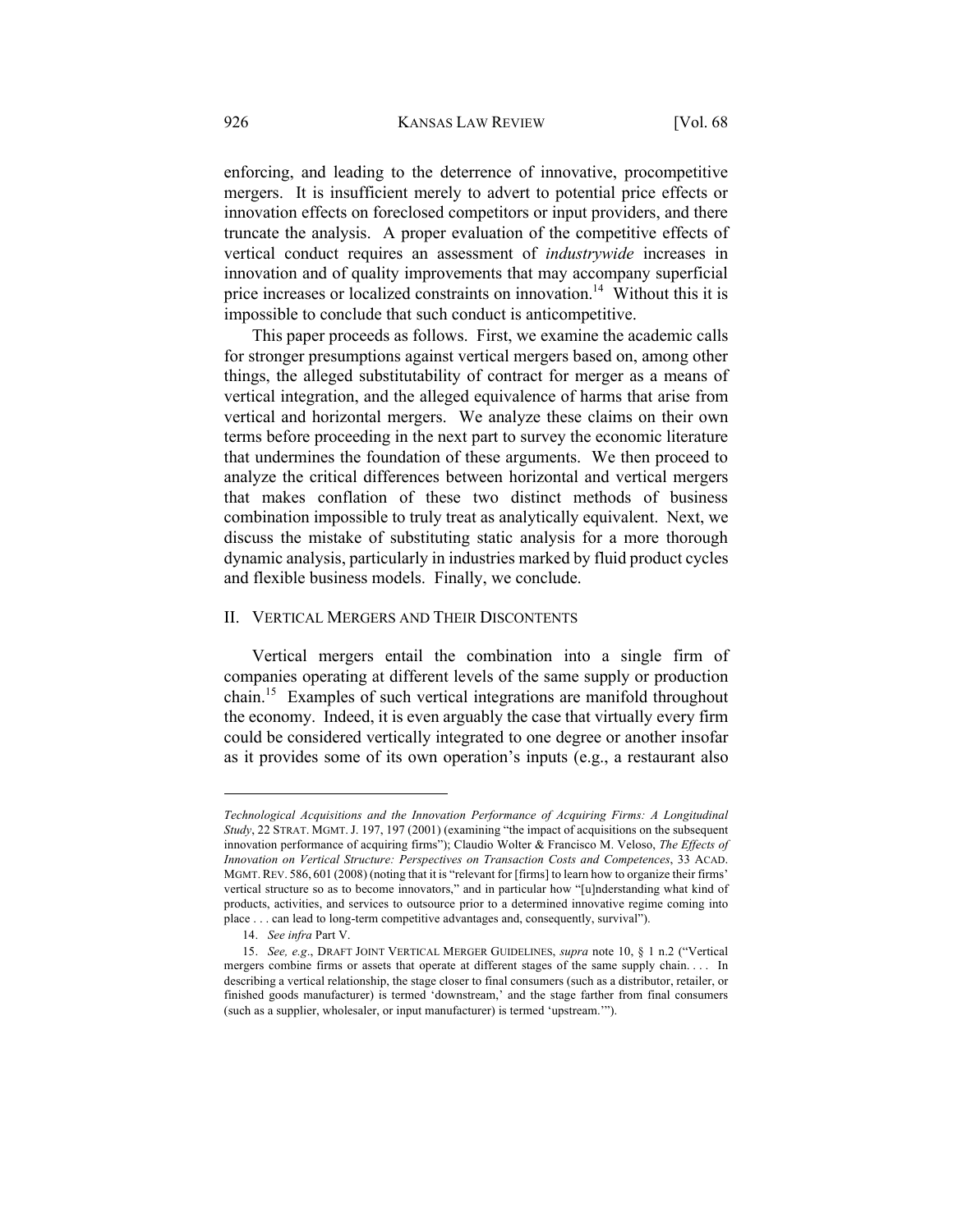enforcing, and leading to the deterrence of innovative, procompetitive mergers. It is insufficient merely to advert to potential price effects or innovation effects on foreclosed competitors or input providers, and there truncate the analysis. A proper evaluation of the competitive effects of vertical conduct requires an assessment of *industrywide* increases in innovation and of quality improvements that may accompany superficial price increases or localized constraints on innovation.[14] Without this it is impossible to conclude that such conduct is anticompetitive.

This paper proceeds as follows. First, we examine the academic calls for stronger presumptions against vertical mergers based on, among other things, the alleged substitutability of contract for merger as a means of vertical integration, and the alleged equivalence of harms that arise from vertical and horizontal mergers. We analyze these claims on their own terms before proceeding in the next part to survey the economic literature that undermines the foundation of these arguments. We then proceed to analyze the critical differences between horizontal and vertical mergers that makes conflation of these two distinct methods of business combination impossible to truly treat as analytically equivalent. Next, we discuss the mistake of substituting static analysis for a more thorough dynamic analysis, particularly in industries marked by fluid product cycles and flexible business models. Finally, we conclude.

## II. Vertical Mergers and Their Discontents

Vertical mergers entail the combination into a single firm of companies operating at different levels of the same supply or production chain.[15] Examples of such vertical integrations are manifold throughout the economy. Indeed, it is even arguably the case that virtually every firm could be considered vertically integrated to one degree or another insofar as it provides some of its own operation's inputs (e.g., a restaurant also

---

*Technological Acquisitions and the Innovation Performance of Acquiring Firms: A Longitudinal Study*, 22 Strat. Mgmt. J. 197, 197 (2001) (examining "the impact of acquisitions on the subsequent innovation performance of acquiring firms"); Claudio Wolter & Francisco M. Veloso, *The Effects of Innovation on Vertical Structure: Perspectives on Transaction Costs and Competences*, 33 Acad. Mgmt. Rev. 586, 601 (2008) (noting that it is "relevant for [firms] to learn how to organize their firms' vertical structure so as to become innovators," and in particular how "[u]nderstanding what kind of products, activities, and services to outsource prior to a determined innovative regime coming into place . . . can lead to long-term competitive advantages and, consequently, survival").

14. *See infra* Part V.

15. *See, e.g.*, Draft Joint Vertical Merger Guidelines, *supra* note 10, § 1 n.2 ("Vertical mergers combine firms or assets that operate at different stages of the same supply chain. . . . In describing a vertical relationship, the stage closer to final consumers (such as a distributor, retailer, or finished goods manufacturer) is termed 'downstream,' and the stage farther from final consumers (such as a supplier, wholesaler, or input manufacturer) is termed 'upstream.'").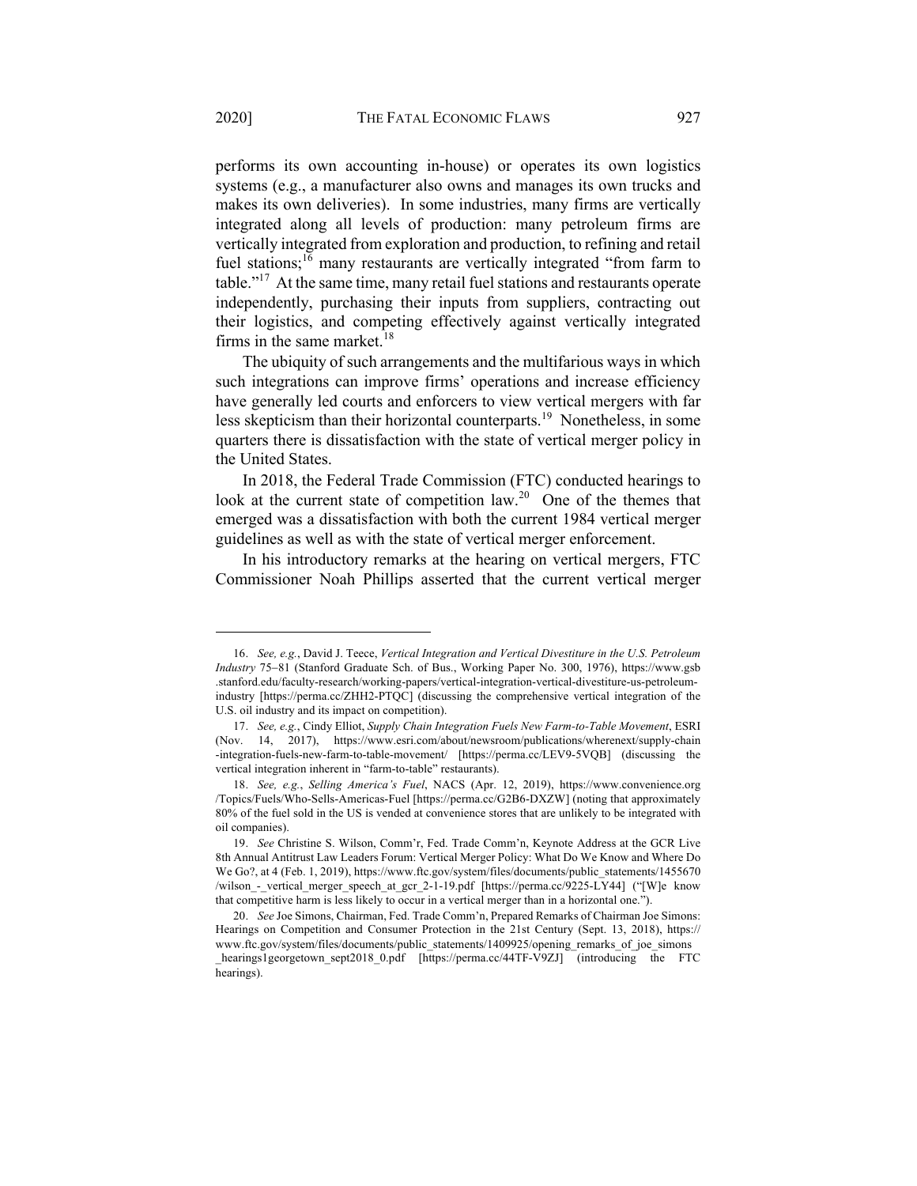performs its own accounting in-house) or operates its own logistics systems (e.g., a manufacturer also owns and manages its own trucks and makes its own deliveries). In some industries, many firms are vertically integrated along all levels of production: many petroleum firms are vertically integrated from exploration and production, to refining and retail fuel stations;[16] many restaurants are vertically integrated "from farm to table."[17] At the same time, many retail fuel stations and restaurants operate independently, purchasing their inputs from suppliers, contracting out their logistics, and competing effectively against vertically integrated firms in the same market.[18]

The ubiquity of such arrangements and the multifarious ways in which such integrations can improve firms' operations and increase efficiency have generally led courts and enforcers to view vertical mergers with far less skepticism than their horizontal counterparts.[19] Nonetheless, in some quarters there is dissatisfaction with the state of vertical merger policy in the United States.

In 2018, the Federal Trade Commission (FTC) conducted hearings to look at the current state of competition law.[20] One of the themes that emerged was a dissatisfaction with both the current 1984 vertical merger guidelines as well as with the state of vertical merger enforcement.

In his introductory remarks at the hearing on vertical mergers, FTC Commissioner Noah Phillips asserted that the current vertical merger

---

16. *See, e.g.*, David J. Teece, *Vertical Integration and Vertical Divestiture in the U.S. Petroleum Industry* 75–81 (Stanford Graduate Sch. of Bus., Working Paper No. 300, 1976), https://www.gsb.stanford.edu/faculty-research/working-papers/vertical-integration-vertical-divestiture-us-petroleum-industry [https://perma.cc/ZHH2-PTQC] (discussing the comprehensive vertical integration of the U.S. oil industry and its impact on competition).

17. *See, e.g.*, Cindy Elliot, *Supply Chain Integration Fuels New Farm-to-Table Movement*, ESRI (Nov. 14, 2017), https://www.esri.com/about/newsroom/publications/wherenext/supply-chain-integration-fuels-new-farm-to-table-movement/ [https://perma.cc/LEV9-5VQB] (discussing the vertical integration inherent in "farm-to-table" restaurants).

18. *See, e.g.*, *Selling America's Fuel*, NACS (Apr. 12, 2019), https://www.convenience.org/Topics/Fuels/Who-Sells-Americas-Fuel [https://perma.cc/G2B6-DXZW] (noting that approximately 80% of the fuel sold in the US is vended at convenience stores that are unlikely to be integrated with oil companies).

19. *See* Christine S. Wilson, Comm'r, Fed. Trade Comm'n, Keynote Address at the GCR Live 8th Annual Antitrust Law Leaders Forum: Vertical Merger Policy: What Do We Know and Where Do We Go?, at 4 (Feb. 1, 2019), https://www.ftc.gov/system/files/documents/public_statements/1455670/wilson_-_vertical_merger_speech_at_gcr_2-1-19.pdf [https://perma.cc/9225-LY44] ("[W]e know that competitive harm is less likely to occur in a vertical merger than in a horizontal one.").

20. *See* Joe Simons, Chairman, Fed. Trade Comm'n, Prepared Remarks of Chairman Joe Simons: Hearings on Competition and Consumer Protection in the 21st Century (Sept. 13, 2018), https://www.ftc.gov/system/files/documents/public_statements/1409925/opening_remarks_of_joe_simons_hearings1georgetown_sept2018_0.pdf [https://perma.cc/44TF-V9ZJ] (introducing the FTC hearings).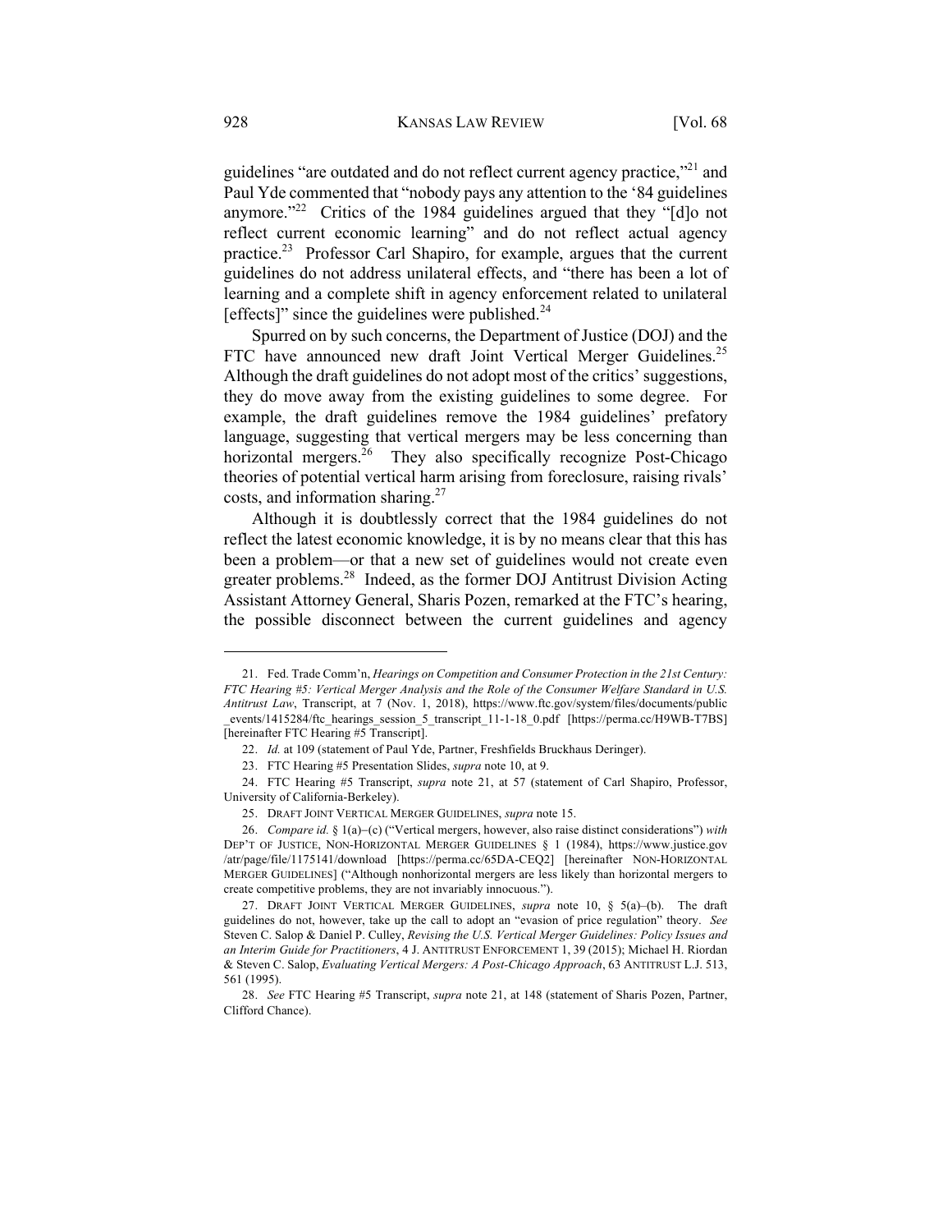guidelines "are outdated and do not reflect current agency practice,"[21] and Paul Yde commented that "nobody pays any attention to the '84 guidelines anymore."[22] Critics of the 1984 guidelines argued that they "[d]o not reflect current economic learning" and do not reflect actual agency practice.[23] Professor Carl Shapiro, for example, argues that the current guidelines do not address unilateral effects, and "there has been a lot of learning and a complete shift in agency enforcement related to unilateral [effects]" since the guidelines were published.[24]

Spurred on by such concerns, the Department of Justice (DOJ) and the FTC have announced new draft Joint Vertical Merger Guidelines.[25] Although the draft guidelines do not adopt most of the critics' suggestions, they do move away from the existing guidelines to some degree. For example, the draft guidelines remove the 1984 guidelines' prefatory language, suggesting that vertical mergers may be less concerning than horizontal mergers.[26] They also specifically recognize Post-Chicago theories of potential vertical harm arising from foreclosure, raising rivals' costs, and information sharing.[27]

Although it is doubtlessly correct that the 1984 guidelines do not reflect the latest economic knowledge, it is by no means clear that this has been a problem—or that a new set of guidelines would not create even greater problems.[28] Indeed, as the former DOJ Antitrust Division Acting Assistant Attorney General, Sharis Pozen, remarked at the FTC's hearing, the possible disconnect between the current guidelines and agency

---

21. Fed. Trade Comm'n, *Hearings on Competition and Consumer Protection in the 21st Century: FTC Hearing #5: Vertical Merger Analysis and the Role of the Consumer Welfare Standard in U.S. Antitrust Law*, Transcript, at 7 (Nov. 1, 2018), https://www.ftc.gov/system/files/documents/public_events/1415284/ftc_hearings_session_5_transcript_11-1-18_0.pdf [https://perma.cc/H9WB-T7BS] [hereinafter FTC Hearing #5 Transcript].

22. *Id.* at 109 (statement of Paul Yde, Partner, Freshfields Bruckhaus Deringer).

23. FTC Hearing #5 Presentation Slides, *supra* note 10, at 9.

24. FTC Hearing #5 Transcript, *supra* note 21, at 57 (statement of Carl Shapiro, Professor, University of California-Berkeley).

25. DRAFT JOINT VERTICAL MERGER GUIDELINES, *supra* note 15.

26. *Compare id.* § 1(a)–(c) ("Vertical mergers, however, also raise distinct considerations") *with* DEP'T OF JUSTICE, NON-HORIZONTAL MERGER GUIDELINES § 1 (1984), https://www.justice.gov/atr/page/file/1175141/download [https://perma.cc/65DA-CEQ2] [hereinafter NON-HORIZONTAL MERGER GUIDELINES] ("Although nonhorizontal mergers are less likely than horizontal mergers to create competitive problems, they are not invariably innocuous.").

27. DRAFT JOINT VERTICAL MERGER GUIDELINES, *supra* note 10, § 5(a)–(b). The draft guidelines do not, however, take up the call to adopt an "evasion of price regulation" theory. *See* Steven C. Salop & Daniel P. Culley, *Revising the U.S. Vertical Merger Guidelines: Policy Issues and an Interim Guide for Practitioners*, 4 J. ANTITRUST ENFORCEMENT 1, 39 (2015); Michael H. Riordan & Steven C. Salop, *Evaluating Vertical Mergers: A Post-Chicago Approach*, 63 ANTITRUST L.J. 513, 561 (1995).

28. *See* FTC Hearing #5 Transcript, *supra* note 21, at 148 (statement of Sharis Pozen, Partner, Clifford Chance).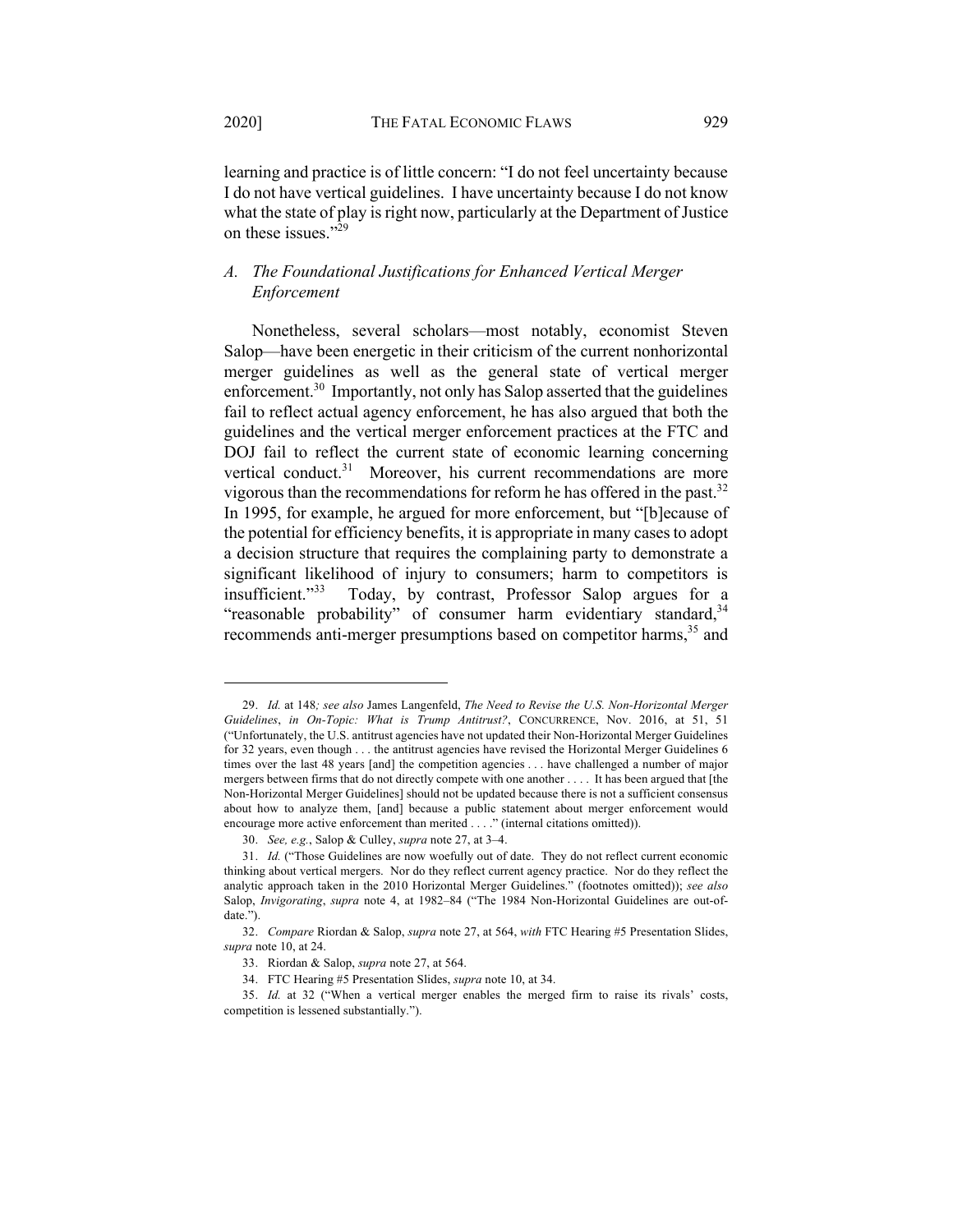learning and practice is of little concern: "I do not feel uncertainty because I do not have vertical guidelines. I have uncertainty because I do not know what the state of play is right now, particularly at the Department of Justice on these issues."[29]

### *A. The Foundational Justifications for Enhanced Vertical Merger Enforcement*

Nonetheless, several scholars—most notably, economist Steven Salop—have been energetic in their criticism of the current nonhorizontal merger guidelines as well as the general state of vertical merger enforcement.[30] Importantly, not only has Salop asserted that the guidelines fail to reflect actual agency enforcement, he has also argued that both the guidelines and the vertical merger enforcement practices at the FTC and DOJ fail to reflect the current state of economic learning concerning vertical conduct.[31] Moreover, his current recommendations are more vigorous than the recommendations for reform he has offered in the past.[32] In 1995, for example, he argued for more enforcement, but "[b]ecause of the potential for efficiency benefits, it is appropriate in many cases to adopt a decision structure that requires the complaining party to demonstrate a significant likelihood of injury to consumers; harm to competitors is insufficient."[33] Today, by contrast, Professor Salop argues for a "reasonable probability" of consumer harm evidentiary standard,[34] recommends anti-merger presumptions based on competitor harms,[35] and

---

29. *Id.* at 148*; see also* James Langenfeld, *The Need to Revise the U.S. Non-Horizontal Merger Guidelines*, *in On-Topic: What is Trump Antitrust?*, CONCURRENCE, Nov. 2016, at 51, 51 ("Unfortunately, the U.S. antitrust agencies have not updated their Non-Horizontal Merger Guidelines for 32 years, even though . . . the antitrust agencies have revised the Horizontal Merger Guidelines 6 times over the last 48 years [and] the competition agencies . . . have challenged a number of major mergers between firms that do not directly compete with one another . . . . It has been argued that [the Non-Horizontal Merger Guidelines] should not be updated because there is not a sufficient consensus about how to analyze them, [and] because a public statement about merger enforcement would encourage more active enforcement than merited . . . ." (internal citations omitted)).

30. *See, e.g.*, Salop & Culley, *supra* note 27, at 3–4.

31. *Id.* ("Those Guidelines are now woefully out of date. They do not reflect current economic thinking about vertical mergers. Nor do they reflect current agency practice. Nor do they reflect the analytic approach taken in the 2010 Horizontal Merger Guidelines." (footnotes omitted)); *see also* Salop, *Invigorating*, *supra* note 4, at 1982–84 ("The 1984 Non-Horizontal Guidelines are out-of-date.").

32. *Compare* Riordan & Salop, *supra* note 27, at 564, *with* FTC Hearing #5 Presentation Slides, *supra* note 10, at 24.

33. Riordan & Salop, *supra* note 27, at 564.

34. FTC Hearing #5 Presentation Slides, *supra* note 10, at 34.

35. *Id.* at 32 ("When a vertical merger enables the merged firm to raise its rivals' costs, competition is lessened substantially.").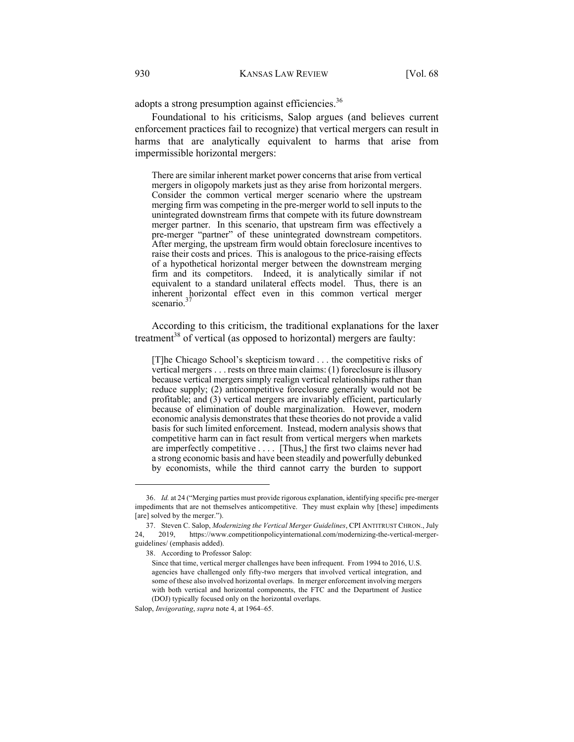adopts a strong presumption against efficiencies.[36]

Foundational to his criticisms, Salop argues (and believes current enforcement practices fail to recognize) that vertical mergers can result in harms that are analytically equivalent to harms that arise from impermissible horizontal mergers:

> There are similar inherent market power concerns that arise from vertical mergers in oligopoly markets just as they arise from horizontal mergers. Consider the common vertical merger scenario where the upstream merging firm was competing in the pre-merger world to sell inputs to the unintegrated downstream firms that compete with its future downstream merger partner. In this scenario, that upstream firm was effectively a pre-merger "partner" of these unintegrated downstream competitors. After merging, the upstream firm would obtain foreclosure incentives to raise their costs and prices. This is analogous to the price-raising effects of a hypothetical horizontal merger between the downstream merging firm and its competitors. Indeed, it is analytically similar if not equivalent to a standard unilateral effects model. Thus, there is an inherent horizontal effect even in this common vertical merger scenario.[37]

According to this criticism, the traditional explanations for the laxer treatment[38] of vertical (as opposed to horizontal) mergers are faulty:

> [T]he Chicago School's skepticism toward . . . the competitive risks of vertical mergers . . . rests on three main claims: (1) foreclosure is illusory because vertical mergers simply realign vertical relationships rather than reduce supply; (2) anticompetitive foreclosure generally would not be profitable; and (3) vertical mergers are invariably efficient, particularly because of elimination of double marginalization. However, modern economic analysis demonstrates that these theories do not provide a valid basis for such limited enforcement. Instead, modern analysis shows that competitive harm can in fact result from vertical mergers when markets are imperfectly competitive . . . . [Thus,] the first two claims never had a strong economic basis and have been steadily and powerfully debunked by economists, while the third cannot carry the burden to support

---

36. *Id.* at 24 ("Merging parties must provide rigorous explanation, identifying specific pre-merger impediments that are not themselves anticompetitive. They must explain why [these] impediments [are] solved by the merger.").

37. Steven C. Salop, *Modernizing the Vertical Merger Guidelines*, CPI ANTITRUST CHRON., July 24, 2019, https://www.competitionpolicyinternational.com/modernizing-the-vertical-merger-guidelines/ (emphasis added).

38. According to Professor Salop:

> Since that time, vertical merger challenges have been infrequent. From 1994 to 2016, U.S. agencies have challenged only fifty-two mergers that involved vertical integration, and some of these also involved horizontal overlaps. In merger enforcement involving mergers with both vertical and horizontal components, the FTC and the Department of Justice (DOJ) typically focused only on the horizontal overlaps.

Salop, *Invigorating*, *supra* note 4, at 1964–65.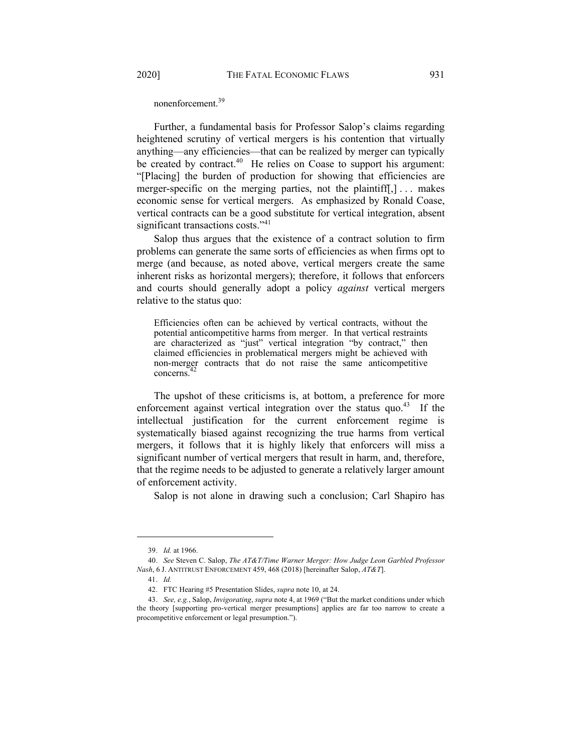nonenforcement.[39]

Further, a fundamental basis for Professor Salop's claims regarding heightened scrutiny of vertical mergers is his contention that virtually anything—any efficiencies—that can be realized by merger can typically be created by contract.[40] He relies on Coase to support his argument: "[Placing] the burden of production for showing that efficiencies are merger-specific on the merging parties, not the plaintiff[,] . . . makes economic sense for vertical mergers. As emphasized by Ronald Coase, vertical contracts can be a good substitute for vertical integration, absent significant transactions costs."[41]

Salop thus argues that the existence of a contract solution to firm problems can generate the same sorts of efficiencies as when firms opt to merge (and because, as noted above, vertical mergers create the same inherent risks as horizontal mergers); therefore, it follows that enforcers and courts should generally adopt a policy *against* vertical mergers relative to the status quo:

> Efficiencies often can be achieved by vertical contracts, without the potential anticompetitive harms from merger. In that vertical restraints are characterized as "just" vertical integration "by contract," then claimed efficiencies in problematical mergers might be achieved with non-merger contracts that do not raise the same anticompetitive concerns.[42]

The upshot of these criticisms is, at bottom, a preference for more enforcement against vertical integration over the status quo.[43] If the intellectual justification for the current enforcement regime is systematically biased against recognizing the true harms from vertical mergers, it follows that it is highly likely that enforcers will miss a significant number of vertical mergers that result in harm, and, therefore, that the regime needs to be adjusted to generate a relatively larger amount of enforcement activity.

Salop is not alone in drawing such a conclusion; Carl Shapiro has

---

39. *Id.* at 1966.

40. *See* Steven C. Salop, *The AT&T/Time Warner Merger: How Judge Leon Garbled Professor Nash*, 6 J. ANTITRUST ENFORCEMENT 459, 468 (2018) [hereinafter Salop, *AT&T*].

41. *Id.*

42. FTC Hearing #5 Presentation Slides, *supra* note 10, at 24.

43. *See, e.g.*, Salop, *Invigorating*, *supra* note 4, at 1969 ("But the market conditions under which the theory [supporting pro-vertical merger presumptions] applies are far too narrow to create a procompetitive enforcement or legal presumption.").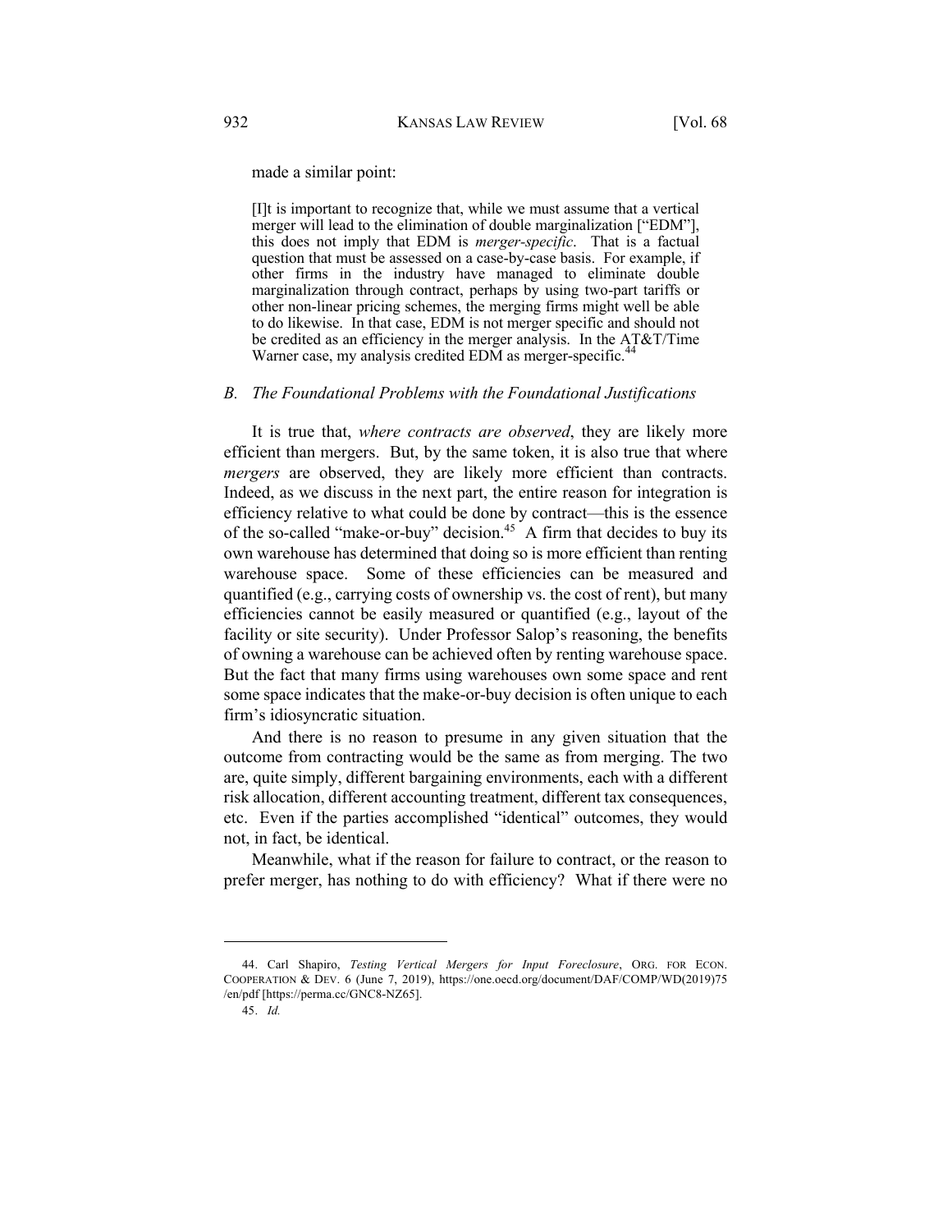made a similar point:

> [I]t is important to recognize that, while we must assume that a vertical merger will lead to the elimination of double marginalization ["EDM"], this does not imply that EDM is *merger-specific*. That is a factual question that must be assessed on a case-by-case basis. For example, if other firms in the industry have managed to eliminate double marginalization through contract, perhaps by using two-part tariffs or other non-linear pricing schemes, the merging firms might well be able to do likewise. In that case, EDM is not merger specific and should not be credited as an efficiency in the merger analysis. In the AT&T/Time Warner case, my analysis credited EDM as merger-specific.[44]

### *B. The Foundational Problems with the Foundational Justifications*

It is true that, *where contracts are observed*, they are likely more efficient than mergers. But, by the same token, it is also true that where *mergers* are observed, they are likely more efficient than contracts. Indeed, as we discuss in the next part, the entire reason for integration is efficiency relative to what could be done by contract—this is the essence of the so-called "make-or-buy" decision.[45] A firm that decides to buy its own warehouse has determined that doing so is more efficient than renting warehouse space. Some of these efficiencies can be measured and quantified (e.g., carrying costs of ownership vs. the cost of rent), but many efficiencies cannot be easily measured or quantified (e.g., layout of the facility or site security). Under Professor Salop's reasoning, the benefits of owning a warehouse can be achieved often by renting warehouse space. But the fact that many firms using warehouses own some space and rent some space indicates that the make-or-buy decision is often unique to each firm's idiosyncratic situation.

And there is no reason to presume in any given situation that the outcome from contracting would be the same as from merging. The two are, quite simply, different bargaining environments, each with a different risk allocation, different accounting treatment, different tax consequences, etc. Even if the parties accomplished "identical" outcomes, they would not, in fact, be identical.

Meanwhile, what if the reason for failure to contract, or the reason to prefer merger, has nothing to do with efficiency? What if there were no

---

44. Carl Shapiro, *Testing Vertical Mergers for Input Foreclosure*, ORG. FOR ECON. COOPERATION & DEV. 6 (June 7, 2019), https://one.oecd.org/document/DAF/COMP/WD(2019)75/en/pdf [https://perma.cc/GNC8-NZ65].

45. *Id.*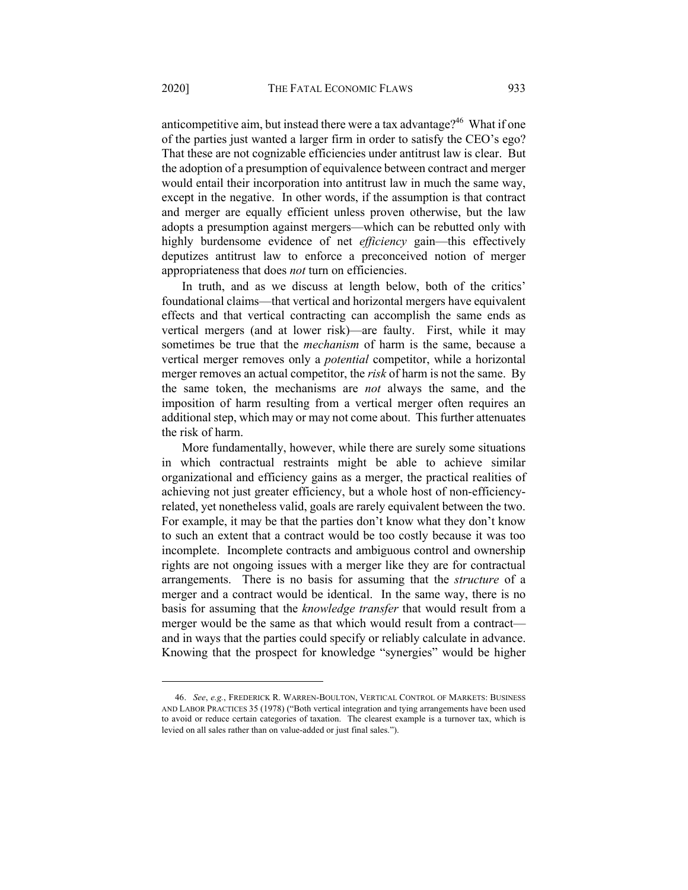anticompetitive aim, but instead there were a tax advantage?[46] What if one of the parties just wanted a larger firm in order to satisfy the CEO's ego? That these are not cognizable efficiencies under antitrust law is clear. But the adoption of a presumption of equivalence between contract and merger would entail their incorporation into antitrust law in much the same way, except in the negative. In other words, if the assumption is that contract and merger are equally efficient unless proven otherwise, but the law adopts a presumption against mergers—which can be rebutted only with highly burdensome evidence of net *efficiency* gain—this effectively deputizes antitrust law to enforce a preconceived notion of merger appropriateness that does *not* turn on efficiencies.

In truth, and as we discuss at length below, both of the critics' foundational claims—that vertical and horizontal mergers have equivalent effects and that vertical contracting can accomplish the same ends as vertical mergers (and at lower risk)—are faulty. First, while it may sometimes be true that the *mechanism* of harm is the same, because a vertical merger removes only a *potential* competitor, while a horizontal merger removes an actual competitor, the *risk* of harm is not the same. By the same token, the mechanisms are *not* always the same, and the imposition of harm resulting from a vertical merger often requires an additional step, which may or may not come about. This further attenuates the risk of harm.

More fundamentally, however, while there are surely some situations in which contractual restraints might be able to achieve similar organizational and efficiency gains as a merger, the practical realities of achieving not just greater efficiency, but a whole host of non-efficiency-related, yet nonetheless valid, goals are rarely equivalent between the two. For example, it may be that the parties don't know what they don't know to such an extent that a contract would be too costly because it was too incomplete. Incomplete contracts and ambiguous control and ownership rights are not ongoing issues with a merger like they are for contractual arrangements. There is no basis for assuming that the *structure* of a merger and a contract would be identical. In the same way, there is no basis for assuming that the *knowledge transfer* that would result from a merger would be the same as that which would result from a contract—and in ways that the parties could specify or reliably calculate in advance. Knowing that the prospect for knowledge "synergies" would be higher

---

46. *See, e.g.*, FREDERICK R. WARREN-BOULTON, VERTICAL CONTROL OF MARKETS: BUSINESS AND LABOR PRACTICES 35 (1978) ("Both vertical integration and tying arrangements have been used to avoid or reduce certain categories of taxation. The clearest example is a turnover tax, which is levied on all sales rather than on value-added or just final sales.").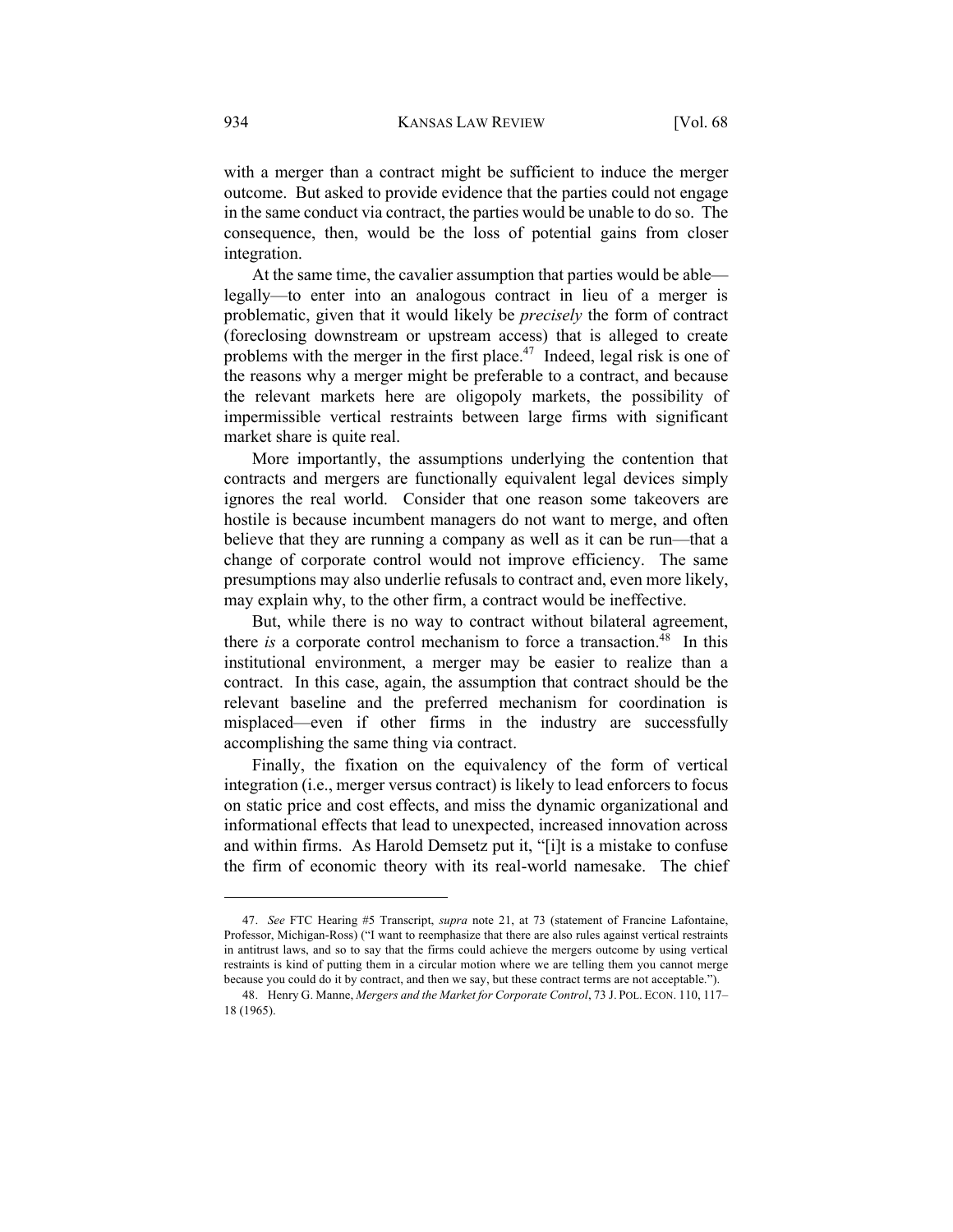with a merger than a contract might be sufficient to induce the merger outcome. But asked to provide evidence that the parties could not engage in the same conduct via contract, the parties would be unable to do so. The consequence, then, would be the loss of potential gains from closer integration.

At the same time, the cavalier assumption that parties would be able—legally—to enter into an analogous contract in lieu of a merger is problematic, given that it would likely be *precisely* the form of contract (foreclosing downstream or upstream access) that is alleged to create problems with the merger in the first place.[47] Indeed, legal risk is one of the reasons why a merger might be preferable to a contract, and because the relevant markets here are oligopoly markets, the possibility of impermissible vertical restraints between large firms with significant market share is quite real.

More importantly, the assumptions underlying the contention that contracts and mergers are functionally equivalent legal devices simply ignores the real world. Consider that one reason some takeovers are hostile is because incumbent managers do not want to merge, and often believe that they are running a company as well as it can be run—that a change of corporate control would not improve efficiency. The same presumptions may also underlie refusals to contract and, even more likely, may explain why, to the other firm, a contract would be ineffective.

But, while there is no way to contract without bilateral agreement, there *is* a corporate control mechanism to force a transaction.[48] In this institutional environment, a merger may be easier to realize than a contract. In this case, again, the assumption that contract should be the relevant baseline and the preferred mechanism for coordination is misplaced—even if other firms in the industry are successfully accomplishing the same thing via contract.

Finally, the fixation on the equivalency of the form of vertical integration (i.e., merger versus contract) is likely to lead enforcers to focus on static price and cost effects, and miss the dynamic organizational and informational effects that lead to unexpected, increased innovation across and within firms. As Harold Demsetz put it, "[i]t is a mistake to confuse the firm of economic theory with its real-world namesake. The chief

---

47. *See* FTC Hearing #5 Transcript, *supra* note 21, at 73 (statement of Francine Lafontaine, Professor, Michigan-Ross) ("I want to reemphasize that there are also rules against vertical restraints in antitrust laws, and so to say that the firms could achieve the mergers outcome by using vertical restraints is kind of putting them in a circular motion where we are telling them you cannot merge because you could do it by contract, and then we say, but these contract terms are not acceptable.").

48. Henry G. Manne, *Mergers and the Market for Corporate Control*, 73 J. POL. ECON. 110, 117–18 (1965).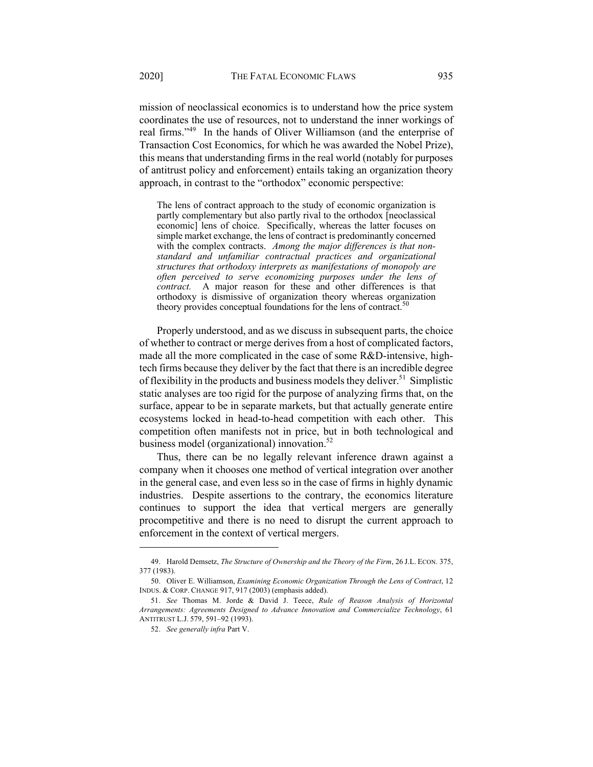mission of neoclassical economics is to understand how the price system coordinates the use of resources, not to understand the inner workings of real firms."[49] In the hands of Oliver Williamson (and the enterprise of Transaction Cost Economics, for which he was awarded the Nobel Prize), this means that understanding firms in the real world (notably for purposes of antitrust policy and enforcement) entails taking an organization theory approach, in contrast to the "orthodox" economic perspective:

> The lens of contract approach to the study of economic organization is partly complementary but also partly rival to the orthodox [neoclassical economic] lens of choice. Specifically, whereas the latter focuses on simple market exchange, the lens of contract is predominantly concerned with the complex contracts. *Among the major differences is that nonstandard and unfamiliar contractual practices and organizational structures that orthodoxy interprets as manifestations of monopoly are often perceived to serve economizing purposes under the lens of contract.* A major reason for these and other differences is that orthodoxy is dismissive of organization theory whereas organization theory provides conceptual foundations for the lens of contract.[50]

Properly understood, and as we discuss in subsequent parts, the choice of whether to contract or merge derives from a host of complicated factors, made all the more complicated in the case of some R&D-intensive, high-tech firms because they deliver by the fact that there is an incredible degree of flexibility in the products and business models they deliver.[51] Simplistic static analyses are too rigid for the purpose of analyzing firms that, on the surface, appear to be in separate markets, but that actually generate entire ecosystems locked in head-to-head competition with each other. This competition often manifests not in price, but in both technological and business model (organizational) innovation.[52]

Thus, there can be no legally relevant inference drawn against a company when it chooses one method of vertical integration over another in the general case, and even less so in the case of firms in highly dynamic industries. Despite assertions to the contrary, the economics literature continues to support the idea that vertical mergers are generally procompetitive and there is no need to disrupt the current approach to enforcement in the context of vertical mergers.

---

49. Harold Demsetz, *The Structure of Ownership and the Theory of the Firm*, 26 J.L. ECON. 375, 377 (1983).

50. Oliver E. Williamson, *Examining Economic Organization Through the Lens of Contract*, 12 INDUS. & CORP. CHANGE 917, 917 (2003) (emphasis added).

51. *See* Thomas M. Jorde & David J. Teece, *Rule of Reason Analysis of Horizontal Arrangements: Agreements Designed to Advance Innovation and Commercialize Technology*, 61 ANTITRUST L.J. 579, 591–92 (1993).

52. *See generally infra* Part V.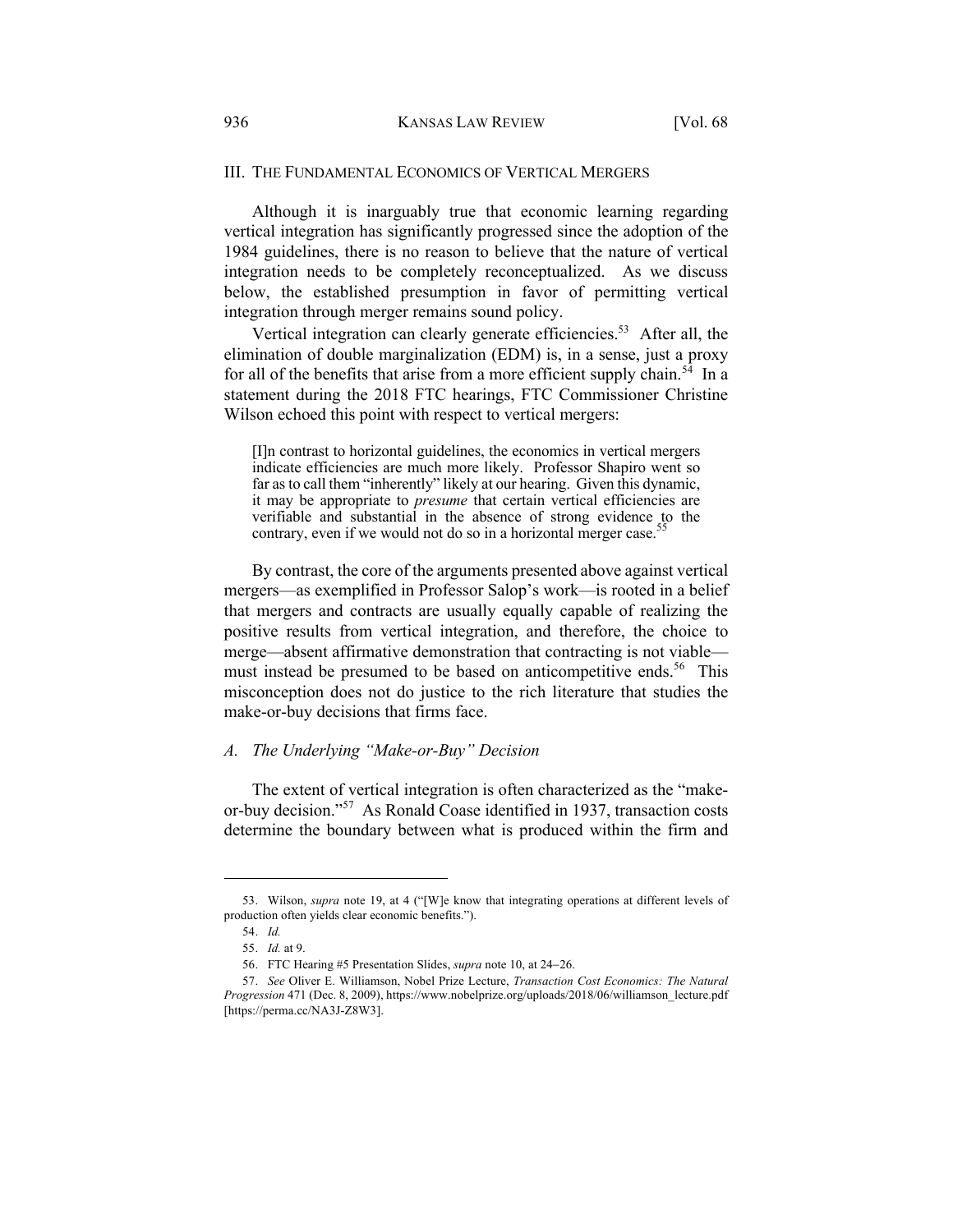## III. The Fundamental Economics of Vertical Mergers

Although it is inarguably true that economic learning regarding vertical integration has significantly progressed since the adoption of the 1984 guidelines, there is no reason to believe that the nature of vertical integration needs to be completely reconceptualized. As we discuss below, the established presumption in favor of permitting vertical integration through merger remains sound policy.

Vertical integration can clearly generate efficiencies.[53] After all, the elimination of double marginalization (EDM) is, in a sense, just a proxy for all of the benefits that arise from a more efficient supply chain.[54] In a statement during the 2018 FTC hearings, FTC Commissioner Christine Wilson echoed this point with respect to vertical mergers:

> [I]n contrast to horizontal guidelines, the economics in vertical mergers indicate efficiencies are much more likely. Professor Shapiro went so far as to call them "inherently" likely at our hearing. Given this dynamic, it may be appropriate to *presume* that certain vertical efficiencies are verifiable and substantial in the absence of strong evidence to the contrary, even if we would not do so in a horizontal merger case.[55]

By contrast, the core of the arguments presented above against vertical mergers—as exemplified in Professor Salop's work—is rooted in a belief that mergers and contracts are usually equally capable of realizing the positive results from vertical integration, and therefore, the choice to merge—absent affirmative demonstration that contracting is not viable—must instead be presumed to be based on anticompetitive ends.[56] This misconception does not do justice to the rich literature that studies the make-or-buy decisions that firms face.

### *A. The Underlying "Make-or-Buy" Decision*

The extent of vertical integration is often characterized as the "make-or-buy decision."[57] As Ronald Coase identified in 1937, transaction costs determine the boundary between what is produced within the firm and

---

53. Wilson, *supra* note 19, at 4 ("[W]e know that integrating operations at different levels of production often yields clear economic benefits.").

54. *Id.*

55. *Id.* at 9.

56. FTC Hearing #5 Presentation Slides, *supra* note 10, at 24–26.

57. *See* Oliver E. Williamson, Nobel Prize Lecture, *Transaction Cost Economics: The Natural Progression* 471 (Dec. 8, 2009), https://www.nobelprize.org/uploads/2018/06/williamson_lecture.pdf [https://perma.cc/NA3J-Z8W3].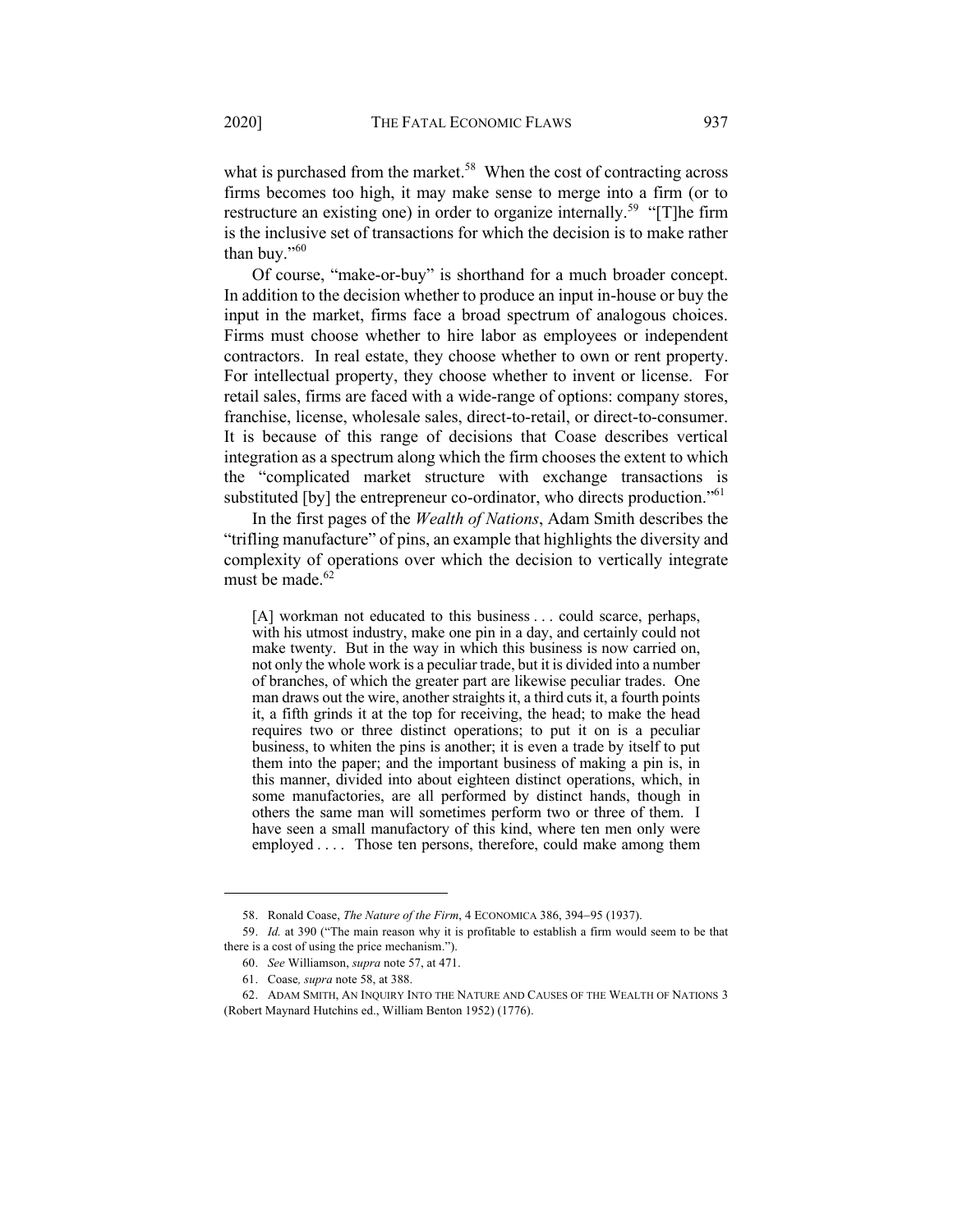what is purchased from the market.[58] When the cost of contracting across firms becomes too high, it may make sense to merge into a firm (or to restructure an existing one) in order to organize internally.[59] "[T]he firm is the inclusive set of transactions for which the decision is to make rather than buy."[60]

Of course, "make-or-buy" is shorthand for a much broader concept. In addition to the decision whether to produce an input in-house or buy the input in the market, firms face a broad spectrum of analogous choices. Firms must choose whether to hire labor as employees or independent contractors. In real estate, they choose whether to own or rent property. For intellectual property, they choose whether to invent or license. For retail sales, firms are faced with a wide-range of options: company stores, franchise, license, wholesale sales, direct-to-retail, or direct-to-consumer. It is because of this range of decisions that Coase describes vertical integration as a spectrum along which the firm chooses the extent to which the "complicated market structure with exchange transactions is substituted [by] the entrepreneur co-ordinator, who directs production."[61]

In the first pages of the *Wealth of Nations*, Adam Smith describes the "trifling manufacture" of pins, an example that highlights the diversity and complexity of operations over which the decision to vertically integrate must be made.[62]

> [A] workman not educated to this business . . . could scarce, perhaps, with his utmost industry, make one pin in a day, and certainly could not make twenty. But in the way in which this business is now carried on, not only the whole work is a peculiar trade, but it is divided into a number of branches, of which the greater part are likewise peculiar trades. One man draws out the wire, another straights it, a third cuts it, a fourth points it, a fifth grinds it at the top for receiving, the head; to make the head requires two or three distinct operations; to put it on is a peculiar business, to whiten the pins is another; it is even a trade by itself to put them into the paper; and the important business of making a pin is, in this manner, divided into about eighteen distinct operations, which, in some manufactories, are all performed by distinct hands, though in others the same man will sometimes perform two or three of them. I have seen a small manufactory of this kind, where ten men only were employed . . . . Those ten persons, therefore, could make among them

58. Ronald Coase, *The Nature of the Firm*, 4 ECONOMICA 386, 394–95 (1937).

59. *Id.* at 390 ("The main reason why it is profitable to establish a firm would seem to be that there is a cost of using the price mechanism.").

60. *See* Williamson, *supra* note 57, at 471.

61. Coase*, supra* note 58, at 388.

62. ADAM SMITH, AN INQUIRY INTO THE NATURE AND CAUSES OF THE WEALTH OF NATIONS 3 (Robert Maynard Hutchins ed., William Benton 1952) (1776).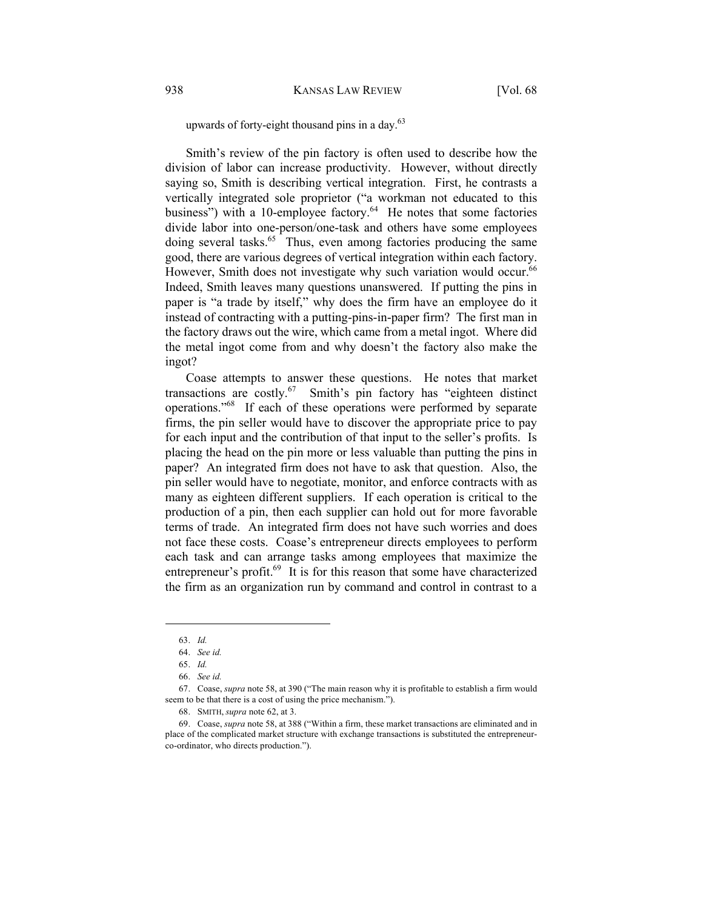upwards of forty-eight thousand pins in a day.[63]

Smith's review of the pin factory is often used to describe how the division of labor can increase productivity. However, without directly saying so, Smith is describing vertical integration. First, he contrasts a vertically integrated sole proprietor ("a workman not educated to this business") with a 10-employee factory.[64] He notes that some factories divide labor into one-person/one-task and others have some employees doing several tasks.[65] Thus, even among factories producing the same good, there are various degrees of vertical integration within each factory. However, Smith does not investigate why such variation would occur.[66] Indeed, Smith leaves many questions unanswered. If putting the pins in paper is "a trade by itself," why does the firm have an employee do it instead of contracting with a putting-pins-in-paper firm? The first man in the factory draws out the wire, which came from a metal ingot. Where did the metal ingot come from and why doesn't the factory also make the ingot?

Coase attempts to answer these questions. He notes that market transactions are costly.[67] Smith's pin factory has "eighteen distinct operations."[68] If each of these operations were performed by separate firms, the pin seller would have to discover the appropriate price to pay for each input and the contribution of that input to the seller's profits. Is placing the head on the pin more or less valuable than putting the pins in paper? An integrated firm does not have to ask that question. Also, the pin seller would have to negotiate, monitor, and enforce contracts with as many as eighteen different suppliers. If each operation is critical to the production of a pin, then each supplier can hold out for more favorable terms of trade. An integrated firm does not have such worries and does not face these costs. Coase's entrepreneur directs employees to perform each task and can arrange tasks among employees that maximize the entrepreneur's profit.[69] It is for this reason that some have characterized the firm as an organization run by command and control in contrast to a

---

63. *Id.*

64. *See id.*

65. *Id.*

66. *See id.*

67. Coase, *supra* note 58, at 390 ("The main reason why it is profitable to establish a firm would seem to be that there is a cost of using the price mechanism.").

68. SMITH, *supra* note 62, at 3.

69. Coase, *supra* note 58, at 388 ("Within a firm, these market transactions are eliminated and in place of the complicated market structure with exchange transactions is substituted the entrepreneur-co-ordinator, who directs production.").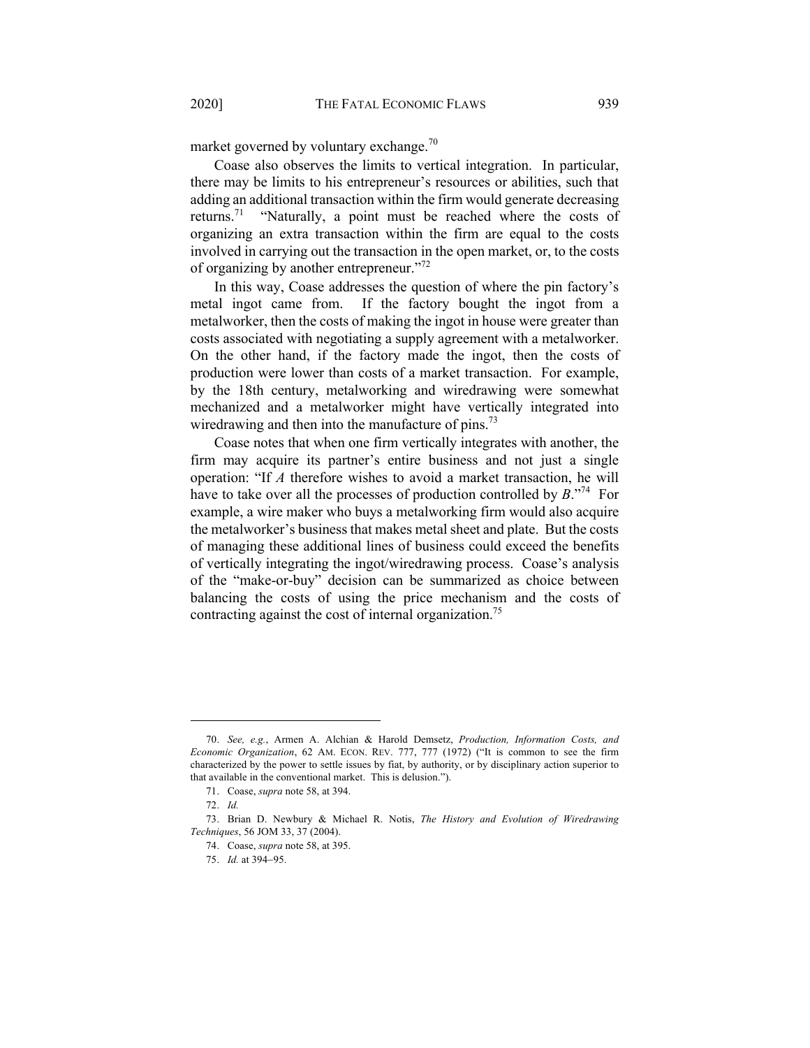market governed by voluntary exchange.[70]

Coase also observes the limits to vertical integration. In particular, there may be limits to his entrepreneur's resources or abilities, such that adding an additional transaction within the firm would generate decreasing returns.[71] "Naturally, a point must be reached where the costs of organizing an extra transaction within the firm are equal to the costs involved in carrying out the transaction in the open market, or, to the costs of organizing by another entrepreneur."[72]

In this way, Coase addresses the question of where the pin factory's metal ingot came from. If the factory bought the ingot from a metalworker, then the costs of making the ingot in house were greater than costs associated with negotiating a supply agreement with a metalworker. On the other hand, if the factory made the ingot, then the costs of production were lower than costs of a market transaction. For example, by the 18th century, metalworking and wiredrawing were somewhat mechanized and a metalworker might have vertically integrated into wiredrawing and then into the manufacture of pins.[73]

Coase notes that when one firm vertically integrates with another, the firm may acquire its partner's entire business and not just a single operation: "If *A* therefore wishes to avoid a market transaction, he will have to take over all the processes of production controlled by *B*."[74] For example, a wire maker who buys a metalworking firm would also acquire the metalworker's business that makes metal sheet and plate. But the costs of managing these additional lines of business could exceed the benefits of vertically integrating the ingot/wiredrawing process. Coase's analysis of the "make-or-buy" decision can be summarized as choice between balancing the costs of using the price mechanism and the costs of contracting against the cost of internal organization.[75]

---

70. *See, e.g.*, Armen A. Alchian & Harold Demsetz, *Production, Information Costs, and Economic Organization*, 62 AM. ECON. REV. 777, 777 (1972) ("It is common to see the firm characterized by the power to settle issues by fiat, by authority, or by disciplinary action superior to that available in the conventional market. This is delusion.").

71. Coase, *supra* note 58, at 394.

72. *Id.*

73. Brian D. Newbury & Michael R. Notis, *The History and Evolution of Wiredrawing Techniques*, 56 JOM 33, 37 (2004).

74. Coase, *supra* note 58, at 395.

75. *Id.* at 394–95.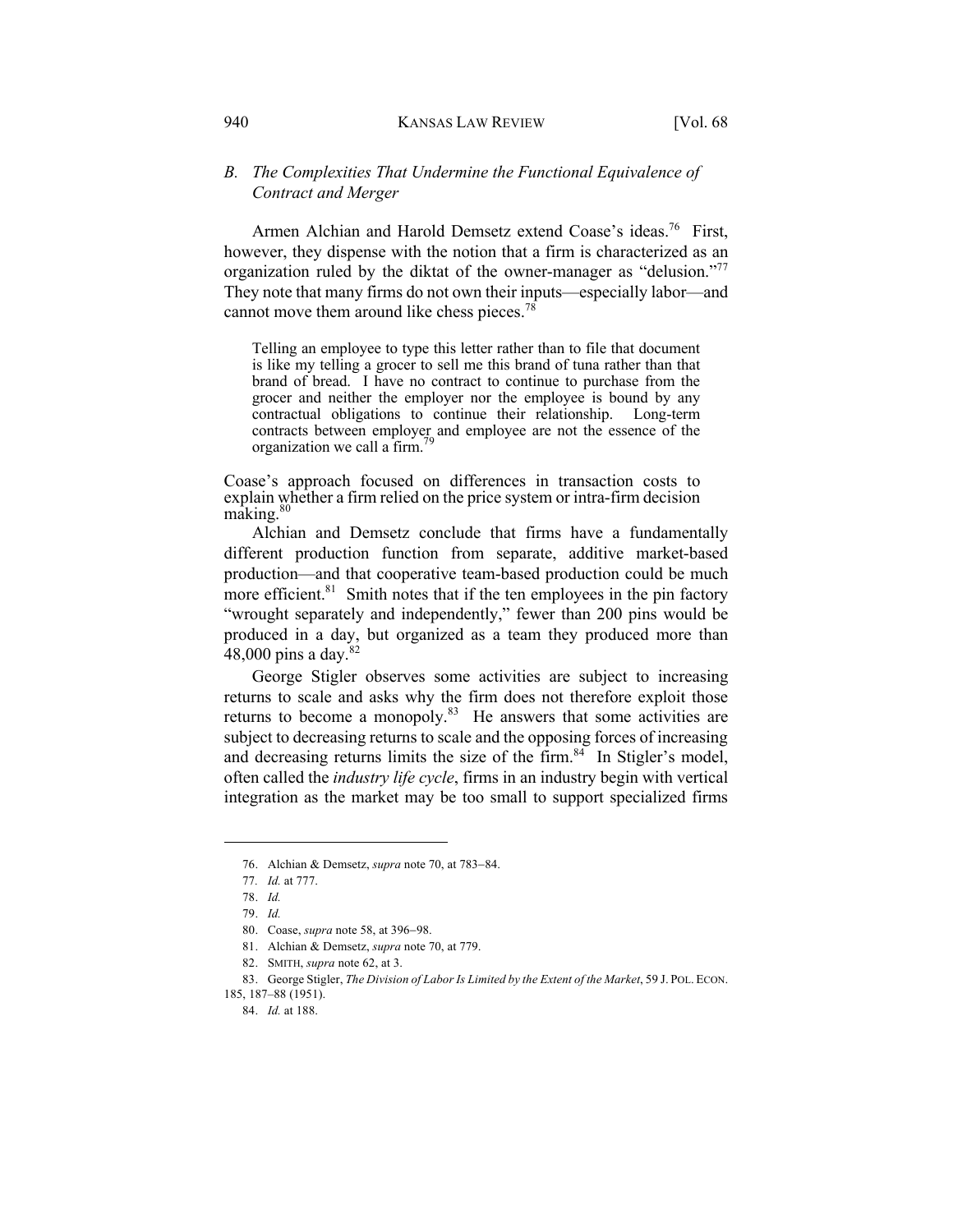### *B. The Complexities That Undermine the Functional Equivalence of Contract and Merger*

Armen Alchian and Harold Demsetz extend Coase's ideas.[76] First, however, they dispense with the notion that a firm is characterized as an organization ruled by the diktat of the owner-manager as "delusion."[77] They note that many firms do not own their inputs—especially labor—and cannot move them around like chess pieces.[78]

> Telling an employee to type this letter rather than to file that document is like my telling a grocer to sell me this brand of tuna rather than that brand of bread. I have no contract to continue to purchase from the grocer and neither the employer nor the employee is bound by any contractual obligations to continue their relationship. Long-term contracts between employer and employee are not the essence of the organization we call a firm.[79]

Coase's approach focused on differences in transaction costs to explain whether a firm relied on the price system or intra-firm decision making.[80]

Alchian and Demsetz conclude that firms have a fundamentally different production function from separate, additive market-based production—and that cooperative team-based production could be much more efficient.[81] Smith notes that if the ten employees in the pin factory "wrought separately and independently," fewer than 200 pins would be produced in a day, but organized as a team they produced more than 48,000 pins a day.[82]

George Stigler observes some activities are subject to increasing returns to scale and asks why the firm does not therefore exploit those returns to become a monopoly.[83] He answers that some activities are subject to decreasing returns to scale and the opposing forces of increasing and decreasing returns limits the size of the firm.[84] In Stigler's model, often called the *industry life cycle*, firms in an industry begin with vertical integration as the market may be too small to support specialized firms

---

76. Alchian & Demsetz, *supra* note 70, at 783–84.

77. *Id.* at 777.

78. *Id.*

79. *Id.*

80. Coase, *supra* note 58, at 396–98.

81. Alchian & Demsetz, *supra* note 70, at 779.

82. SMITH, *supra* note 62, at 3.

83. George Stigler, *The Division of Labor Is Limited by the Extent of the Market*, 59 J. POL. ECON. 185, 187–88 (1951).

84. *Id.* at 188.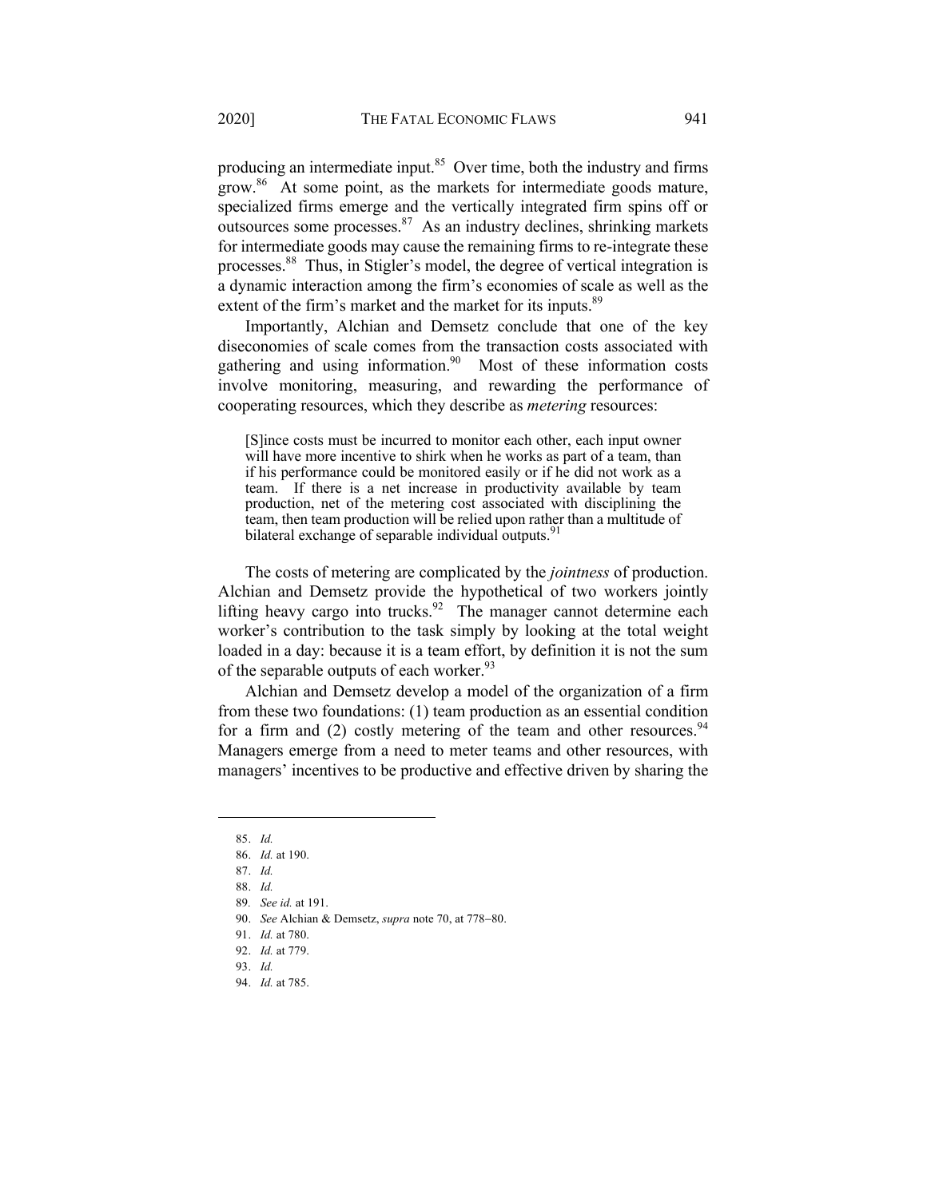producing an intermediate input.[85] Over time, both the industry and firms grow.[86] At some point, as the markets for intermediate goods mature, specialized firms emerge and the vertically integrated firm spins off or outsources some processes.[87] As an industry declines, shrinking markets for intermediate goods may cause the remaining firms to re-integrate these processes.[88] Thus, in Stigler's model, the degree of vertical integration is a dynamic interaction among the firm's economies of scale as well as the extent of the firm's market and the market for its inputs.[89]

Importantly, Alchian and Demsetz conclude that one of the key diseconomies of scale comes from the transaction costs associated with gathering and using information.[90] Most of these information costs involve monitoring, measuring, and rewarding the performance of cooperating resources, which they describe as *metering* resources:

> [S]ince costs must be incurred to monitor each other, each input owner will have more incentive to shirk when he works as part of a team, than if his performance could be monitored easily or if he did not work as a team. If there is a net increase in productivity available by team production, net of the metering cost associated with disciplining the team, then team production will be relied upon rather than a multitude of bilateral exchange of separable individual outputs.[91]

The costs of metering are complicated by the *jointness* of production. Alchian and Demsetz provide the hypothetical of two workers jointly lifting heavy cargo into trucks.[92] The manager cannot determine each worker's contribution to the task simply by looking at the total weight loaded in a day: because it is a team effort, by definition it is not the sum of the separable outputs of each worker.[93]

Alchian and Demsetz develop a model of the organization of a firm from these two foundations: (1) team production as an essential condition for a firm and (2) costly metering of the team and other resources.[94] Managers emerge from a need to meter teams and other resources, with managers' incentives to be productive and effective driven by sharing the

---

85. *Id.*
86. *Id.* at 190.
87. *Id.*
88. *Id.*
89. *See id.* at 191.
90. *See* Alchian & Demsetz, *supra* note 70, at 778–80.
91. *Id.* at 780.
92. *Id.* at 779.
93. *Id.*
94. *Id.* at 785.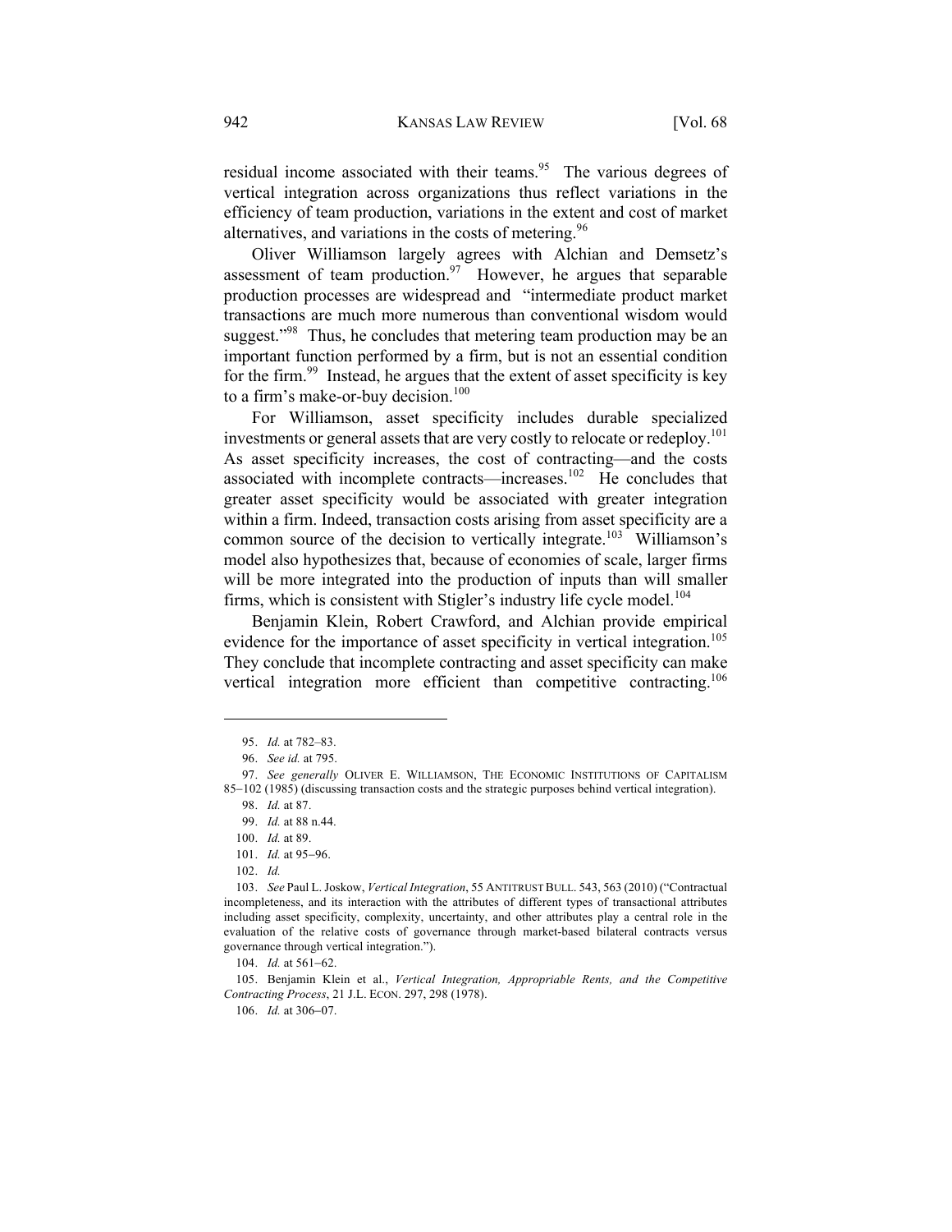residual income associated with their teams.[95] The various degrees of vertical integration across organizations thus reflect variations in the efficiency of team production, variations in the extent and cost of market alternatives, and variations in the costs of metering.[96]

Oliver Williamson largely agrees with Alchian and Demsetz's assessment of team production.[97] However, he argues that separable production processes are widespread and "intermediate product market transactions are much more numerous than conventional wisdom would suggest."[98] Thus, he concludes that metering team production may be an important function performed by a firm, but is not an essential condition for the firm.[99] Instead, he argues that the extent of asset specificity is key to a firm's make-or-buy decision.[100]

For Williamson, asset specificity includes durable specialized investments or general assets that are very costly to relocate or redeploy.[101] As asset specificity increases, the cost of contracting—and the costs associated with incomplete contracts—increases.[102] He concludes that greater asset specificity would be associated with greater integration within a firm. Indeed, transaction costs arising from asset specificity are a common source of the decision to vertically integrate.[103] Williamson's model also hypothesizes that, because of economies of scale, larger firms will be more integrated into the production of inputs than will smaller firms, which is consistent with Stigler's industry life cycle model.[104]

Benjamin Klein, Robert Crawford, and Alchian provide empirical evidence for the importance of asset specificity in vertical integration.[105] They conclude that incomplete contracting and asset specificity can make vertical integration more efficient than competitive contracting.[106]

---

95. *Id.* at 782–83.

96. *See id.* at 795.

97. *See generally* OLIVER E. WILLIAMSON, THE ECONOMIC INSTITUTIONS OF CAPITALISM 85–102 (1985) (discussing transaction costs and the strategic purposes behind vertical integration).

98. *Id.* at 87.

99. *Id.* at 88 n.44.

100. *Id.* at 89.

101. *Id.* at 95–96.

102. *Id.*

103. *See* Paul L. Joskow, *Vertical Integration*, 55 ANTITRUST BULL. 543, 563 (2010) ("Contractual incompleteness, and its interaction with the attributes of different types of transactional attributes including asset specificity, complexity, uncertainty, and other attributes play a central role in the evaluation of the relative costs of governance through market-based bilateral contracts versus governance through vertical integration.").

104. *Id.* at 561–62.

105. Benjamin Klein et al., *Vertical Integration, Appropriable Rents, and the Competitive Contracting Process*, 21 J.L. ECON. 297, 298 (1978).

106. *Id.* at 306–07.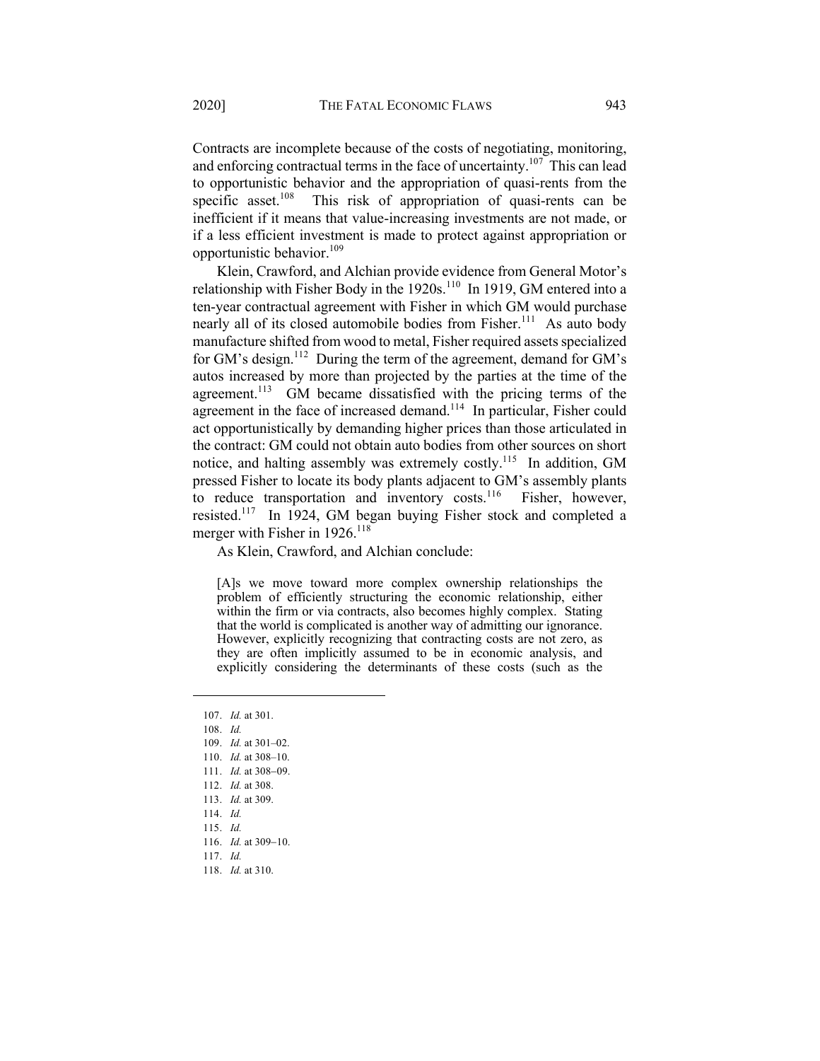Contracts are incomplete because of the costs of negotiating, monitoring, and enforcing contractual terms in the face of uncertainty.[107] This can lead to opportunistic behavior and the appropriation of quasi-rents from the specific asset.[108] This risk of appropriation of quasi-rents can be inefficient if it means that value-increasing investments are not made, or if a less efficient investment is made to protect against appropriation or opportunistic behavior.[109]

Klein, Crawford, and Alchian provide evidence from General Motor's relationship with Fisher Body in the 1920s.[110] In 1919, GM entered into a ten-year contractual agreement with Fisher in which GM would purchase nearly all of its closed automobile bodies from Fisher.[111] As auto body manufacture shifted from wood to metal, Fisher required assets specialized for GM's design.[112] During the term of the agreement, demand for GM's autos increased by more than projected by the parties at the time of the agreement.[113] GM became dissatisfied with the pricing terms of the agreement in the face of increased demand.[114] In particular, Fisher could act opportunistically by demanding higher prices than those articulated in the contract: GM could not obtain auto bodies from other sources on short notice, and halting assembly was extremely costly.[115] In addition, GM pressed Fisher to locate its body plants adjacent to GM's assembly plants to reduce transportation and inventory costs.[116] Fisher, however, resisted.[117] In 1924, GM began buying Fisher stock and completed a merger with Fisher in 1926.[118]

As Klein, Crawford, and Alchian conclude:

> [A]s we move toward more complex ownership relationships the problem of efficiently structuring the economic relationship, either within the firm or via contracts, also becomes highly complex. Stating that the world is complicated is another way of admitting our ignorance. However, explicitly recognizing that contracting costs are not zero, as they are often implicitly assumed to be in economic analysis, and explicitly considering the determinants of these costs (such as the

---

107. *Id.* at 301.
108. *Id.*
109. *Id.* at 301–02.
110. *Id.* at 308–10.
111. *Id.* at 308–09.
112. *Id.* at 308.
113. *Id.* at 309.
114. *Id.*
115. *Id.*
116. *Id.* at 309–10.
117. *Id.*
118. *Id.* at 310.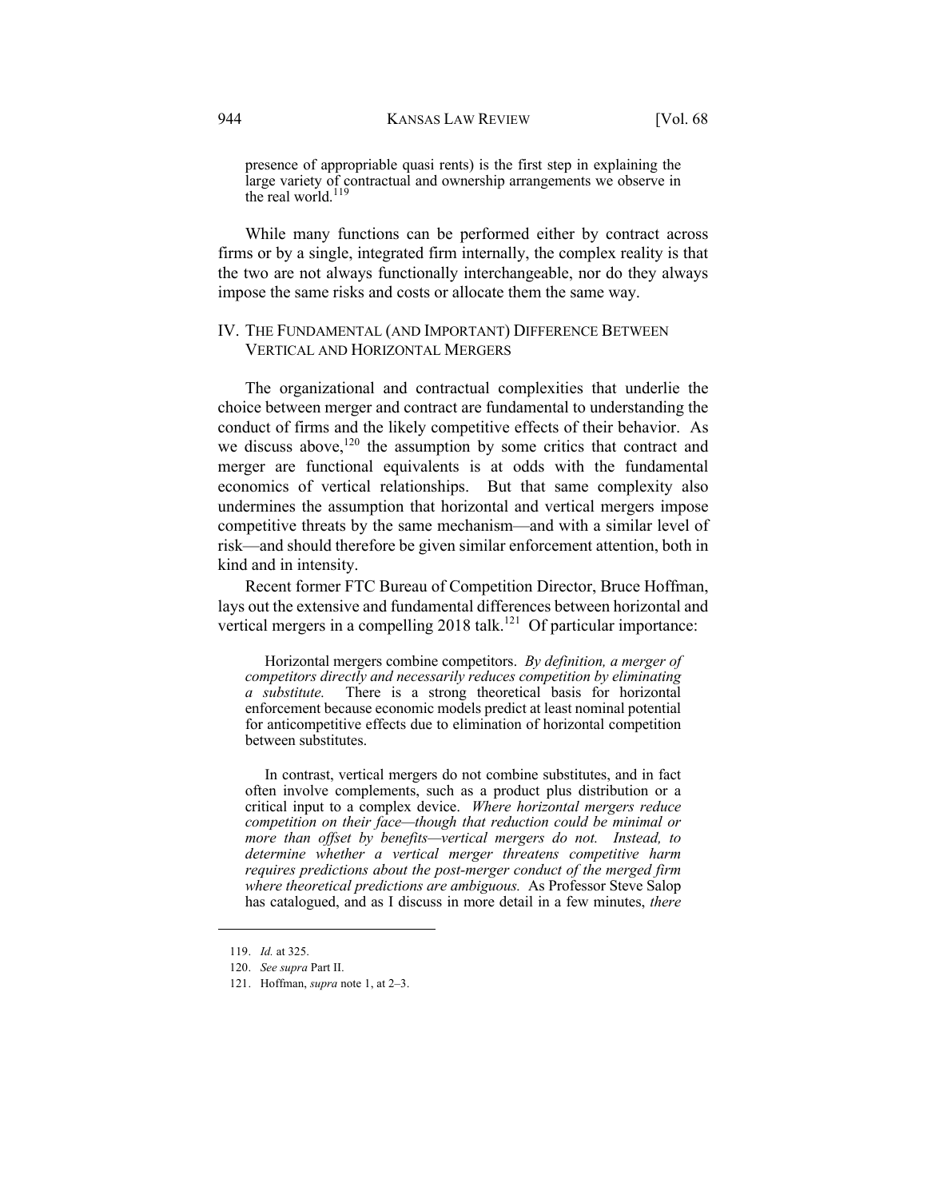presence of appropriable quasi rents) is the first step in explaining the large variety of contractual and ownership arrangements we observe in the real world.[119]

While many functions can be performed either by contract across firms or by a single, integrated firm internally, the complex reality is that the two are not always functionally interchangeable, nor do they always impose the same risks and costs or allocate them the same way.

## IV. THE FUNDAMENTAL (AND IMPORTANT) DIFFERENCE BETWEEN VERTICAL AND HORIZONTAL MERGERS

The organizational and contractual complexities that underlie the choice between merger and contract are fundamental to understanding the conduct of firms and the likely competitive effects of their behavior. As we discuss above,[120] the assumption by some critics that contract and merger are functional equivalents is at odds with the fundamental economics of vertical relationships. But that same complexity also undermines the assumption that horizontal and vertical mergers impose competitive threats by the same mechanism—and with a similar level of risk—and should therefore be given similar enforcement attention, both in kind and in intensity.

Recent former FTC Bureau of Competition Director, Bruce Hoffman, lays out the extensive and fundamental differences between horizontal and vertical mergers in a compelling 2018 talk.[121] Of particular importance:

> Horizontal mergers combine competitors. *By definition, a merger of competitors directly and necessarily reduces competition by eliminating a substitute.* There is a strong theoretical basis for horizontal enforcement because economic models predict at least nominal potential for anticompetitive effects due to elimination of horizontal competition between substitutes.
>
> In contrast, vertical mergers do not combine substitutes, and in fact often involve complements, such as a product plus distribution or a critical input to a complex device. *Where horizontal mergers reduce competition on their face—though that reduction could be minimal or more than offset by benefits—vertical mergers do not. Instead, to determine whether a vertical merger threatens competitive harm requires predictions about the post-merger conduct of the merged firm where theoretical predictions are ambiguous.* As Professor Steve Salop has catalogued, and as I discuss in more detail in a few minutes, *there*

119. *Id.* at 325.

120. *See supra* Part II.

121. Hoffman, *supra* note 1, at 2–3.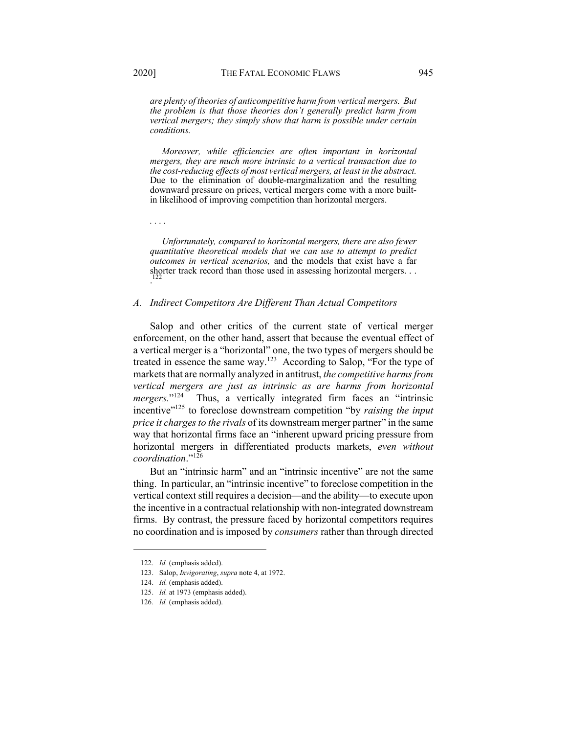*are plenty of theories of anticompetitive harm from vertical mergers. But the problem is that those theories don't generally predict harm from vertical mergers; they simply show that harm is possible under certain conditions.*

> *Moreover, while efficiencies are often important in horizontal mergers, they are much more intrinsic to a vertical transaction due to the cost-reducing effects of most vertical mergers, at least in the abstract.* Due to the elimination of double-marginalization and the resulting downward pressure on prices, vertical mergers come with a more built-in likelihood of improving competition than horizontal mergers.
>
> . . . .
>
> *Unfortunately, compared to horizontal mergers, there are also fewer quantitative theoretical models that we can use to attempt to predict outcomes in vertical scenarios,* and the models that exist have a far shorter track record than those used in assessing horizontal mergers. . . .[122]

### A. Indirect Competitors Are Different Than Actual Competitors

Salop and other critics of the current state of vertical merger enforcement, on the other hand, assert that because the eventual effect of a vertical merger is a "horizontal" one, the two types of mergers should be treated in essence the same way.[123] According to Salop, "For the type of markets that are normally analyzed in antitrust, *the competitive harms from vertical mergers are just as intrinsic as are harms from horizontal mergers.*"[124] Thus, a vertically integrated firm faces an "intrinsic incentive"[125] to foreclose downstream competition "by *raising the input price it charges to the rivals* of its downstream merger partner" in the same way that horizontal firms face an "inherent upward pricing pressure from horizontal mergers in differentiated products markets, *even without coordination*."[126]

But an "intrinsic harm" and an "intrinsic incentive" are not the same thing. In particular, an "intrinsic incentive" to foreclose competition in the vertical context still requires a decision—and the ability—to execute upon the incentive in a contractual relationship with non-integrated downstream firms. By contrast, the pressure faced by horizontal competitors requires no coordination and is imposed by *consumers* rather than through directed

---

122. *Id.* (emphasis added).

123. Salop, *Invigorating*, *supra* note 4, at 1972.

124. *Id.* (emphasis added).

125. *Id.* at 1973 (emphasis added).

126. *Id.* (emphasis added).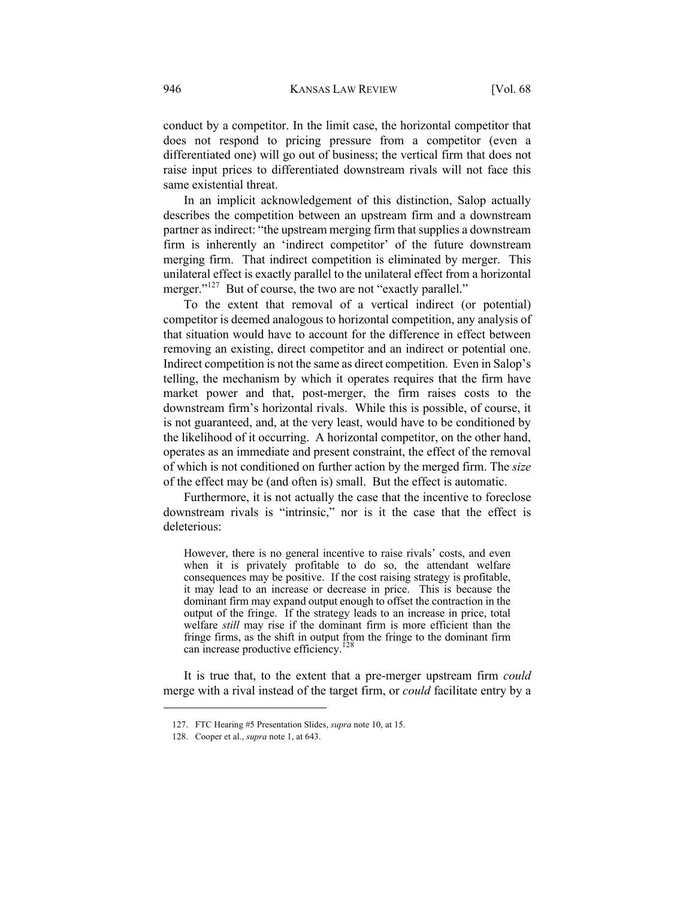conduct by a competitor. In the limit case, the horizontal competitor that does not respond to pricing pressure from a competitor (even a differentiated one) will go out of business; the vertical firm that does not raise input prices to differentiated downstream rivals will not face this same existential threat.

In an implicit acknowledgement of this distinction, Salop actually describes the competition between an upstream firm and a downstream partner as indirect: "the upstream merging firm that supplies a downstream firm is inherently an 'indirect competitor' of the future downstream merging firm. That indirect competition is eliminated by merger. This unilateral effect is exactly parallel to the unilateral effect from a horizontal merger."[127] But of course, the two are not "exactly parallel."

To the extent that removal of a vertical indirect (or potential) competitor is deemed analogous to horizontal competition, any analysis of that situation would have to account for the difference in effect between removing an existing, direct competitor and an indirect or potential one. Indirect competition is not the same as direct competition. Even in Salop's telling, the mechanism by which it operates requires that the firm have market power and that, post-merger, the firm raises costs to the downstream firm's horizontal rivals. While this is possible, of course, it is not guaranteed, and, at the very least, would have to be conditioned by the likelihood of it occurring. A horizontal competitor, on the other hand, operates as an immediate and present constraint, the effect of the removal of which is not conditioned on further action by the merged firm. The *size* of the effect may be (and often is) small. But the effect is automatic.

Furthermore, it is not actually the case that the incentive to foreclose downstream rivals is "intrinsic," nor is it the case that the effect is deleterious:

> However, there is no general incentive to raise rivals' costs, and even when it is privately profitable to do so, the attendant welfare consequences may be positive. If the cost raising strategy is profitable, it may lead to an increase or decrease in price. This is because the dominant firm may expand output enough to offset the contraction in the output of the fringe. If the strategy leads to an increase in price, total welfare *still* may rise if the dominant firm is more efficient than the fringe firms, as the shift in output from the fringe to the dominant firm can increase productive efficiency.[128]

It is true that, to the extent that a pre-merger upstream firm *could* merge with a rival instead of the target firm, or *could* facilitate entry by a

---

127. FTC Hearing #5 Presentation Slides, *supra* note 10, at 15.

128. Cooper et al., *supra* note 1, at 643.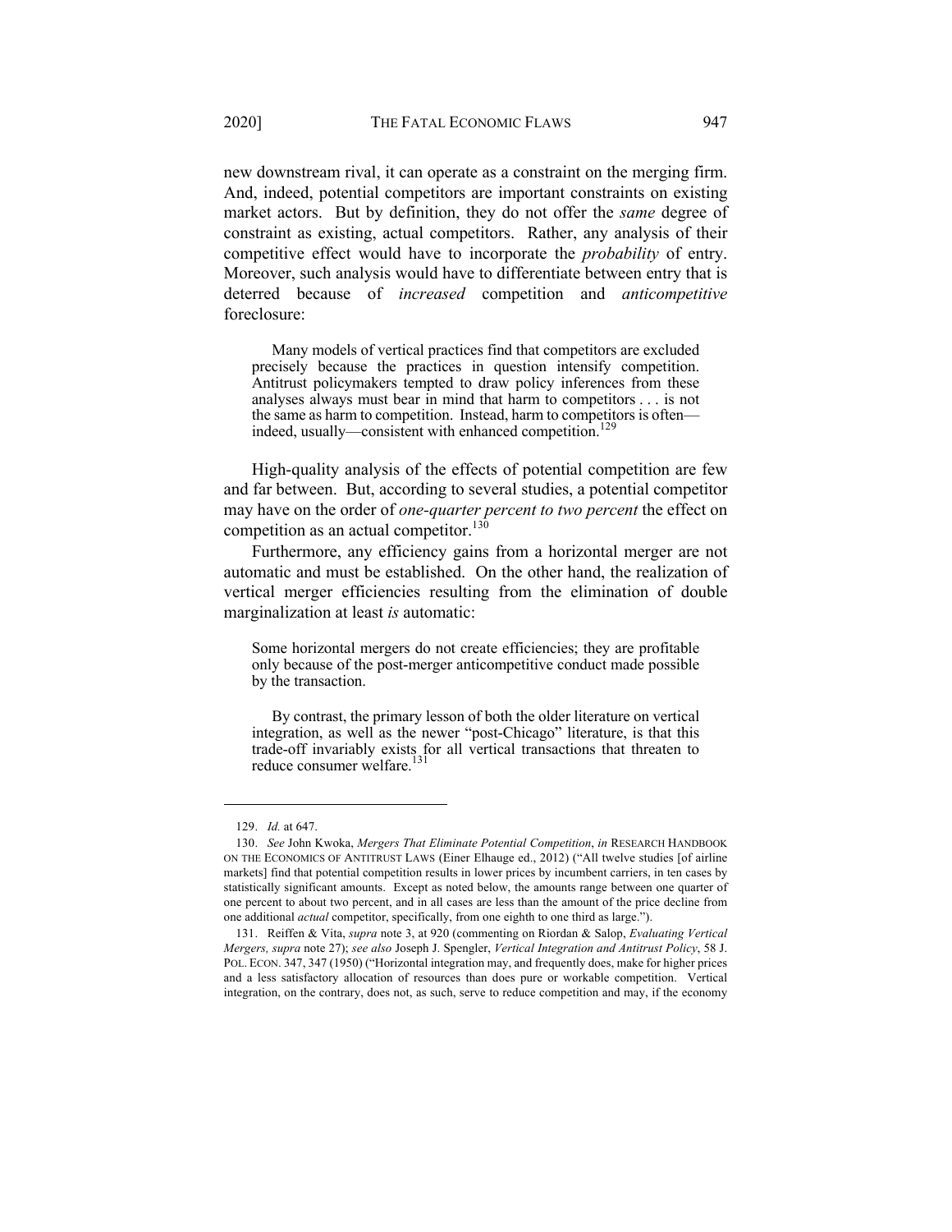new downstream rival, it can operate as a constraint on the merging firm. And, indeed, potential competitors are important constraints on existing market actors. But by definition, they do not offer the *same* degree of constraint as existing, actual competitors. Rather, any analysis of their competitive effect would have to incorporate the *probability* of entry. Moreover, such analysis would have to differentiate between entry that is deterred because of *increased* competition and *anticompetitive* foreclosure:

> Many models of vertical practices find that competitors are excluded precisely because the practices in question intensify competition. Antitrust policymakers tempted to draw policy inferences from these analyses always must bear in mind that harm to competitors . . . is not the same as harm to competition. Instead, harm to competitors is often—indeed, usually—consistent with enhanced competition.[129]

High-quality analysis of the effects of potential competition are few and far between. But, according to several studies, a potential competitor may have on the order of *one-quarter percent to two percent* the effect on competition as an actual competitor.[130]

Furthermore, any efficiency gains from a horizontal merger are not automatic and must be established. On the other hand, the realization of vertical merger efficiencies resulting from the elimination of double marginalization at least *is* automatic:

> Some horizontal mergers do not create efficiencies; they are profitable only because of the post-merger anticompetitive conduct made possible by the transaction.
>
> By contrast, the primary lesson of both the older literature on vertical integration, as well as the newer "post-Chicago" literature, is that this trade-off invariably exists for all vertical transactions that threaten to reduce consumer welfare.[131]

---

129. *Id.* at 647.

130. *See* John Kwoka, *Mergers That Eliminate Potential Competition*, *in* RESEARCH HANDBOOK ON THE ECONOMICS OF ANTITRUST LAWS (Einer Elhauge ed., 2012) ("All twelve studies [of airline markets] find that potential competition results in lower prices by incumbent carriers, in ten cases by statistically significant amounts. Except as noted below, the amounts range between one quarter of one percent to about two percent, and in all cases are less than the amount of the price decline from one additional *actual* competitor, specifically, from one eighth to one third as large.").

131. Reiffen & Vita, *supra* note 3, at 920 (commenting on Riordan & Salop, *Evaluating Vertical Mergers, supra* note 27); *see also* Joseph J. Spengler, *Vertical Integration and Antitrust Policy*, 58 J. POL. ECON. 347, 347 (1950) ("Horizontal integration may, and frequently does, make for higher prices and a less satisfactory allocation of resources than does pure or workable competition. Vertical integration, on the contrary, does not, as such, serve to reduce competition and may, if the economy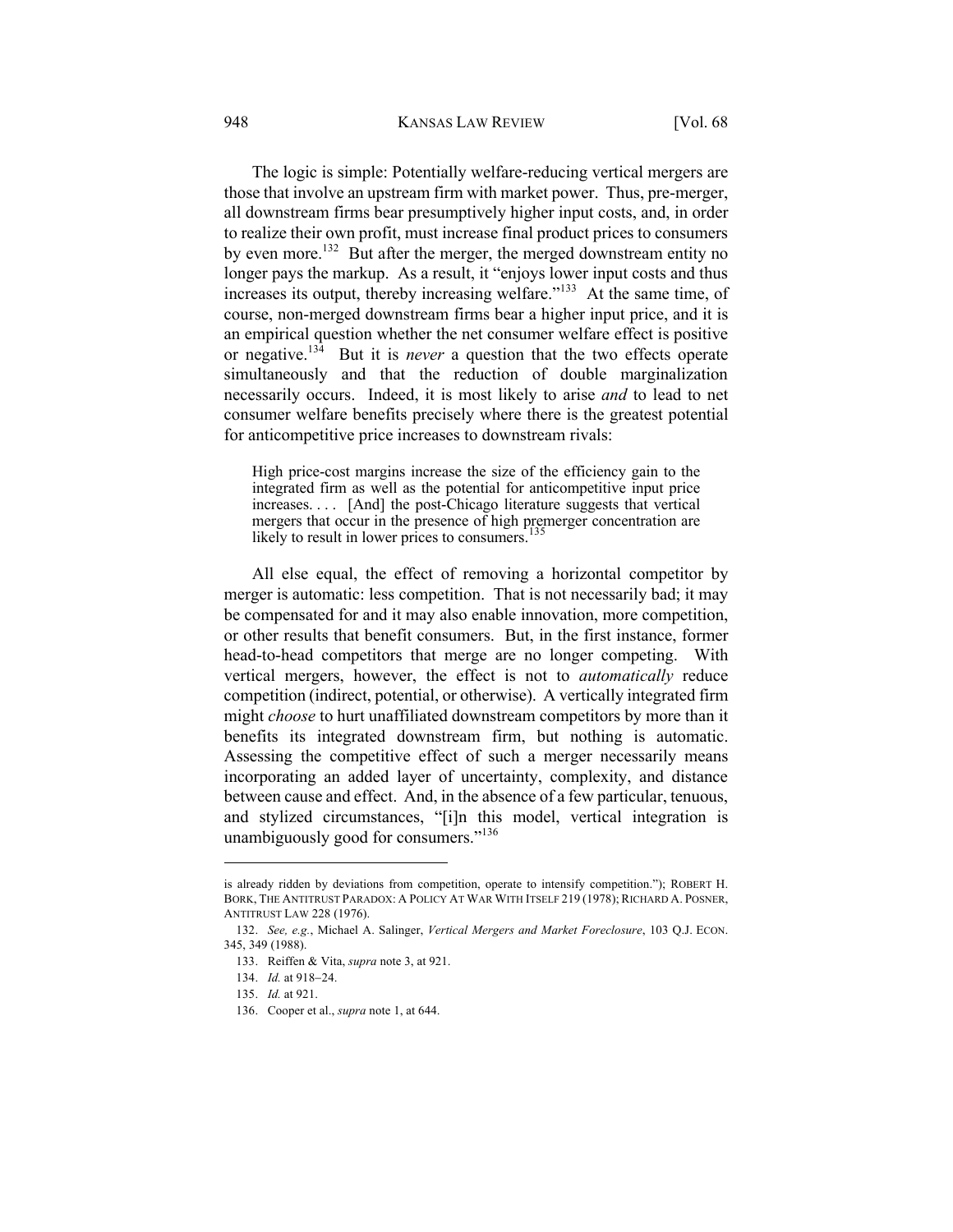The logic is simple: Potentially welfare-reducing vertical mergers are those that involve an upstream firm with market power. Thus, pre-merger, all downstream firms bear presumptively higher input costs, and, in order to realize their own profit, must increase final product prices to consumers by even more.[132] But after the merger, the merged downstream entity no longer pays the markup. As a result, it "enjoys lower input costs and thus increases its output, thereby increasing welfare."[133] At the same time, of course, non-merged downstream firms bear a higher input price, and it is an empirical question whether the net consumer welfare effect is positive or negative.[134] But it is *never* a question that the two effects operate simultaneously and that the reduction of double marginalization necessarily occurs. Indeed, it is most likely to arise *and* to lead to net consumer welfare benefits precisely where there is the greatest potential for anticompetitive price increases to downstream rivals:

> High price-cost margins increase the size of the efficiency gain to the integrated firm as well as the potential for anticompetitive input price increases. . . . [And] the post-Chicago literature suggests that vertical mergers that occur in the presence of high premerger concentration are likely to result in lower prices to consumers.[135]

All else equal, the effect of removing a horizontal competitor by merger is automatic: less competition. That is not necessarily bad; it may be compensated for and it may also enable innovation, more competition, or other results that benefit consumers. But, in the first instance, former head-to-head competitors that merge are no longer competing. With vertical mergers, however, the effect is not to *automatically* reduce competition (indirect, potential, or otherwise). A vertically integrated firm might *choose* to hurt unaffiliated downstream competitors by more than it benefits its integrated downstream firm, but nothing is automatic. Assessing the competitive effect of such a merger necessarily means incorporating an added layer of uncertainty, complexity, and distance between cause and effect. And, in the absence of a few particular, tenuous, and stylized circumstances, "[i]n this model, vertical integration is unambiguously good for consumers."[136]

---

is already ridden by deviations from competition, operate to intensify competition."); ROBERT H. BORK, THE ANTITRUST PARADOX: A POLICY AT WAR WITH ITSELF 219 (1978); RICHARD A. POSNER, ANTITRUST LAW 228 (1976).

132. *See, e.g.*, Michael A. Salinger, *Vertical Mergers and Market Foreclosure*, 103 Q.J. ECON. 345, 349 (1988).

133. Reiffen & Vita, *supra* note 3, at 921.

134. *Id.* at 918–24.

135. *Id.* at 921.

136. Cooper et al., *supra* note 1, at 644.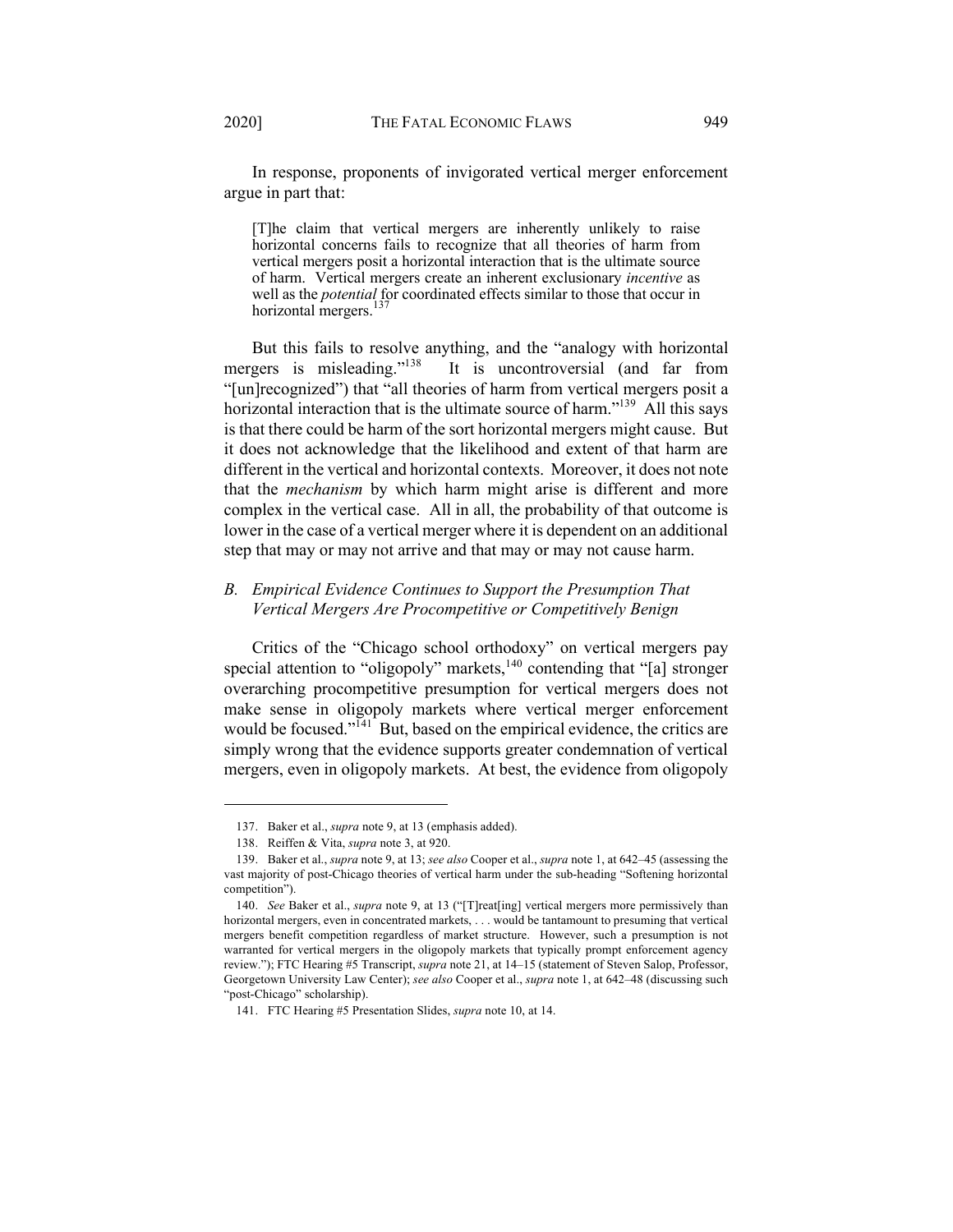In response, proponents of invigorated vertical merger enforcement argue in part that:

> [T]he claim that vertical mergers are inherently unlikely to raise horizontal concerns fails to recognize that all theories of harm from vertical mergers posit a horizontal interaction that is the ultimate source of harm. Vertical mergers create an inherent exclusionary *incentive* as well as the *potential* for coordinated effects similar to those that occur in horizontal mergers.[137]

But this fails to resolve anything, and the "analogy with horizontal mergers is misleading."[138] It is uncontroversial (and far from "[un]recognized") that "all theories of harm from vertical mergers posit a horizontal interaction that is the ultimate source of harm."[139] All this says is that there could be harm of the sort horizontal mergers might cause. But it does not acknowledge that the likelihood and extent of that harm are different in the vertical and horizontal contexts. Moreover, it does not note that the *mechanism* by which harm might arise is different and more complex in the vertical case. All in all, the probability of that outcome is lower in the case of a vertical merger where it is dependent on an additional step that may or may not arrive and that may or may not cause harm.

### *B. Empirical Evidence Continues to Support the Presumption That Vertical Mergers Are Procompetitive or Competitively Benign*

Critics of the "Chicago school orthodoxy" on vertical mergers pay special attention to "oligopoly" markets,[140] contending that "[a] stronger overarching procompetitive presumption for vertical mergers does not make sense in oligopoly markets where vertical merger enforcement would be focused."[141] But, based on the empirical evidence, the critics are simply wrong that the evidence supports greater condemnation of vertical mergers, even in oligopoly markets. At best, the evidence from oligopoly

---

137. Baker et al., *supra* note 9, at 13 (emphasis added).

138. Reiffen & Vita, *supra* note 3, at 920.

139. Baker et al., *supra* note 9, at 13; *see also* Cooper et al., *supra* note 1, at 642–45 (assessing the vast majority of post-Chicago theories of vertical harm under the sub-heading "Softening horizontal competition").

140. *See* Baker et al., *supra* note 9, at 13 ("[T]reat[ing] vertical mergers more permissively than horizontal mergers, even in concentrated markets, . . . would be tantamount to presuming that vertical mergers benefit competition regardless of market structure. However, such a presumption is not warranted for vertical mergers in the oligopoly markets that typically prompt enforcement agency review."); FTC Hearing #5 Transcript, *supra* note 21, at 14–15 (statement of Steven Salop, Professor, Georgetown University Law Center); *see also* Cooper et al., *supra* note 1, at 642–48 (discussing such "post-Chicago" scholarship).

141. FTC Hearing #5 Presentation Slides, *supra* note 10, at 14.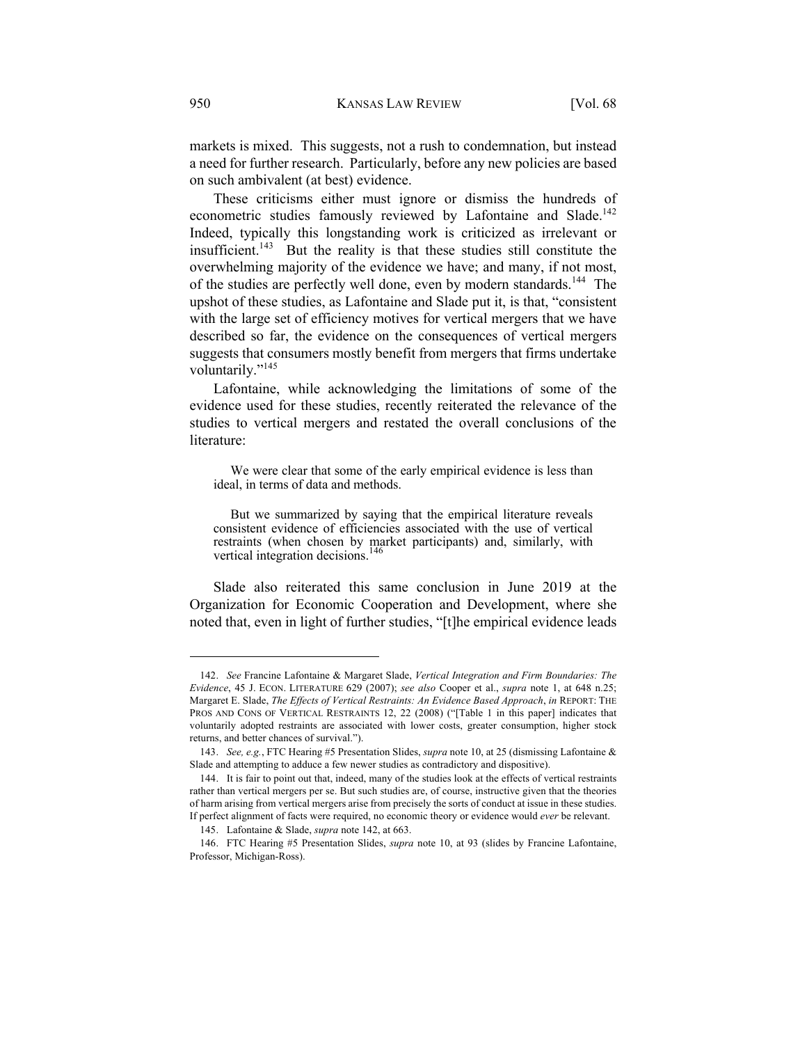markets is mixed. This suggests, not a rush to condemnation, but instead a need for further research. Particularly, before any new policies are based on such ambivalent (at best) evidence.

These criticisms either must ignore or dismiss the hundreds of econometric studies famously reviewed by Lafontaine and Slade.[142] Indeed, typically this longstanding work is criticized as irrelevant or insufficient.[143] But the reality is that these studies still constitute the overwhelming majority of the evidence we have; and many, if not most, of the studies are perfectly well done, even by modern standards.[144] The upshot of these studies, as Lafontaine and Slade put it, is that, "consistent with the large set of efficiency motives for vertical mergers that we have described so far, the evidence on the consequences of vertical mergers suggests that consumers mostly benefit from mergers that firms undertake voluntarily."[145]

Lafontaine, while acknowledging the limitations of some of the evidence used for these studies, recently reiterated the relevance of the studies to vertical mergers and restated the overall conclusions of the literature:

> We were clear that some of the early empirical evidence is less than ideal, in terms of data and methods.
>
> But we summarized by saying that the empirical literature reveals consistent evidence of efficiencies associated with the use of vertical restraints (when chosen by market participants) and, similarly, with vertical integration decisions.[146]

Slade also reiterated this same conclusion in June 2019 at the Organization for Economic Cooperation and Development, where she noted that, even in light of further studies, "[t]he empirical evidence leads

---

142. *See* Francine Lafontaine & Margaret Slade, *Vertical Integration and Firm Boundaries: The Evidence*, 45 J. ECON. LITERATURE 629 (2007); *see also* Cooper et al., *supra* note 1, at 648 n.25; Margaret E. Slade, *The Effects of Vertical Restraints: An Evidence Based Approach*, *in* REPORT: THE PROS AND CONS OF VERTICAL RESTRAINTS 12, 22 (2008) ("[Table 1 in this paper] indicates that voluntarily adopted restraints are associated with lower costs, greater consumption, higher stock returns, and better chances of survival.").

143. *See, e.g.*, FTC Hearing #5 Presentation Slides, *supra* note 10, at 25 (dismissing Lafontaine & Slade and attempting to adduce a few newer studies as contradictory and dispositive).

144. It is fair to point out that, indeed, many of the studies look at the effects of vertical restraints rather than vertical mergers per se. But such studies are, of course, instructive given that the theories of harm arising from vertical mergers arise from precisely the sorts of conduct at issue in these studies. If perfect alignment of facts were required, no economic theory or evidence would *ever* be relevant.

145. Lafontaine & Slade, *supra* note 142, at 663.

146. FTC Hearing #5 Presentation Slides, *supra* note 10, at 93 (slides by Francine Lafontaine, Professor, Michigan-Ross).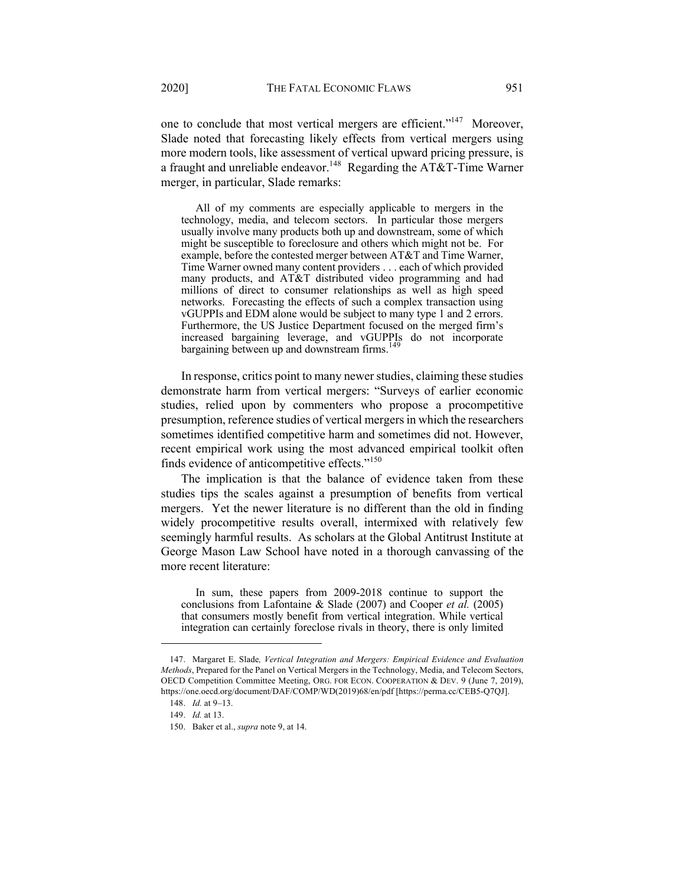one to conclude that most vertical mergers are efficient."[147] Moreover, Slade noted that forecasting likely effects from vertical mergers using more modern tools, like assessment of vertical upward pricing pressure, is a fraught and unreliable endeavor.[148] Regarding the AT&T-Time Warner merger, in particular, Slade remarks:

> All of my comments are especially applicable to mergers in the technology, media, and telecom sectors. In particular those mergers usually involve many products both up and downstream, some of which might be susceptible to foreclosure and others which might not be. For example, before the contested merger between AT&T and Time Warner, Time Warner owned many content providers . . . each of which provided many products, and AT&T distributed video programming and had millions of direct to consumer relationships as well as high speed networks. Forecasting the effects of such a complex transaction using vGUPPIs and EDM alone would be subject to many type 1 and 2 errors. Furthermore, the US Justice Department focused on the merged firm's increased bargaining leverage, and vGUPPIs do not incorporate bargaining between up and downstream firms.[149]

In response, critics point to many newer studies, claiming these studies demonstrate harm from vertical mergers: "Surveys of earlier economic studies, relied upon by commenters who propose a procompetitive presumption, reference studies of vertical mergers in which the researchers sometimes identified competitive harm and sometimes did not. However, recent empirical work using the most advanced empirical toolkit often finds evidence of anticompetitive effects."[150]

The implication is that the balance of evidence taken from these studies tips the scales against a presumption of benefits from vertical mergers. Yet the newer literature is no different than the old in finding widely procompetitive results overall, intermixed with relatively few seemingly harmful results. As scholars at the Global Antitrust Institute at George Mason Law School have noted in a thorough canvassing of the more recent literature:

> In sum, these papers from 2009-2018 continue to support the conclusions from Lafontaine & Slade (2007) and Cooper *et al.* (2005) that consumers mostly benefit from vertical integration. While vertical integration can certainly foreclose rivals in theory, there is only limited

---

147. Margaret E. Slade*, Vertical Integration and Mergers: Empirical Evidence and Evaluation Methods*, Prepared for the Panel on Vertical Mergers in the Technology, Media, and Telecom Sectors, OECD Competition Committee Meeting, ORG. FOR ECON. COOPERATION & DEV. 9 (June 7, 2019), https://one.oecd.org/document/DAF/COMP/WD(2019)68/en/pdf [https://perma.cc/CEB5-Q7QJ].

148. *Id.* at 9–13.

149. *Id.* at 13.

150. Baker et al., *supra* note 9, at 14.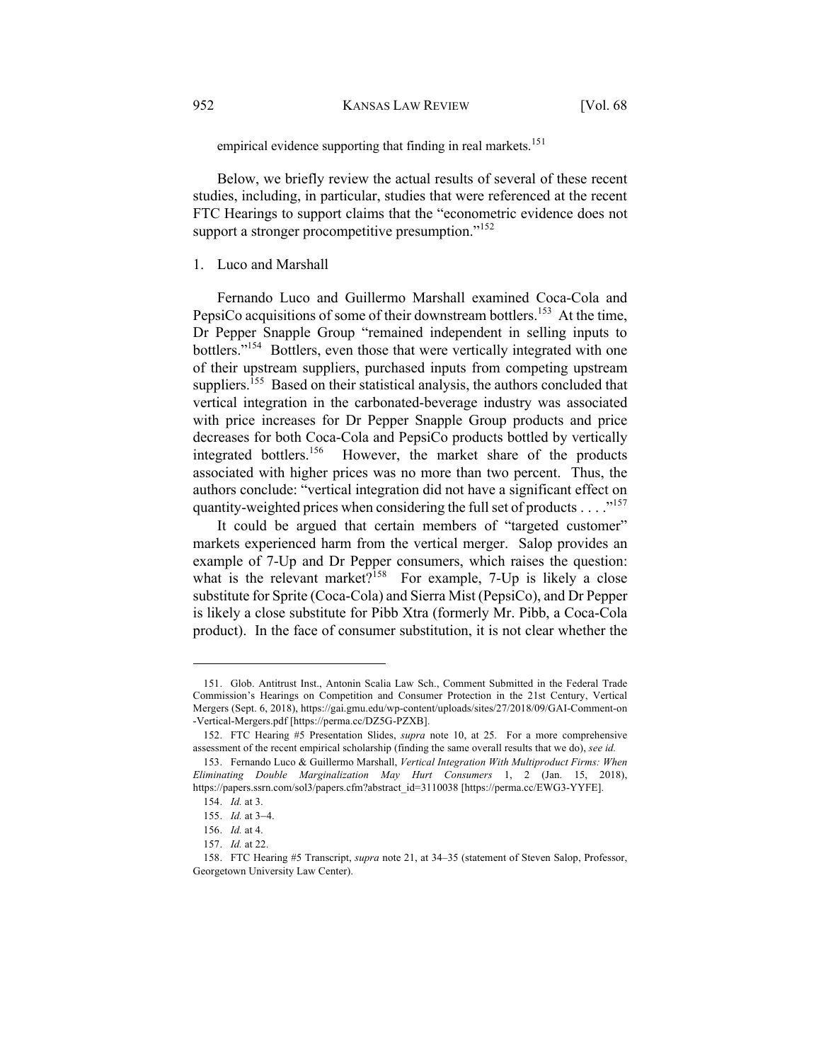empirical evidence supporting that finding in real markets.[151]

Below, we briefly review the actual results of several of these recent studies, including, in particular, studies that were referenced at the recent FTC Hearings to support claims that the "econometric evidence does not support a stronger procompetitive presumption."[152]

### 1. Luco and Marshall

Fernando Luco and Guillermo Marshall examined Coca-Cola and PepsiCo acquisitions of some of their downstream bottlers.[153] At the time, Dr Pepper Snapple Group "remained independent in selling inputs to bottlers."[154] Bottlers, even those that were vertically integrated with one of their upstream suppliers, purchased inputs from competing upstream suppliers.[155] Based on their statistical analysis, the authors concluded that vertical integration in the carbonated-beverage industry was associated with price increases for Dr Pepper Snapple Group products and price decreases for both Coca-Cola and PepsiCo products bottled by vertically integrated bottlers.[156] However, the market share of the products associated with higher prices was no more than two percent. Thus, the authors conclude: "vertical integration did not have a significant effect on quantity-weighted prices when considering the full set of products . . . ."[157]

It could be argued that certain members of "targeted customer" markets experienced harm from the vertical merger. Salop provides an example of 7-Up and Dr Pepper consumers, which raises the question: what is the relevant market?[158] For example, 7-Up is likely a close substitute for Sprite (Coca-Cola) and Sierra Mist (PepsiCo), and Dr Pepper is likely a close substitute for Pibb Xtra (formerly Mr. Pibb, a Coca-Cola product). In the face of consumer substitution, it is not clear whether the

---

151. Glob. Antitrust Inst., Antonin Scalia Law Sch., Comment Submitted in the Federal Trade Commission's Hearings on Competition and Consumer Protection in the 21st Century, Vertical Mergers (Sept. 6, 2018), https://gai.gmu.edu/wp-content/uploads/sites/27/2018/09/GAI-Comment-on-Vertical-Mergers.pdf [https://perma.cc/DZ5G-PZXB].

152. FTC Hearing #5 Presentation Slides, *supra* note 10, at 25. For a more comprehensive assessment of the recent empirical scholarship (finding the same overall results that we do), *see id.*

153. Fernando Luco & Guillermo Marshall, *Vertical Integration With Multiproduct Firms: When Eliminating Double Marginalization May Hurt Consumers* 1, 2 (Jan. 15, 2018), https://papers.ssrn.com/sol3/papers.cfm?abstract_id=3110038 [https://perma.cc/EWG3-YYFE].

154. *Id.* at 3.

155. *Id.* at 3–4.

156. *Id.* at 4.

157. *Id.* at 22.

158. FTC Hearing #5 Transcript, *supra* note 21, at 34–35 (statement of Steven Salop, Professor, Georgetown University Law Center).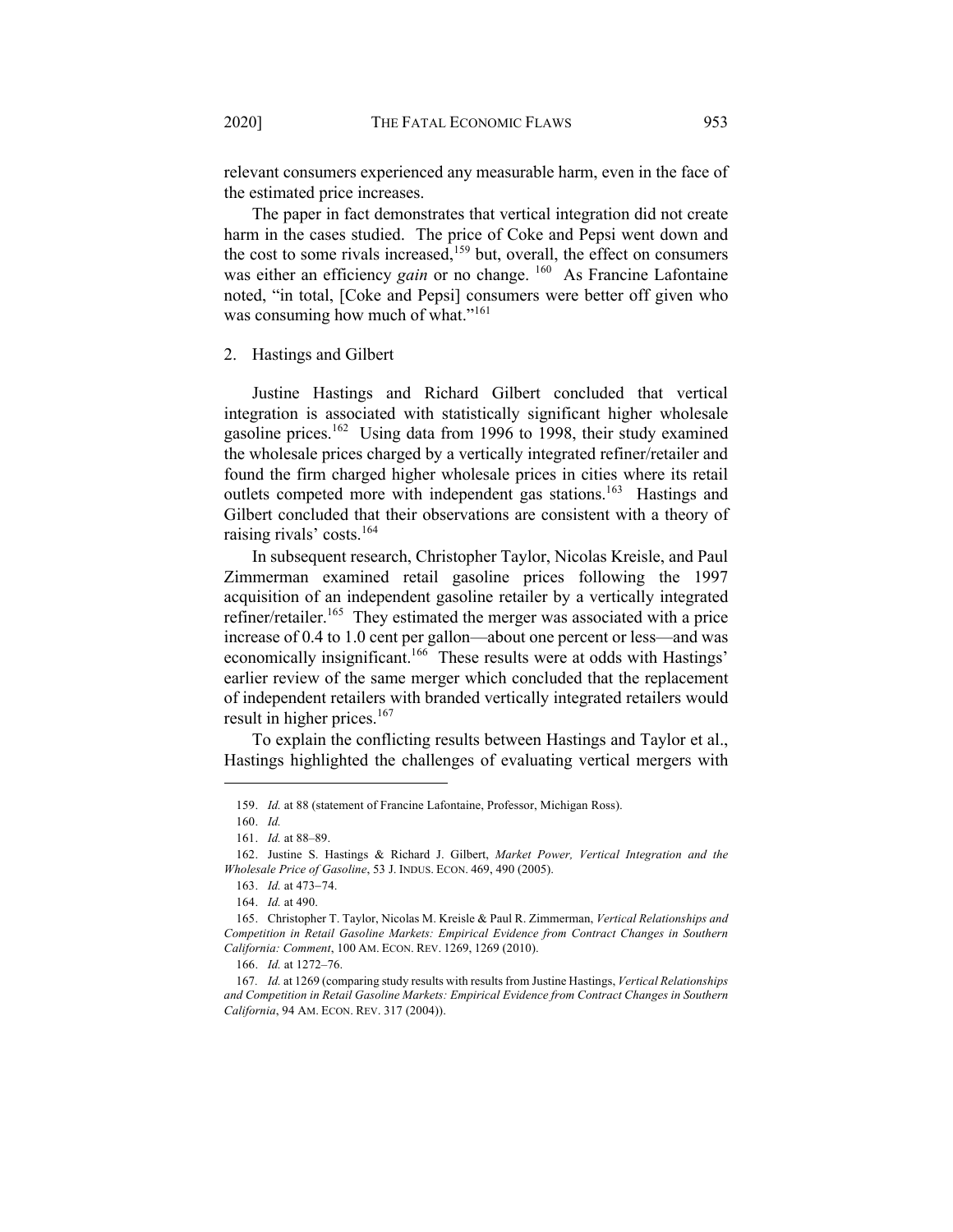relevant consumers experienced any measurable harm, even in the face of the estimated price increases.

The paper in fact demonstrates that vertical integration did not create harm in the cases studied. The price of Coke and Pepsi went down and the cost to some rivals increased,[159] but, overall, the effect on consumers was either an efficiency *gain* or no change. [160] As Francine Lafontaine noted, "in total, [Coke and Pepsi] consumers were better off given who was consuming how much of what."[161]

2. Hastings and Gilbert

Justine Hastings and Richard Gilbert concluded that vertical integration is associated with statistically significant higher wholesale gasoline prices.[162] Using data from 1996 to 1998, their study examined the wholesale prices charged by a vertically integrated refiner/retailer and found the firm charged higher wholesale prices in cities where its retail outlets competed more with independent gas stations.[163] Hastings and Gilbert concluded that their observations are consistent with a theory of raising rivals' costs.[164]

In subsequent research, Christopher Taylor, Nicolas Kreisle, and Paul Zimmerman examined retail gasoline prices following the 1997 acquisition of an independent gasoline retailer by a vertically integrated refiner/retailer.[165] They estimated the merger was associated with a price increase of 0.4 to 1.0 cent per gallon—about one percent or less—and was economically insignificant.[166] These results were at odds with Hastings' earlier review of the same merger which concluded that the replacement of independent retailers with branded vertically integrated retailers would result in higher prices.[167]

To explain the conflicting results between Hastings and Taylor et al., Hastings highlighted the challenges of evaluating vertical mergers with

---

159. *Id.* at 88 (statement of Francine Lafontaine, Professor, Michigan Ross).

160. *Id.*

161. *Id.* at 88–89.

162. Justine S. Hastings & Richard J. Gilbert, *Market Power, Vertical Integration and the Wholesale Price of Gasoline*, 53 J. INDUS. ECON. 469, 490 (2005).

163. *Id.* at 473–74.

164. *Id.* at 490.

165. Christopher T. Taylor, Nicolas M. Kreisle & Paul R. Zimmerman, *Vertical Relationships and Competition in Retail Gasoline Markets: Empirical Evidence from Contract Changes in Southern California: Comment*, 100 AM. ECON. REV. 1269, 1269 (2010).

166. *Id.* at 1272–76.

167. *Id.* at 1269 (comparing study results with results from Justine Hastings, *Vertical Relationships and Competition in Retail Gasoline Markets: Empirical Evidence from Contract Changes in Southern California*, 94 AM. ECON. REV. 317 (2004)).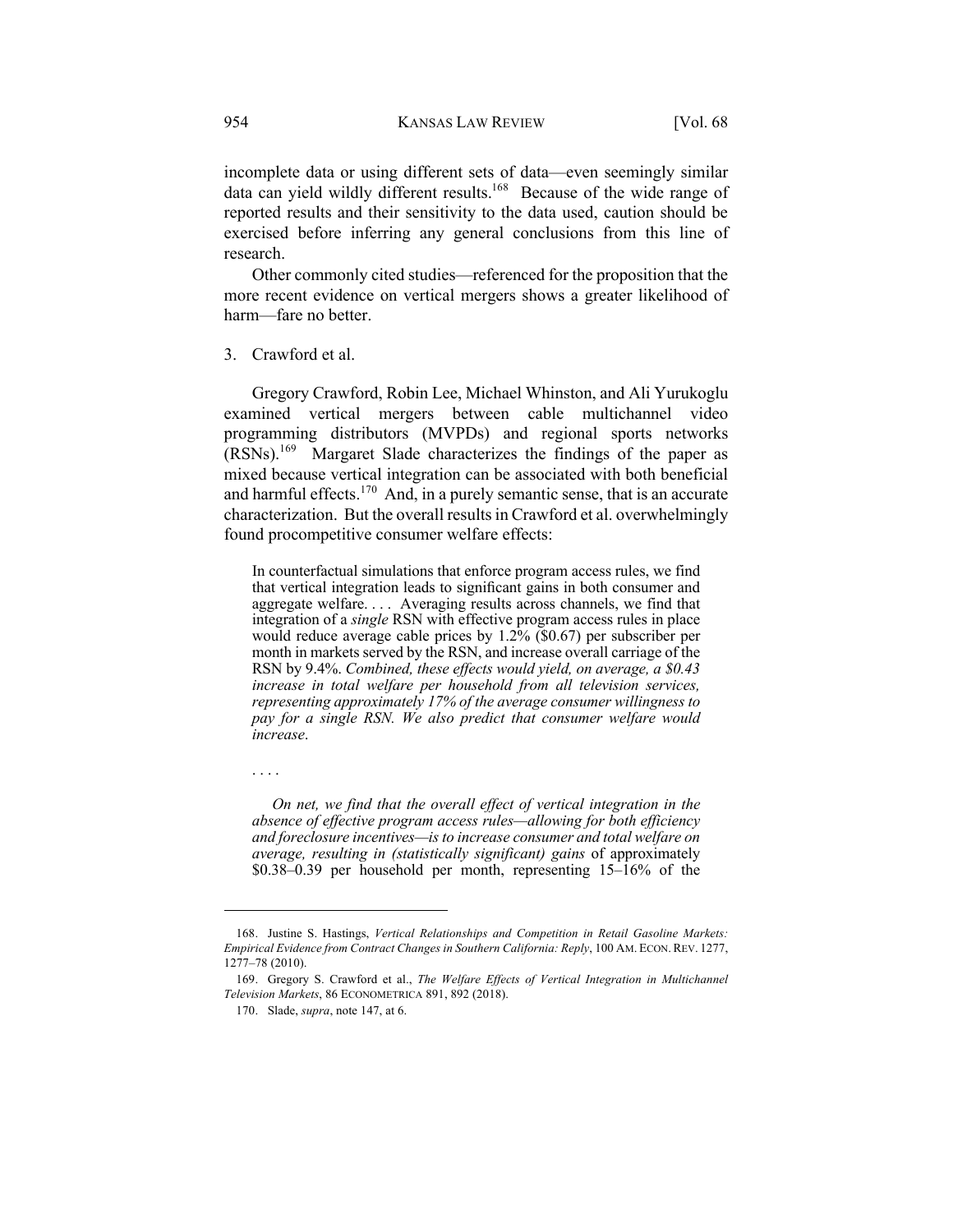incomplete data or using different sets of data—even seemingly similar data can yield wildly different results.[168] Because of the wide range of reported results and their sensitivity to the data used, caution should be exercised before inferring any general conclusions from this line of research.

Other commonly cited studies—referenced for the proposition that the more recent evidence on vertical mergers shows a greater likelihood of harm—fare no better.

### 3. Crawford et al.

Gregory Crawford, Robin Lee, Michael Whinston, and Ali Yurukoglu examined vertical mergers between cable multichannel video programming distributors (MVPDs) and regional sports networks (RSNs).[169] Margaret Slade characterizes the findings of the paper as mixed because vertical integration can be associated with both beneficial and harmful effects.[170] And, in a purely semantic sense, that is an accurate characterization. But the overall results in Crawford et al. overwhelmingly found procompetitive consumer welfare effects:

> In counterfactual simulations that enforce program access rules, we find that vertical integration leads to significant gains in both consumer and aggregate welfare. . . . Averaging results across channels, we find that integration of a *single* RSN with effective program access rules in place would reduce average cable prices by 1.2% ($0.67) per subscriber per month in markets served by the RSN, and increase overall carriage of the RSN by 9.4%. *Combined, these effects would yield, on average, a $0.43 increase in total welfare per household from all television services, representing approximately 17% of the average consumer willingness to pay for a single RSN. We also predict that consumer welfare would increase*.
>
> . . . .
>
> *On net, we find that the overall effect of vertical integration in the absence of effective program access rules—allowing for both efficiency and foreclosure incentives—is to increase consumer and total welfare on average, resulting in (statistically significant) gains* of approximately $0.38–0.39 per household per month, representing 15–16% of the

---

168. Justine S. Hastings, *Vertical Relationships and Competition in Retail Gasoline Markets: Empirical Evidence from Contract Changes in Southern California: Reply*, 100 AM. ECON. REV. 1277, 1277–78 (2010).

169. Gregory S. Crawford et al., *The Welfare Effects of Vertical Integration in Multichannel Television Markets*, 86 ECONOMETRICA 891, 892 (2018).

170. Slade, *supra*, note 147, at 6.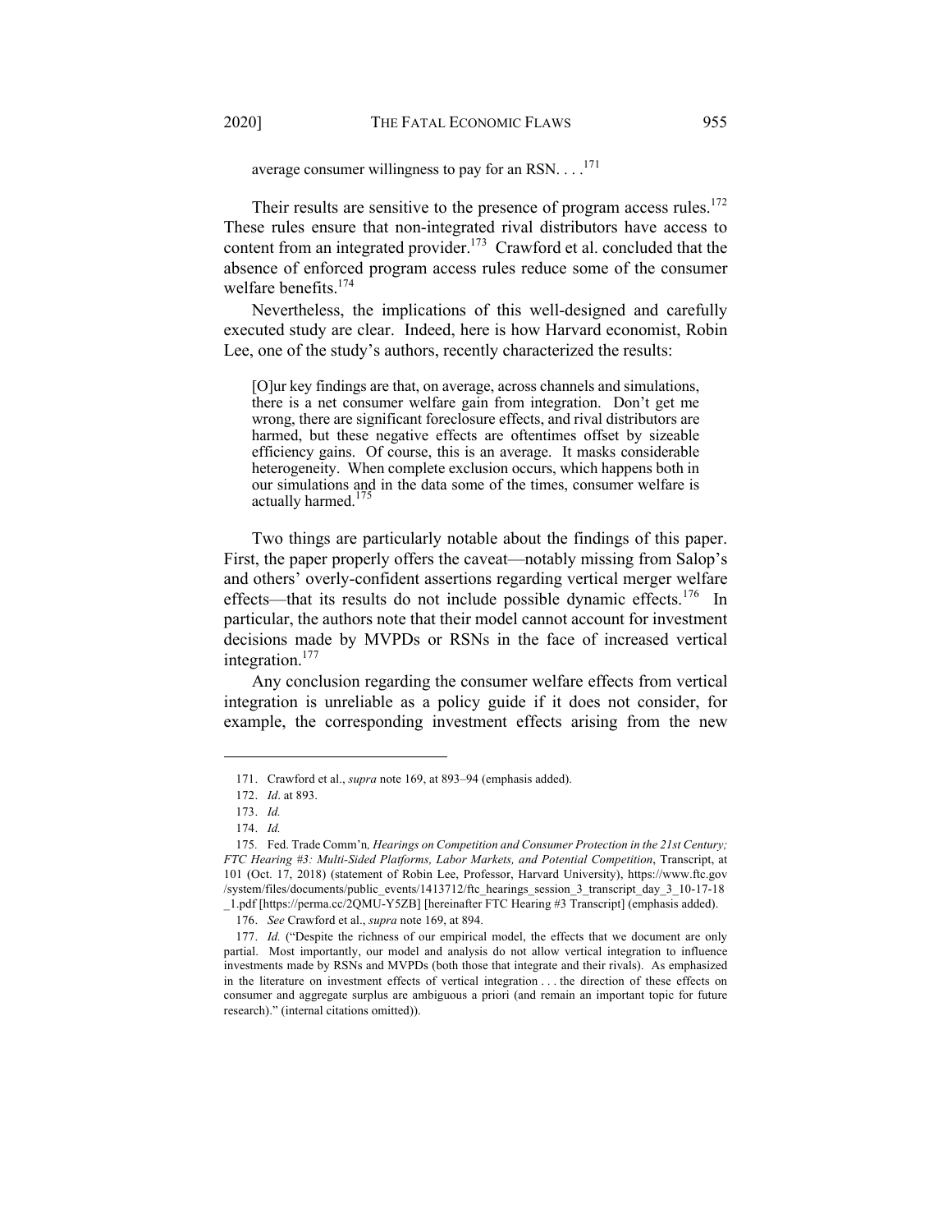average consumer willingness to pay for an RSN. . . .[171]

Their results are sensitive to the presence of program access rules.[172] These rules ensure that non-integrated rival distributors have access to content from an integrated provider.[173] Crawford et al. concluded that the absence of enforced program access rules reduce some of the consumer welfare benefits.[174]

Nevertheless, the implications of this well-designed and carefully executed study are clear. Indeed, here is how Harvard economist, Robin Lee, one of the study's authors, recently characterized the results:

> [O]ur key findings are that, on average, across channels and simulations, there is a net consumer welfare gain from integration. Don't get me wrong, there are significant foreclosure effects, and rival distributors are harmed, but these negative effects are oftentimes offset by sizeable efficiency gains. Of course, this is an average. It masks considerable heterogeneity. When complete exclusion occurs, which happens both in our simulations and in the data some of the times, consumer welfare is actually harmed.[175]

Two things are particularly notable about the findings of this paper. First, the paper properly offers the caveat—notably missing from Salop's and others' overly-confident assertions regarding vertical merger welfare effects—that its results do not include possible dynamic effects.[176] In particular, the authors note that their model cannot account for investment decisions made by MVPDs or RSNs in the face of increased vertical integration.[177]

Any conclusion regarding the consumer welfare effects from vertical integration is unreliable as a policy guide if it does not consider, for example, the corresponding investment effects arising from the new

---

171. Crawford et al., *supra* note 169, at 893–94 (emphasis added).

172. *Id*. at 893.

173. *Id.*

174. *Id.*

175. Fed. Trade Comm'n, *Hearings on Competition and Consumer Protection in the 21st Century; FTC Hearing #3: Multi-Sided Platforms, Labor Markets, and Potential Competition*, Transcript, at 101 (Oct. 17, 2018) (statement of Robin Lee, Professor, Harvard University), https://www.ftc.gov/system/files/documents/public_events/1413712/ftc_hearings_session_3_transcript_day_3_10-17-18_1.pdf [https://perma.cc/2QMU-Y5ZB] [hereinafter FTC Hearing #3 Transcript] (emphasis added).

176. *See* Crawford et al., *supra* note 169, at 894.

177. *Id.* ("Despite the richness of our empirical model, the effects that we document are only partial. Most importantly, our model and analysis do not allow vertical integration to influence investments made by RSNs and MVPDs (both those that integrate and their rivals). As emphasized in the literature on investment effects of vertical integration . . . the direction of these effects on consumer and aggregate surplus are ambiguous a priori (and remain an important topic for future research)." (internal citations omitted)).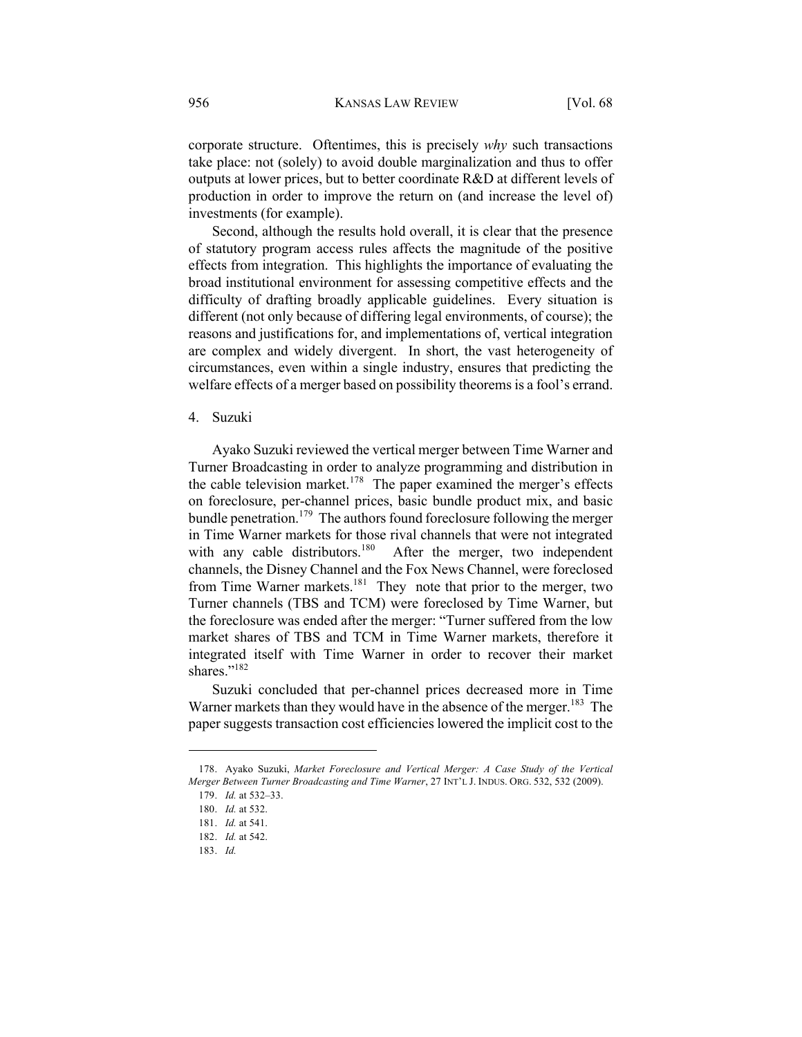corporate structure. Oftentimes, this is precisely *why* such transactions take place: not (solely) to avoid double marginalization and thus to offer outputs at lower prices, but to better coordinate R&D at different levels of production in order to improve the return on (and increase the level of) investments (for example).

Second, although the results hold overall, it is clear that the presence of statutory program access rules affects the magnitude of the positive effects from integration. This highlights the importance of evaluating the broad institutional environment for assessing competitive effects and the difficulty of drafting broadly applicable guidelines. Every situation is different (not only because of differing legal environments, of course); the reasons and justifications for, and implementations of, vertical integration are complex and widely divergent. In short, the vast heterogeneity of circumstances, even within a single industry, ensures that predicting the welfare effects of a merger based on possibility theorems is a fool's errand.

### 4. Suzuki

Ayako Suzuki reviewed the vertical merger between Time Warner and Turner Broadcasting in order to analyze programming and distribution in the cable television market.[178] The paper examined the merger's effects on foreclosure, per-channel prices, basic bundle product mix, and basic bundle penetration.[179] The authors found foreclosure following the merger in Time Warner markets for those rival channels that were not integrated with any cable distributors.[180] After the merger, two independent channels, the Disney Channel and the Fox News Channel, were foreclosed from Time Warner markets.[181] They note that prior to the merger, two Turner channels (TBS and TCM) were foreclosed by Time Warner, but the foreclosure was ended after the merger: "Turner suffered from the low market shares of TBS and TCM in Time Warner markets, therefore it integrated itself with Time Warner in order to recover their market shares."[182]

Suzuki concluded that per-channel prices decreased more in Time Warner markets than they would have in the absence of the merger.[183] The paper suggests transaction cost efficiencies lowered the implicit cost to the

---

178. Ayako Suzuki, *Market Foreclosure and Vertical Merger: A Case Study of the Vertical Merger Between Turner Broadcasting and Time Warner*, 27 INT'L J. INDUS. ORG. 532, 532 (2009).

179. *Id.* at 532–33.

180. *Id.* at 532.

181. *Id.* at 541.

182. *Id.* at 542.

183. *Id.*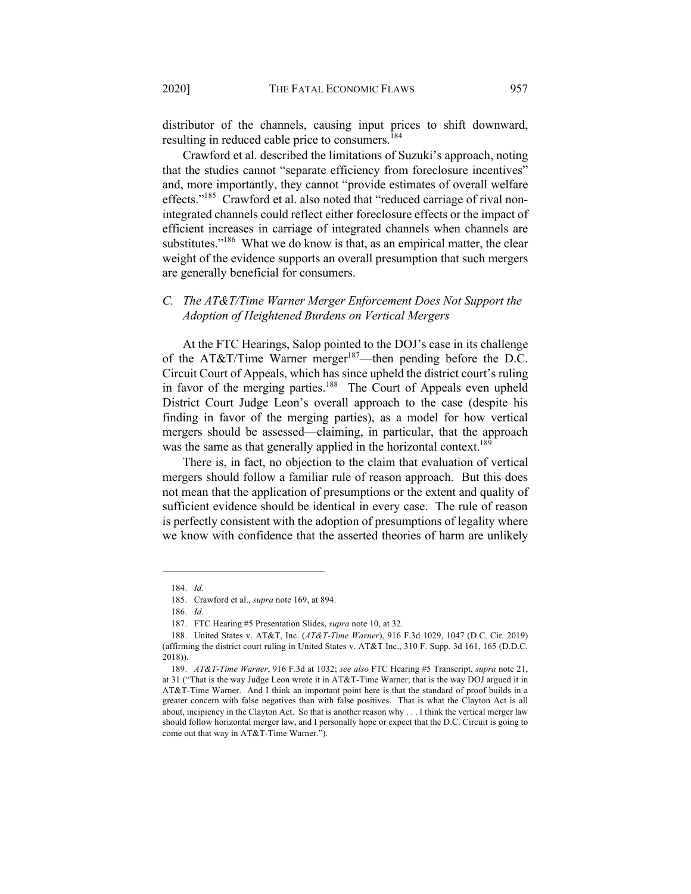distributor of the channels, causing input prices to shift downward, resulting in reduced cable price to consumers.[184]

Crawford et al. described the limitations of Suzuki's approach, noting that the studies cannot "separate efficiency from foreclosure incentives" and, more importantly, they cannot "provide estimates of overall welfare effects."[185] Crawford et al. also noted that "reduced carriage of rival non-integrated channels could reflect either foreclosure effects or the impact of efficient increases in carriage of integrated channels when channels are substitutes."[186] What we do know is that, as an empirical matter, the clear weight of the evidence supports an overall presumption that such mergers are generally beneficial for consumers.

### *C. The AT&T/Time Warner Merger Enforcement Does Not Support the Adoption of Heightened Burdens on Vertical Mergers*

At the FTC Hearings, Salop pointed to the DOJ's case in its challenge of the AT&T/Time Warner merger[187]—then pending before the D.C. Circuit Court of Appeals, which has since upheld the district court's ruling in favor of the merging parties.[188] The Court of Appeals even upheld District Court Judge Leon's overall approach to the case (despite his finding in favor of the merging parties), as a model for how vertical mergers should be assessed—claiming, in particular, that the approach was the same as that generally applied in the horizontal context.[189]

There is, in fact, no objection to the claim that evaluation of vertical mergers should follow a familiar rule of reason approach. But this does not mean that the application of presumptions or the extent and quality of sufficient evidence should be identical in every case. The rule of reason is perfectly consistent with the adoption of presumptions of legality where we know with confidence that the asserted theories of harm are unlikely

---

184. *Id.*

185. Crawford et al., *supra* note 169, at 894.

186. *Id.*

187. FTC Hearing #5 Presentation Slides, *supra* note 10, at 32.

188. United States v. AT&T, Inc. (*AT&T-Time Warner*), 916 F.3d 1029, 1047 (D.C. Cir. 2019) (affirming the district court ruling in United States v. AT&T Inc., 310 F. Supp. 3d 161, 165 (D.D.C. 2018)).

189. *AT&T-Time Warner*, 916 F.3d at 1032; *see also* FTC Hearing #5 Transcript, *supra* note 21, at 31 ("That is the way Judge Leon wrote it in AT&T-Time Warner; that is the way DOJ argued it in AT&T-Time Warner. And I think an important point here is that the standard of proof builds in a greater concern with false negatives than with false positives. That is what the Clayton Act is all about, incipiency in the Clayton Act. So that is another reason why . . . I think the vertical merger law should follow horizontal merger law, and I personally hope or expect that the D.C. Circuit is going to come out that way in AT&T-Time Warner.").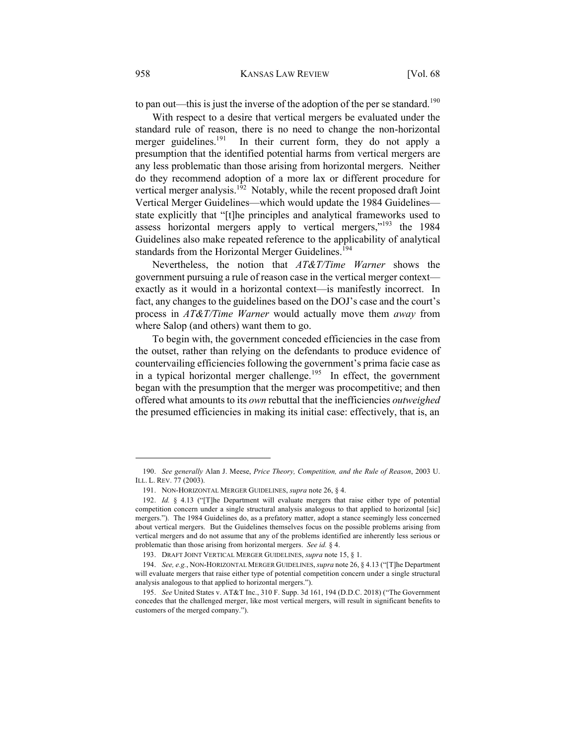to pan out—this is just the inverse of the adoption of the per se standard.[190]

With respect to a desire that vertical mergers be evaluated under the standard rule of reason, there is no need to change the non-horizontal merger guidelines.[191] In their current form, they do not apply a presumption that the identified potential harms from vertical mergers are any less problematic than those arising from horizontal mergers. Neither do they recommend adoption of a more lax or different procedure for vertical merger analysis.[192] Notably, while the recent proposed draft Joint Vertical Merger Guidelines—which would update the 1984 Guidelines—state explicitly that "[t]he principles and analytical frameworks used to assess horizontal mergers apply to vertical mergers,"[193] the 1984 Guidelines also make repeated reference to the applicability of analytical standards from the Horizontal Merger Guidelines.[194]

Nevertheless, the notion that *AT&T/Time Warner* shows the government pursuing a rule of reason case in the vertical merger context—exactly as it would in a horizontal context—is manifestly incorrect. In fact, any changes to the guidelines based on the DOJ's case and the court's process in *AT&T/Time Warner* would actually move them *away* from where Salop (and others) want them to go.

To begin with, the government conceded efficiencies in the case from the outset, rather than relying on the defendants to produce evidence of countervailing efficiencies following the government's prima facie case as in a typical horizontal merger challenge.[195] In effect, the government began with the presumption that the merger was procompetitive; and then offered what amounts to its *own* rebuttal that the inefficiencies *outweighed* the presumed efficiencies in making its initial case: effectively, that is, an

---

190. *See generally* Alan J. Meese, *Price Theory, Competition, and the Rule of Reason*, 2003 U. ILL. L. REV. 77 (2003).

191. NON-HORIZONTAL MERGER GUIDELINES, *supra* note 26, § 4.

192. *Id.* § 4.13 ("[T]he Department will evaluate mergers that raise either type of potential competition concern under a single structural analysis analogous to that applied to horizontal [sic] mergers."). The 1984 Guidelines do, as a prefatory matter, adopt a stance seemingly less concerned about vertical mergers. But the Guidelines themselves focus on the possible problems arising from vertical mergers and do not assume that any of the problems identified are inherently less serious or problematic than those arising from horizontal mergers. *See id.* § 4.

193. DRAFT JOINT VERTICAL MERGER GUIDELINES, *supra* note 15, § 1.

194. *See, e.g.*, NON-HORIZONTAL MERGER GUIDELINES, *supra* note 26, § 4.13 ("[T]he Department will evaluate mergers that raise either type of potential competition concern under a single structural analysis analogous to that applied to horizontal mergers.").

195. *See* United States v. AT&T Inc., 310 F. Supp. 3d 161, 194 (D.D.C. 2018) ("The Government concedes that the challenged merger, like most vertical mergers, will result in significant benefits to customers of the merged company.").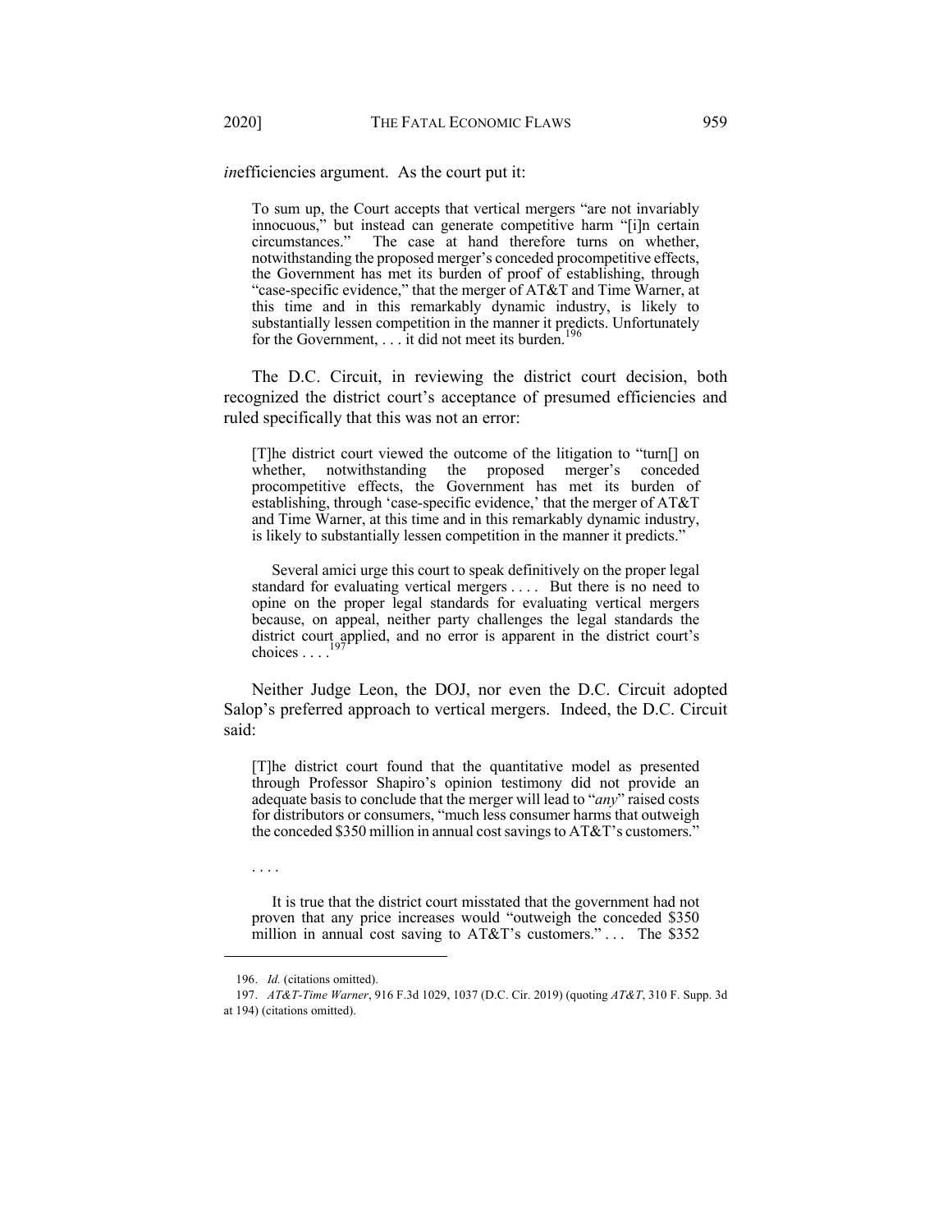*in*efficiencies argument. As the court put it:

> To sum up, the Court accepts that vertical mergers "are not invariably innocuous," but instead can generate competitive harm "[i]n certain circumstances." The case at hand therefore turns on whether, notwithstanding the proposed merger's conceded procompetitive effects, the Government has met its burden of proof of establishing, through "case-specific evidence," that the merger of AT&T and Time Warner, at this time and in this remarkably dynamic industry, is likely to substantially lessen competition in the manner it predicts. Unfortunately for the Government, . . . it did not meet its burden.[196]

The D.C. Circuit, in reviewing the district court decision, both recognized the district court's acceptance of presumed efficiencies and ruled specifically that this was not an error:

> [T]he district court viewed the outcome of the litigation to "turn[] on whether, notwithstanding the proposed merger's conceded procompetitive effects, the Government has met its burden of establishing, through 'case-specific evidence,' that the merger of AT&T and Time Warner, at this time and in this remarkably dynamic industry, is likely to substantially lessen competition in the manner it predicts."
>
> Several amici urge this court to speak definitively on the proper legal standard for evaluating vertical mergers . . . . But there is no need to opine on the proper legal standards for evaluating vertical mergers because, on appeal, neither party challenges the legal standards the district court applied, and no error is apparent in the district court's choices . . . .[197]

Neither Judge Leon, the DOJ, nor even the D.C. Circuit adopted Salop's preferred approach to vertical mergers. Indeed, the D.C. Circuit said:

> [T]he district court found that the quantitative model as presented through Professor Shapiro's opinion testimony did not provide an adequate basis to conclude that the merger will lead to "*any*" raised costs for distributors or consumers, "much less consumer harms that outweigh the conceded $350 million in annual cost savings to AT&T's customers."
>
> . . . .
>
> It is true that the district court misstated that the government had not proven that any price increases would "outweigh the conceded $350 million in annual cost saving to AT&T's customers." . . . The $352

---

196. *Id.* (citations omitted).

197. *AT&T-Time Warner*, 916 F.3d 1029, 1037 (D.C. Cir. 2019) (quoting *AT&T*, 310 F. Supp. 3d at 194) (citations omitted).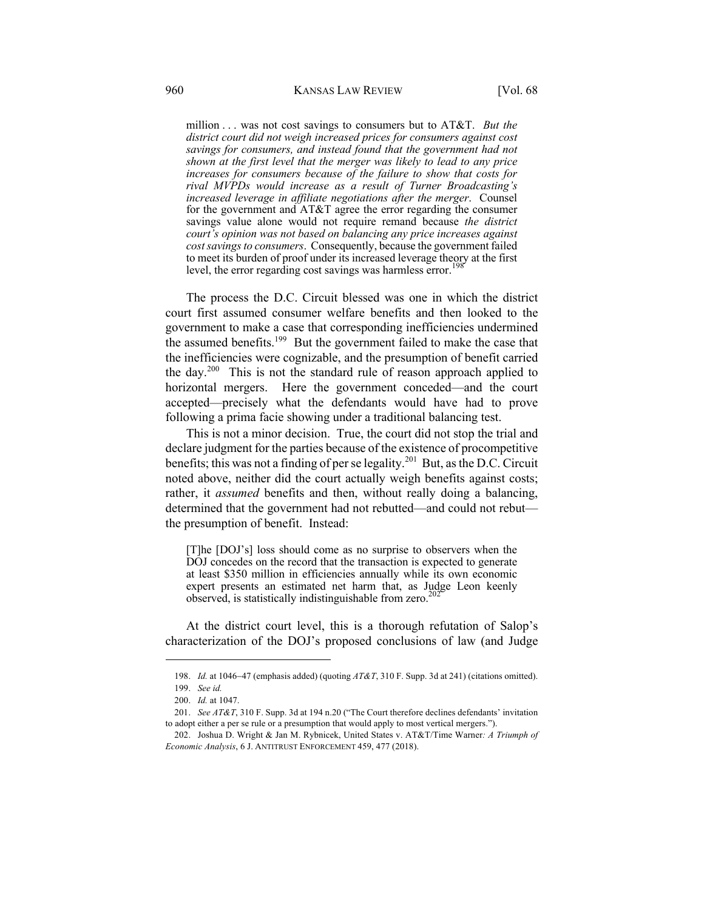> million . . . was not cost savings to consumers but to AT&T. *But the district court did not weigh increased prices for consumers against cost savings for consumers, and instead found that the government had not shown at the first level that the merger was likely to lead to any price increases for consumers because of the failure to show that costs for rival MVPDs would increase as a result of Turner Broadcasting's increased leverage in affiliate negotiations after the merger*. Counsel for the government and AT&T agree the error regarding the consumer savings value alone would not require remand because *the district court's opinion was not based on balancing any price increases against cost savings to consumers*. Consequently, because the government failed to meet its burden of proof under its increased leverage theory at the first level, the error regarding cost savings was harmless error.[198]

The process the D.C. Circuit blessed was one in which the district court first assumed consumer welfare benefits and then looked to the government to make a case that corresponding inefficiencies undermined the assumed benefits.[199] But the government failed to make the case that the inefficiencies were cognizable, and the presumption of benefit carried the day.[200] This is not the standard rule of reason approach applied to horizontal mergers. Here the government conceded—and the court accepted—precisely what the defendants would have had to prove following a prima facie showing under a traditional balancing test.

This is not a minor decision. True, the court did not stop the trial and declare judgment for the parties because of the existence of procompetitive benefits; this was not a finding of per se legality.[201] But, as the D.C. Circuit noted above, neither did the court actually weigh benefits against costs; rather, it *assumed* benefits and then, without really doing a balancing, determined that the government had not rebutted—and could not rebut—the presumption of benefit. Instead:

> [T]he [DOJ's] loss should come as no surprise to observers when the DOJ concedes on the record that the transaction is expected to generate at least $350 million in efficiencies annually while its own economic expert presents an estimated net harm that, as Judge Leon keenly observed, is statistically indistinguishable from zero.[202]

At the district court level, this is a thorough refutation of Salop's characterization of the DOJ's proposed conclusions of law (and Judge

---

198. *Id.* at 1046–47 (emphasis added) (quoting *AT&T*, 310 F. Supp. 3d at 241) (citations omitted).

199. *See id.*

200. *Id.* at 1047.

201. *See AT&T*, 310 F. Supp. 3d at 194 n.20 ("The Court therefore declines defendants' invitation to adopt either a per se rule or a presumption that would apply to most vertical mergers.").

202. Joshua D. Wright & Jan M. Rybnicek, United States v. AT&T/Time Warner*: A Triumph of Economic Analysis*, 6 J. ANTITRUST ENFORCEMENT 459, 477 (2018).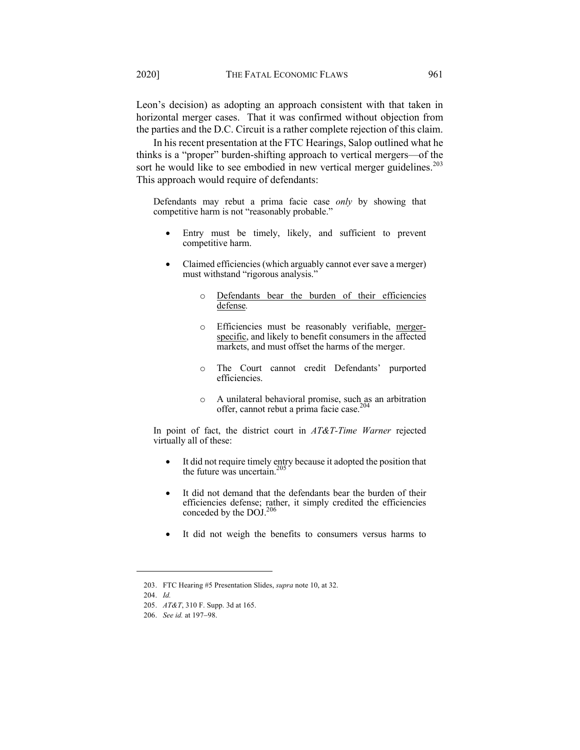Leon's decision) as adopting an approach consistent with that taken in horizontal merger cases. That it was confirmed without objection from the parties and the D.C. Circuit is a rather complete rejection of this claim.

In his recent presentation at the FTC Hearings, Salop outlined what he thinks is a "proper" burden-shifting approach to vertical mergers—of the sort he would like to see embodied in new vertical merger guidelines.[203] This approach would require of defendants:

> Defendants may rebut a prima facie case *only* by showing that competitive harm is not "reasonably probable."
>
> - Entry must be timely, likely, and sufficient to prevent competitive harm.
> - Claimed efficiencies (which arguably cannot ever save a merger) must withstand "rigorous analysis."
>     - Defendants bear the burden of their efficiencies defense.
>     - Efficiencies must be reasonably verifiable, merger-specific, and likely to benefit consumers in the affected markets, and must offset the harms of the merger.
>     - The Court cannot credit Defendants' purported efficiencies.
>     - A unilateral behavioral promise, such as an arbitration offer, cannot rebut a prima facie case.[204]
>
> In point of fact, the district court in *AT&T-Time Warner* rejected virtually all of these:
>
> - It did not require timely entry because it adopted the position that the future was uncertain.[205]
> - It did not demand that the defendants bear the burden of their efficiencies defense; rather, it simply credited the efficiencies conceded by the DOJ.[206]
> - It did not weigh the benefits to consumers versus harms to

---

203. FTC Hearing #5 Presentation Slides, *supra* note 10, at 32.

204. *Id.*

205. *AT&T*, 310 F. Supp. 3d at 165.

206. *See id.* at 197–98.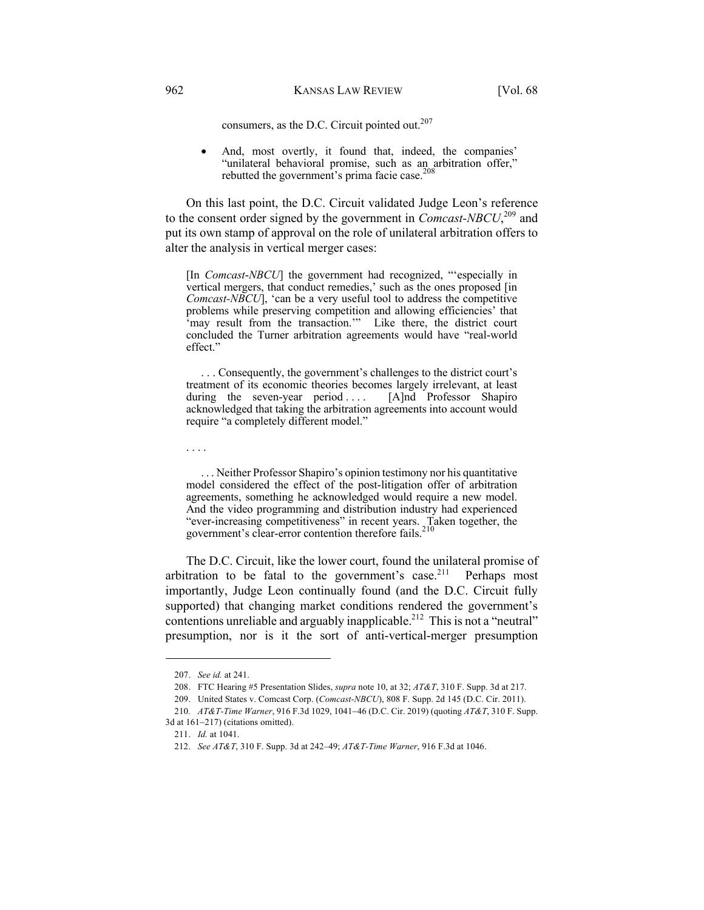consumers, as the D.C. Circuit pointed out.[207]

- And, most overtly, it found that, indeed, the companies' "unilateral behavioral promise, such as an arbitration offer," rebutted the government's prima facie case.[208]

On this last point, the D.C. Circuit validated Judge Leon's reference to the consent order signed by the government in *Comcast-NBCU*,[209] and put its own stamp of approval on the role of unilateral arbitration offers to alter the analysis in vertical merger cases:

> [In *Comcast-NBCU*] the government had recognized, "'especially in vertical mergers, that conduct remedies,' such as the ones proposed [in *Comcast-NBCU*], 'can be a very useful tool to address the competitive problems while preserving competition and allowing efficiencies' that 'may result from the transaction.'" Like there, the district court concluded the Turner arbitration agreements would have "real-world effect."
>
> . . . Consequently, the government's challenges to the district court's treatment of its economic theories becomes largely irrelevant, at least during the seven-year period . . . . [A]nd Professor Shapiro acknowledged that taking the arbitration agreements into account would require "a completely different model."
>
> . . . .
>
> . . . Neither Professor Shapiro's opinion testimony nor his quantitative model considered the effect of the post-litigation offer of arbitration agreements, something he acknowledged would require a new model. And the video programming and distribution industry had experienced "ever-increasing competitiveness" in recent years. Taken together, the government's clear-error contention therefore fails.[210]

The D.C. Circuit, like the lower court, found the unilateral promise of arbitration to be fatal to the government's case.[211] Perhaps most importantly, Judge Leon continually found (and the D.C. Circuit fully supported) that changing market conditions rendered the government's contentions unreliable and arguably inapplicable.[212] This is not a "neutral" presumption, nor is it the sort of anti-vertical-merger presumption

---

207. *See id.* at 241.

208. FTC Hearing #5 Presentation Slides, *supra* note 10, at 32; *AT&T*, 310 F. Supp. 3d at 217.

209. United States v. Comcast Corp. (*Comcast-NBCU*), 808 F. Supp. 2d 145 (D.C. Cir. 2011).

210. *AT&T-Time Warner*, 916 F.3d 1029, 1041–46 (D.C. Cir. 2019) (quoting *AT&T*, 310 F. Supp. 3d at 161–217) (citations omitted).

211. *Id.* at 1041.

212. *See AT&T*, 310 F. Supp. 3d at 242–49; *AT&T-Time Warner*, 916 F.3d at 1046.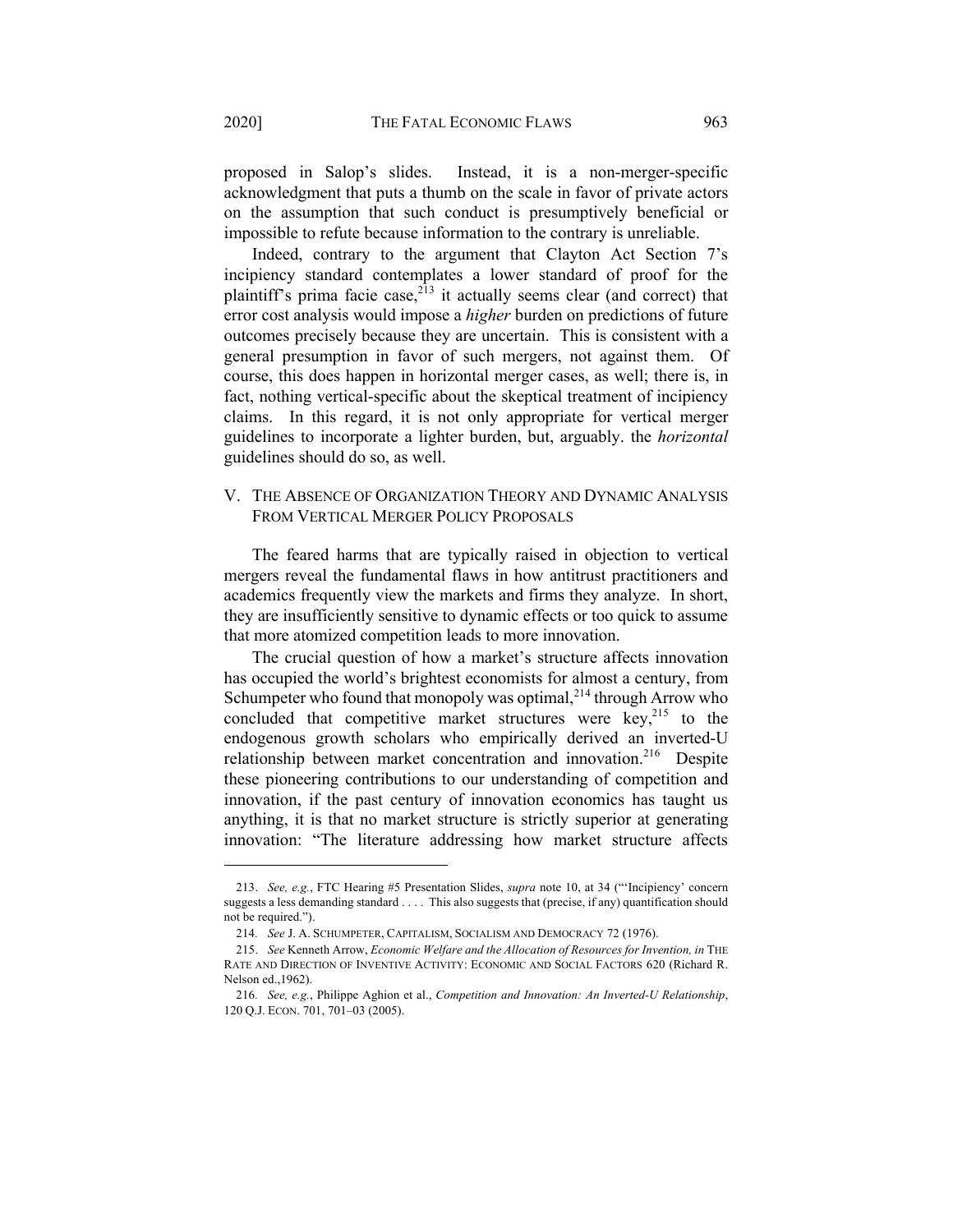proposed in Salop's slides. Instead, it is a non-merger-specific acknowledgment that puts a thumb on the scale in favor of private actors on the assumption that such conduct is presumptively beneficial or impossible to refute because information to the contrary is unreliable.

Indeed, contrary to the argument that Clayton Act Section 7's incipiency standard contemplates a lower standard of proof for the plaintiff's prima facie case,[213] it actually seems clear (and correct) that error cost analysis would impose a *higher* burden on predictions of future outcomes precisely because they are uncertain. This is consistent with a general presumption in favor of such mergers, not against them. Of course, this does happen in horizontal merger cases, as well; there is, in fact, nothing vertical-specific about the skeptical treatment of incipiency claims. In this regard, it is not only appropriate for vertical merger guidelines to incorporate a lighter burden, but, arguably. the *horizontal* guidelines should do so, as well.

## V. THE ABSENCE OF ORGANIZATION THEORY AND DYNAMIC ANALYSIS FROM VERTICAL MERGER POLICY PROPOSALS

The feared harms that are typically raised in objection to vertical mergers reveal the fundamental flaws in how antitrust practitioners and academics frequently view the markets and firms they analyze. In short, they are insufficiently sensitive to dynamic effects or too quick to assume that more atomized competition leads to more innovation.

The crucial question of how a market's structure affects innovation has occupied the world's brightest economists for almost a century, from Schumpeter who found that monopoly was optimal,[214] through Arrow who concluded that competitive market structures were key,[215] to the endogenous growth scholars who empirically derived an inverted-U relationship between market concentration and innovation.[216] Despite these pioneering contributions to our understanding of competition and innovation, if the past century of innovation economics has taught us anything, it is that no market structure is strictly superior at generating innovation: "The literature addressing how market structure affects

---

213. *See, e.g.*, FTC Hearing #5 Presentation Slides, *supra* note 10, at 34 ("'Incipiency' concern suggests a less demanding standard . . . . This also suggests that (precise, if any) quantification should not be required.").

214. *See* J. A. SCHUMPETER, CAPITALISM, SOCIALISM AND DEMOCRACY 72 (1976).

215. *See* Kenneth Arrow, *Economic Welfare and the Allocation of Resources for Invention*, *in* THE RATE AND DIRECTION OF INVENTIVE ACTIVITY: ECONOMIC AND SOCIAL FACTORS 620 (Richard R. Nelson ed.,1962).

216. *See, e.g.*, Philippe Aghion et al., *Competition and Innovation: An Inverted-U Relationship*, 120 Q.J. ECON. 701, 701–03 (2005).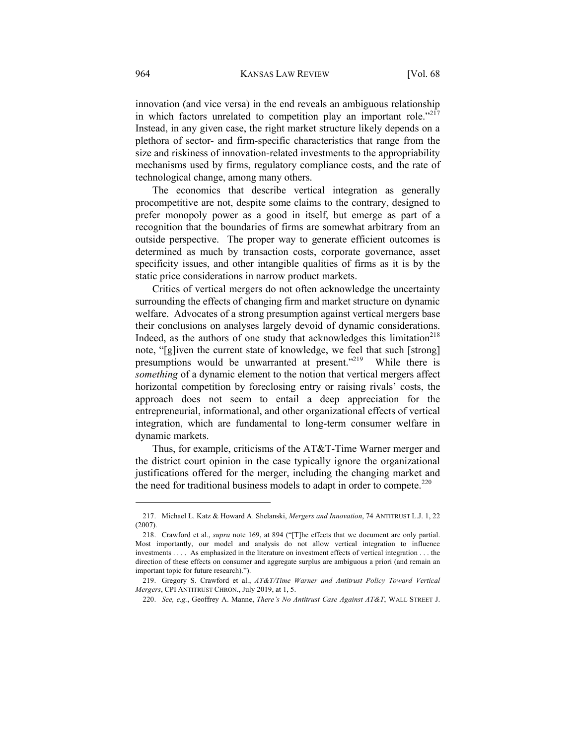innovation (and vice versa) in the end reveals an ambiguous relationship in which factors unrelated to competition play an important role."[217] Instead, in any given case, the right market structure likely depends on a plethora of sector- and firm-specific characteristics that range from the size and riskiness of innovation-related investments to the appropriability mechanisms used by firms, regulatory compliance costs, and the rate of technological change, among many others.

The economics that describe vertical integration as generally procompetitive are not, despite some claims to the contrary, designed to prefer monopoly power as a good in itself, but emerge as part of a recognition that the boundaries of firms are somewhat arbitrary from an outside perspective. The proper way to generate efficient outcomes is determined as much by transaction costs, corporate governance, asset specificity issues, and other intangible qualities of firms as it is by the static price considerations in narrow product markets.

Critics of vertical mergers do not often acknowledge the uncertainty surrounding the effects of changing firm and market structure on dynamic welfare. Advocates of a strong presumption against vertical mergers base their conclusions on analyses largely devoid of dynamic considerations. Indeed, as the authors of one study that acknowledges this limitation[218] note, "[g]iven the current state of knowledge, we feel that such [strong] presumptions would be unwarranted at present."[219] While there is *something* of a dynamic element to the notion that vertical mergers affect horizontal competition by foreclosing entry or raising rivals' costs, the approach does not seem to entail a deep appreciation for the entrepreneurial, informational, and other organizational effects of vertical integration, which are fundamental to long-term consumer welfare in dynamic markets.

Thus, for example, criticisms of the AT&T-Time Warner merger and the district court opinion in the case typically ignore the organizational justifications offered for the merger, including the changing market and the need for traditional business models to adapt in order to compete.[220]

---

217. Michael L. Katz & Howard A. Shelanski, *Mergers and Innovation*, 74 ANTITRUST L.J. 1, 22 (2007).

218. Crawford et al., *supra* note 169, at 894 ("[T]he effects that we document are only partial. Most importantly, our model and analysis do not allow vertical integration to influence investments . . . . As emphasized in the literature on investment effects of vertical integration . . . the direction of these effects on consumer and aggregate surplus are ambiguous a priori (and remain an important topic for future research).").

219. Gregory S. Crawford et al., *AT&T/Time Warner and Antitrust Policy Toward Vertical Mergers*, CPI ANTITRUST CHRON., July 2019, at 1, 5.

220. *See, e.g.*, Geoffrey A. Manne, *There's No Antitrust Case Against AT&T*, WALL STREET J.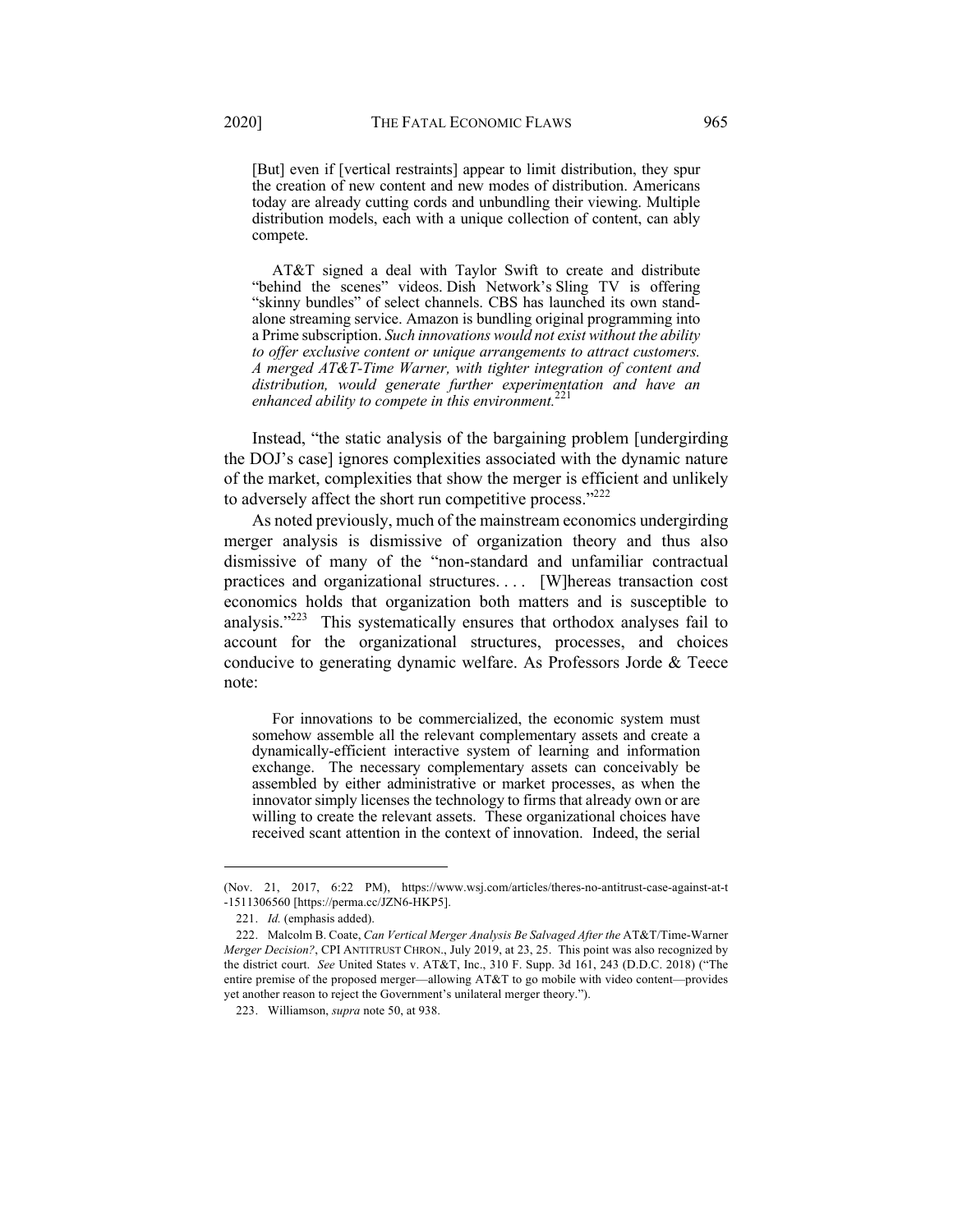> [But] even if [vertical restraints] appear to limit distribution, they spur the creation of new content and new modes of distribution. Americans today are already cutting cords and unbundling their viewing. Multiple distribution models, each with a unique collection of content, can ably compete.
>
> AT&T signed a deal with Taylor Swift to create and distribute "behind the scenes" videos. Dish Network's Sling TV is offering "skinny bundles" of select channels. CBS has launched its own stand-alone streaming service. Amazon is bundling original programming into a Prime subscription. *Such innovations would not exist without the ability to offer exclusive content or unique arrangements to attract customers. A merged AT&T-Time Warner, with tighter integration of content and distribution, would generate further experimentation and have an enhanced ability to compete in this environment.*[221]

Instead, "the static analysis of the bargaining problem [undergirding the DOJ's case] ignores complexities associated with the dynamic nature of the market, complexities that show the merger is efficient and unlikely to adversely affect the short run competitive process."[222]

As noted previously, much of the mainstream economics undergirding merger analysis is dismissive of organization theory and thus also dismissive of many of the "non-standard and unfamiliar contractual practices and organizational structures. . . . [W]hereas transaction cost economics holds that organization both matters and is susceptible to analysis."[223] This systematically ensures that orthodox analyses fail to account for the organizational structures, processes, and choices conducive to generating dynamic welfare. As Professors Jorde & Teece note:

> For innovations to be commercialized, the economic system must somehow assemble all the relevant complementary assets and create a dynamically-efficient interactive system of learning and information exchange. The necessary complementary assets can conceivably be assembled by either administrative or market processes, as when the innovator simply licenses the technology to firms that already own or are willing to create the relevant assets. These organizational choices have received scant attention in the context of innovation. Indeed, the serial

---

(Nov. 21, 2017, 6:22 PM), https://www.wsj.com/articles/theres-no-antitrust-case-against-at-t-1511306560 [https://perma.cc/JZN6-HKP5].

221. *Id.* (emphasis added).

222. Malcolm B. Coate, *Can Vertical Merger Analysis Be Salvaged After the* AT&T/Time-Warner *Merger Decision?*, CPI ANTITRUST CHRON., July 2019, at 23, 25. This point was also recognized by the district court. *See* United States v. AT&T, Inc., 310 F. Supp. 3d 161, 243 (D.D.C. 2018) ("The entire premise of the proposed merger—allowing AT&T to go mobile with video content—provides yet another reason to reject the Government's unilateral merger theory.").

223. Williamson, *supra* note 50, at 938.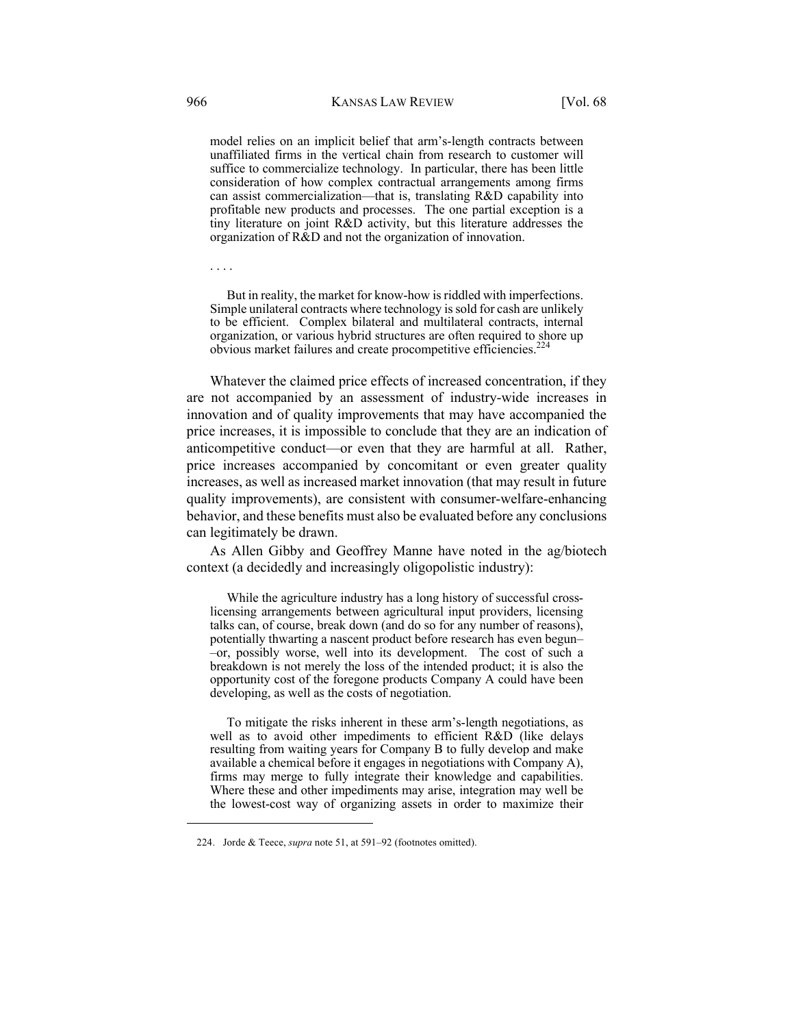> model relies on an implicit belief that arm's-length contracts between unaffiliated firms in the vertical chain from research to customer will suffice to commercialize technology. In particular, there has been little consideration of how complex contractual arrangements among firms can assist commercialization—that is, translating R&D capability into profitable new products and processes. The one partial exception is a tiny literature on joint R&D activity, but this literature addresses the organization of R&D and not the organization of innovation.
>
> . . . .
>
> But in reality, the market for know-how is riddled with imperfections. Simple unilateral contracts where technology is sold for cash are unlikely to be efficient. Complex bilateral and multilateral contracts, internal organization, or various hybrid structures are often required to shore up obvious market failures and create procompetitive efficiencies.[224]

Whatever the claimed price effects of increased concentration, if they are not accompanied by an assessment of industry-wide increases in innovation and of quality improvements that may have accompanied the price increases, it is impossible to conclude that they are an indication of anticompetitive conduct—or even that they are harmful at all. Rather, price increases accompanied by concomitant or even greater quality increases, as well as increased market innovation (that may result in future quality improvements), are consistent with consumer-welfare-enhancing behavior, and these benefits must also be evaluated before any conclusions can legitimately be drawn.

As Allen Gibby and Geoffrey Manne have noted in the ag/biotech context (a decidedly and increasingly oligopolistic industry):

> While the agriculture industry has a long history of successful cross-licensing arrangements between agricultural input providers, licensing talks can, of course, break down (and do so for any number of reasons), potentially thwarting a nascent product before research has even begun––or, possibly worse, well into its development. The cost of such a breakdown is not merely the loss of the intended product; it is also the opportunity cost of the foregone products Company A could have been developing, as well as the costs of negotiation.
>
> To mitigate the risks inherent in these arm's-length negotiations, as well as to avoid other impediments to efficient R&D (like delays resulting from waiting years for Company B to fully develop and make available a chemical before it engages in negotiations with Company A), firms may merge to fully integrate their knowledge and capabilities. Where these and other impediments may arise, integration may well be the lowest-cost way of organizing assets in order to maximize their

---

224. Jorde & Teece, *supra* note 51, at 591–92 (footnotes omitted).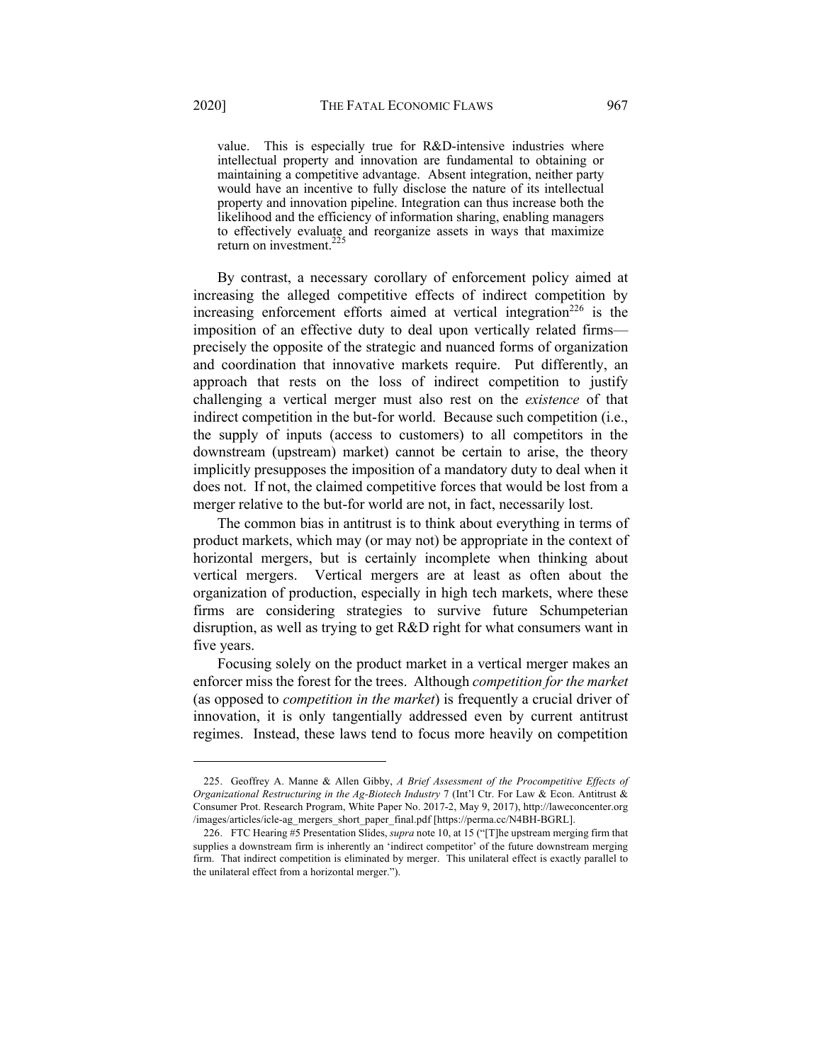> value. This is especially true for R&D-intensive industries where intellectual property and innovation are fundamental to obtaining or maintaining a competitive advantage. Absent integration, neither party would have an incentive to fully disclose the nature of its intellectual property and innovation pipeline. Integration can thus increase both the likelihood and the efficiency of information sharing, enabling managers to effectively evaluate and reorganize assets in ways that maximize return on investment.[225]

By contrast, a necessary corollary of enforcement policy aimed at increasing the alleged competitive effects of indirect competition by increasing enforcement efforts aimed at vertical integration[226] is the imposition of an effective duty to deal upon vertically related firms—precisely the opposite of the strategic and nuanced forms of organization and coordination that innovative markets require. Put differently, an approach that rests on the loss of indirect competition to justify challenging a vertical merger must also rest on the *existence* of that indirect competition in the but-for world. Because such competition (i.e., the supply of inputs (access to customers) to all competitors in the downstream (upstream) market) cannot be certain to arise, the theory implicitly presupposes the imposition of a mandatory duty to deal when it does not. If not, the claimed competitive forces that would be lost from a merger relative to the but-for world are not, in fact, necessarily lost.

The common bias in antitrust is to think about everything in terms of product markets, which may (or may not) be appropriate in the context of horizontal mergers, but is certainly incomplete when thinking about vertical mergers. Vertical mergers are at least as often about the organization of production, especially in high tech markets, where these firms are considering strategies to survive future Schumpeterian disruption, as well as trying to get R&D right for what consumers want in five years.

Focusing solely on the product market in a vertical merger makes an enforcer miss the forest for the trees. Although *competition for the market* (as opposed to *competition in the market*) is frequently a crucial driver of innovation, it is only tangentially addressed even by current antitrust regimes. Instead, these laws tend to focus more heavily on competition

---

225. Geoffrey A. Manne & Allen Gibby, *A Brief Assessment of the Procompetitive Effects of Organizational Restructuring in the Ag-Biotech Industry* 7 (Int'l Ctr. For Law & Econ. Antitrust & Consumer Prot. Research Program, White Paper No. 2017-2, May 9, 2017), http://laweconcenter.org/images/articles/icle-ag_mergers_short_paper_final.pdf [https://perma.cc/N4BH-BGRL].

226. FTC Hearing #5 Presentation Slides, *supra* note 10, at 15 ("[T]he upstream merging firm that supplies a downstream firm is inherently an 'indirect competitor' of the future downstream merging firm. That indirect competition is eliminated by merger. This unilateral effect is exactly parallel to the unilateral effect from a horizontal merger.").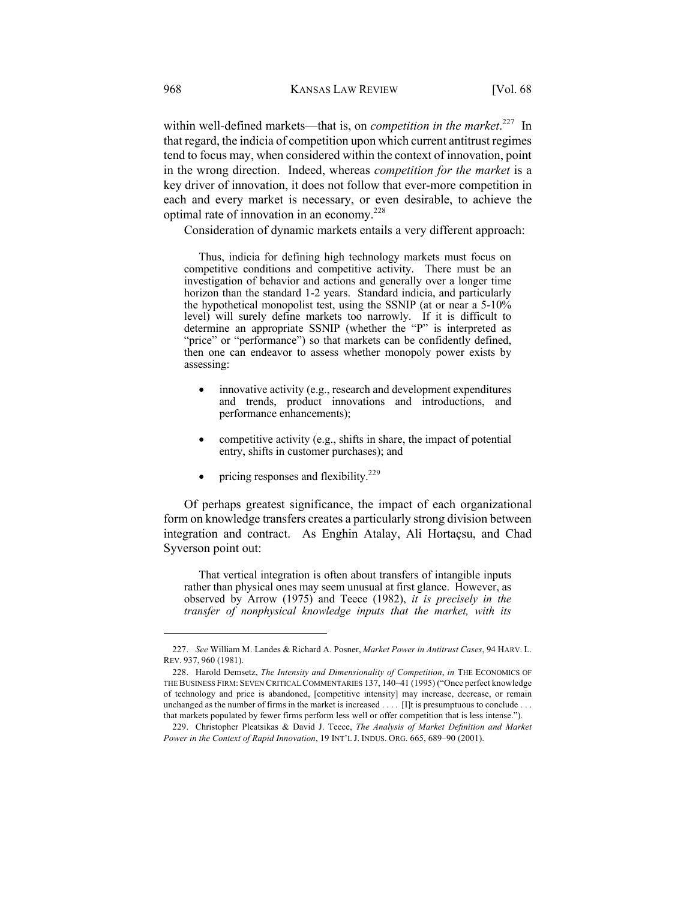within well-defined markets—that is, on *competition in the market*.[227] In that regard, the indicia of competition upon which current antitrust regimes tend to focus may, when considered within the context of innovation, point in the wrong direction. Indeed, whereas *competition for the market* is a key driver of innovation, it does not follow that ever-more competition in each and every market is necessary, or even desirable, to achieve the optimal rate of innovation in an economy.[228]

Consideration of dynamic markets entails a very different approach:

> Thus, indicia for defining high technology markets must focus on competitive conditions and competitive activity. There must be an investigation of behavior and actions and generally over a longer time horizon than the standard 1-2 years. Standard indicia, and particularly the hypothetical monopolist test, using the SSNIP (at or near a 5-10% level) will surely define markets too narrowly. If it is difficult to determine an appropriate SSNIP (whether the "P" is interpreted as "price" or "performance") so that markets can be confidently defined, then one can endeavor to assess whether monopoly power exists by assessing:
>
> - innovative activity (e.g., research and development expenditures and trends, product innovations and introductions, and performance enhancements);
> - competitive activity (e.g., shifts in share, the impact of potential entry, shifts in customer purchases); and
> - pricing responses and flexibility.[229]

Of perhaps greatest significance, the impact of each organizational form on knowledge transfers creates a particularly strong division between integration and contract. As Enghin Atalay, Ali Hortaçsu, and Chad Syverson point out:

> That vertical integration is often about transfers of intangible inputs rather than physical ones may seem unusual at first glance. However, as observed by Arrow (1975) and Teece (1982), *it is precisely in the transfer of nonphysical knowledge inputs that the market, with its*

---

227. *See* William M. Landes & Richard A. Posner, *Market Power in Antitrust Cases*, 94 HARV. L. REV. 937, 960 (1981).

228. Harold Demsetz, *The Intensity and Dimensionality of Competition*, *in* THE ECONOMICS OF THE BUSINESS FIRM: SEVEN CRITICAL COMMENTARIES 137, 140–41 (1995) ("Once perfect knowledge of technology and price is abandoned, [competitive intensity] may increase, decrease, or remain unchanged as the number of firms in the market is increased . . . . [I]t is presumptuous to conclude . . . that markets populated by fewer firms perform less well or offer competition that is less intense.").

229. Christopher Pleatsikas & David J. Teece, *The Analysis of Market Definition and Market Power in the Context of Rapid Innovation*, 19 INT'L J. INDUS. ORG. 665, 689–90 (2001).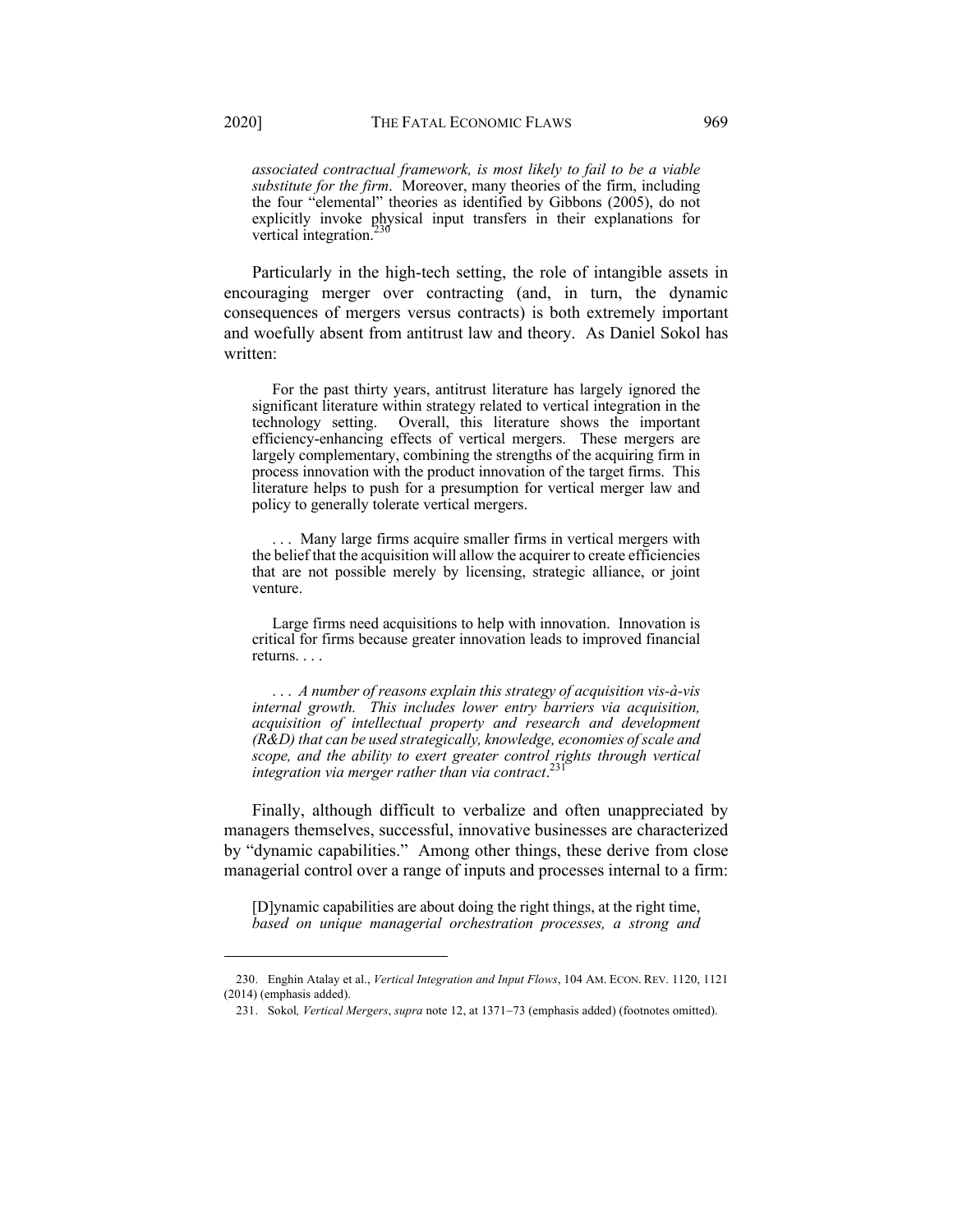*associated contractual framework, is most likely to fail to be a viable substitute for the firm*. Moreover, many theories of the firm, including the four "elemental" theories as identified by Gibbons (2005), do not explicitly invoke physical input transfers in their explanations for vertical integration.[230]

Particularly in the high-tech setting, the role of intangible assets in encouraging merger over contracting (and, in turn, the dynamic consequences of mergers versus contracts) is both extremely important and woefully absent from antitrust law and theory. As Daniel Sokol has written:

> For the past thirty years, antitrust literature has largely ignored the significant literature within strategy related to vertical integration in the technology setting. Overall, this literature shows the important efficiency-enhancing effects of vertical mergers. These mergers are largely complementary, combining the strengths of the acquiring firm in process innovation with the product innovation of the target firms. This literature helps to push for a presumption for vertical merger law and policy to generally tolerate vertical mergers.
>
> . . . Many large firms acquire smaller firms in vertical mergers with the belief that the acquisition will allow the acquirer to create efficiencies that are not possible merely by licensing, strategic alliance, or joint venture.
>
> Large firms need acquisitions to help with innovation. Innovation is critical for firms because greater innovation leads to improved financial returns. . . .
>
> . . . *A number of reasons explain this strategy of acquisition vis-à-vis internal growth. This includes lower entry barriers via acquisition, acquisition of intellectual property and research and development (R&D) that can be used strategically, knowledge, economies of scale and scope, and the ability to exert greater control rights through vertical integration via merger rather than via contract*.[231]

Finally, although difficult to verbalize and often unappreciated by managers themselves, successful, innovative businesses are characterized by "dynamic capabilities." Among other things, these derive from close managerial control over a range of inputs and processes internal to a firm:

> [D]ynamic capabilities are about doing the right things, at the right time, *based on unique managerial orchestration processes, a strong and*

---

230. Enghin Atalay et al., *Vertical Integration and Input Flows*, 104 AM. ECON. REV. 1120, 1121 (2014) (emphasis added).

231. Sokol, *Vertical Mergers*, *supra* note 12, at 1371–73 (emphasis added) (footnotes omitted).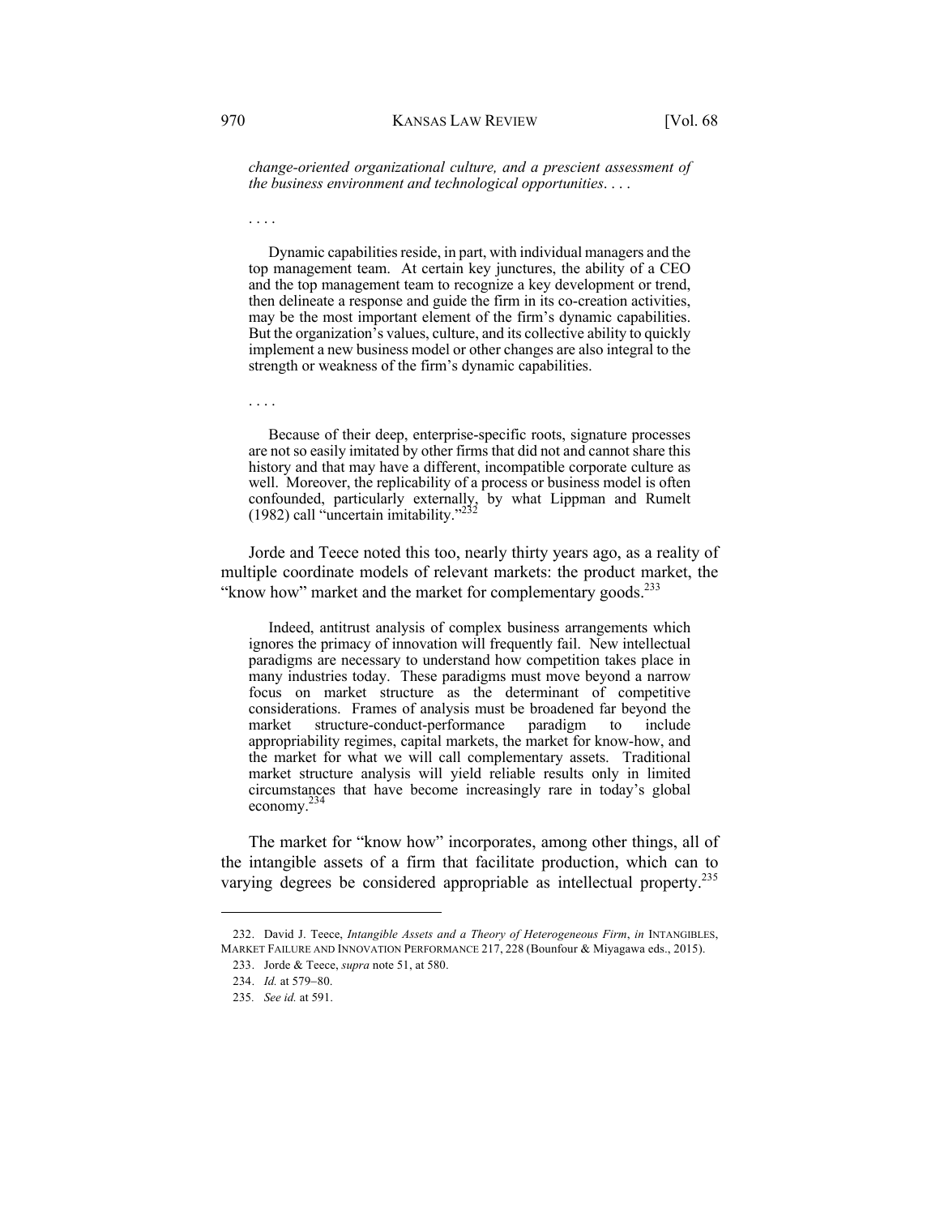> *change-oriented organizational culture, and a prescient assessment of the business environment and technological opportunities*. . . .
>
> . . . .
>
> Dynamic capabilities reside, in part, with individual managers and the top management team. At certain key junctures, the ability of a CEO and the top management team to recognize a key development or trend, then delineate a response and guide the firm in its co-creation activities, may be the most important element of the firm's dynamic capabilities. But the organization's values, culture, and its collective ability to quickly implement a new business model or other changes are also integral to the strength or weakness of the firm's dynamic capabilities.
>
> . . . .
>
> Because of their deep, enterprise-specific roots, signature processes are not so easily imitated by other firms that did not and cannot share this history and that may have a different, incompatible corporate culture as well. Moreover, the replicability of a process or business model is often confounded, particularly externally, by what Lippman and Rumelt (1982) call "uncertain imitability."[232]

Jorde and Teece noted this too, nearly thirty years ago, as a reality of multiple coordinate models of relevant markets: the product market, the "know how" market and the market for complementary goods.[233]

> Indeed, antitrust analysis of complex business arrangements which ignores the primacy of innovation will frequently fail. New intellectual paradigms are necessary to understand how competition takes place in many industries today. These paradigms must move beyond a narrow focus on market structure as the determinant of competitive considerations. Frames of analysis must be broadened far beyond the market structure-conduct-performance paradigm to include appropriability regimes, capital markets, the market for know-how, and the market for what we will call complementary assets. Traditional market structure analysis will yield reliable results only in limited circumstances that have become increasingly rare in today's global economy.[234]

The market for "know how" incorporates, among other things, all of the intangible assets of a firm that facilitate production, which can to varying degrees be considered appropriable as intellectual property.[235]

---

232. David J. Teece, *Intangible Assets and a Theory of Heterogeneous Firm*, *in* INTANGIBLES, MARKET FAILURE AND INNOVATION PERFORMANCE 217, 228 (Bounfour & Miyagawa eds., 2015).

233. Jorde & Teece, *supra* note 51, at 580.

234. *Id.* at 579–80.

235. *See id.* at 591.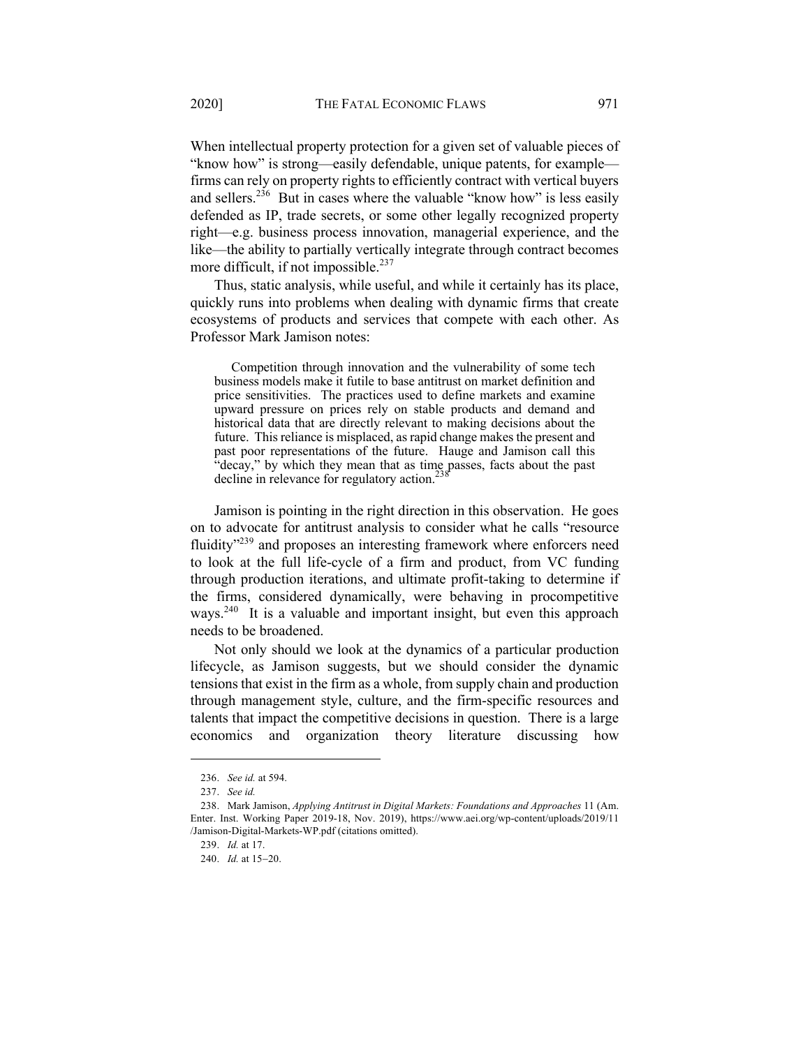When intellectual property protection for a given set of valuable pieces of "know how" is strong—easily defendable, unique patents, for example—firms can rely on property rights to efficiently contract with vertical buyers and sellers.[236] But in cases where the valuable "know how" is less easily defended as IP, trade secrets, or some other legally recognized property right—e.g. business process innovation, managerial experience, and the like—the ability to partially vertically integrate through contract becomes more difficult, if not impossible.[237]

Thus, static analysis, while useful, and while it certainly has its place, quickly runs into problems when dealing with dynamic firms that create ecosystems of products and services that compete with each other. As Professor Mark Jamison notes:

> Competition through innovation and the vulnerability of some tech business models make it futile to base antitrust on market definition and price sensitivities. The practices used to define markets and examine upward pressure on prices rely on stable products and demand and historical data that are directly relevant to making decisions about the future. This reliance is misplaced, as rapid change makes the present and past poor representations of the future. Hauge and Jamison call this "decay," by which they mean that as time passes, facts about the past decline in relevance for regulatory action.[238]

Jamison is pointing in the right direction in this observation. He goes on to advocate for antitrust analysis to consider what he calls "resource fluidity"[239] and proposes an interesting framework where enforcers need to look at the full life-cycle of a firm and product, from VC funding through production iterations, and ultimate profit-taking to determine if the firms, considered dynamically, were behaving in procompetitive ways.[240] It is a valuable and important insight, but even this approach needs to be broadened.

Not only should we look at the dynamics of a particular production lifecycle, as Jamison suggests, but we should consider the dynamic tensions that exist in the firm as a whole, from supply chain and production through management style, culture, and the firm-specific resources and talents that impact the competitive decisions in question. There is a large economics and organization theory literature discussing how

---

236. *See id.* at 594.

237. *See id.*

238. Mark Jamison, *Applying Antitrust in Digital Markets: Foundations and Approaches* 11 (Am. Enter. Inst. Working Paper 2019-18, Nov. 2019), https://www.aei.org/wp-content/uploads/2019/11/Jamison-Digital-Markets-WP.pdf (citations omitted).

239. *Id.* at 17.

240. *Id.* at 15–20.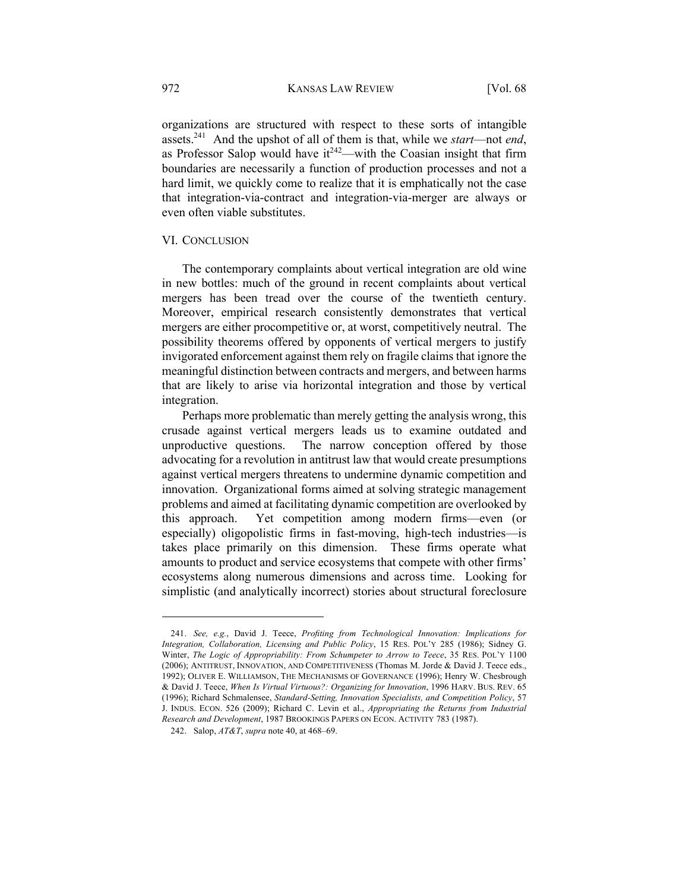organizations are structured with respect to these sorts of intangible assets.[241] And the upshot of all of them is that, while we *start*—not *end*, as Professor Salop would have it[242]—with the Coasian insight that firm boundaries are necessarily a function of production processes and not a hard limit, we quickly come to realize that it is emphatically not the case that integration-via-contract and integration-via-merger are always or even often viable substitutes.

## VI. CONCLUSION

The contemporary complaints about vertical integration are old wine in new bottles: much of the ground in recent complaints about vertical mergers has been tread over the course of the twentieth century. Moreover, empirical research consistently demonstrates that vertical mergers are either procompetitive or, at worst, competitively neutral. The possibility theorems offered by opponents of vertical mergers to justify invigorated enforcement against them rely on fragile claims that ignore the meaningful distinction between contracts and mergers, and between harms that are likely to arise via horizontal integration and those by vertical integration.

Perhaps more problematic than merely getting the analysis wrong, this crusade against vertical mergers leads us to examine outdated and unproductive questions. The narrow conception offered by those advocating for a revolution in antitrust law that would create presumptions against vertical mergers threatens to undermine dynamic competition and innovation. Organizational forms aimed at solving strategic management problems and aimed at facilitating dynamic competition are overlooked by this approach. Yet competition among modern firms—even (or especially) oligopolistic firms in fast-moving, high-tech industries—is takes place primarily on this dimension. These firms operate what amounts to product and service ecosystems that compete with other firms' ecosystems along numerous dimensions and across time. Looking for simplistic (and analytically incorrect) stories about structural foreclosure

---

241. *See, e.g.*, David J. Teece, *Profiting from Technological Innovation: Implications for Integration, Collaboration, Licensing and Public Policy*, 15 RES. POL'Y 285 (1986); Sidney G. Winter, *The Logic of Appropriability: From Schumpeter to Arrow to Teece*, 35 RES. POL'Y 1100 (2006); ANTITRUST, INNOVATION, AND COMPETITIVENESS (Thomas M. Jorde & David J. Teece eds., 1992); OLIVER E. WILLIAMSON, THE MECHANISMS OF GOVERNANCE (1996); Henry W. Chesbrough & David J. Teece, *When Is Virtual Virtuous?: Organizing for Innovation*, 1996 HARV. BUS. REV. 65 (1996); Richard Schmalensee, *Standard-Setting, Innovation Specialists, and Competition Policy*, 57 J. INDUS. ECON. 526 (2009); Richard C. Levin et al., *Appropriating the Returns from Industrial Research and Development*, 1987 BROOKINGS PAPERS ON ECON. ACTIVITY 783 (1987).

242. Salop, *AT&T*, *supra* note 40, at 468–69.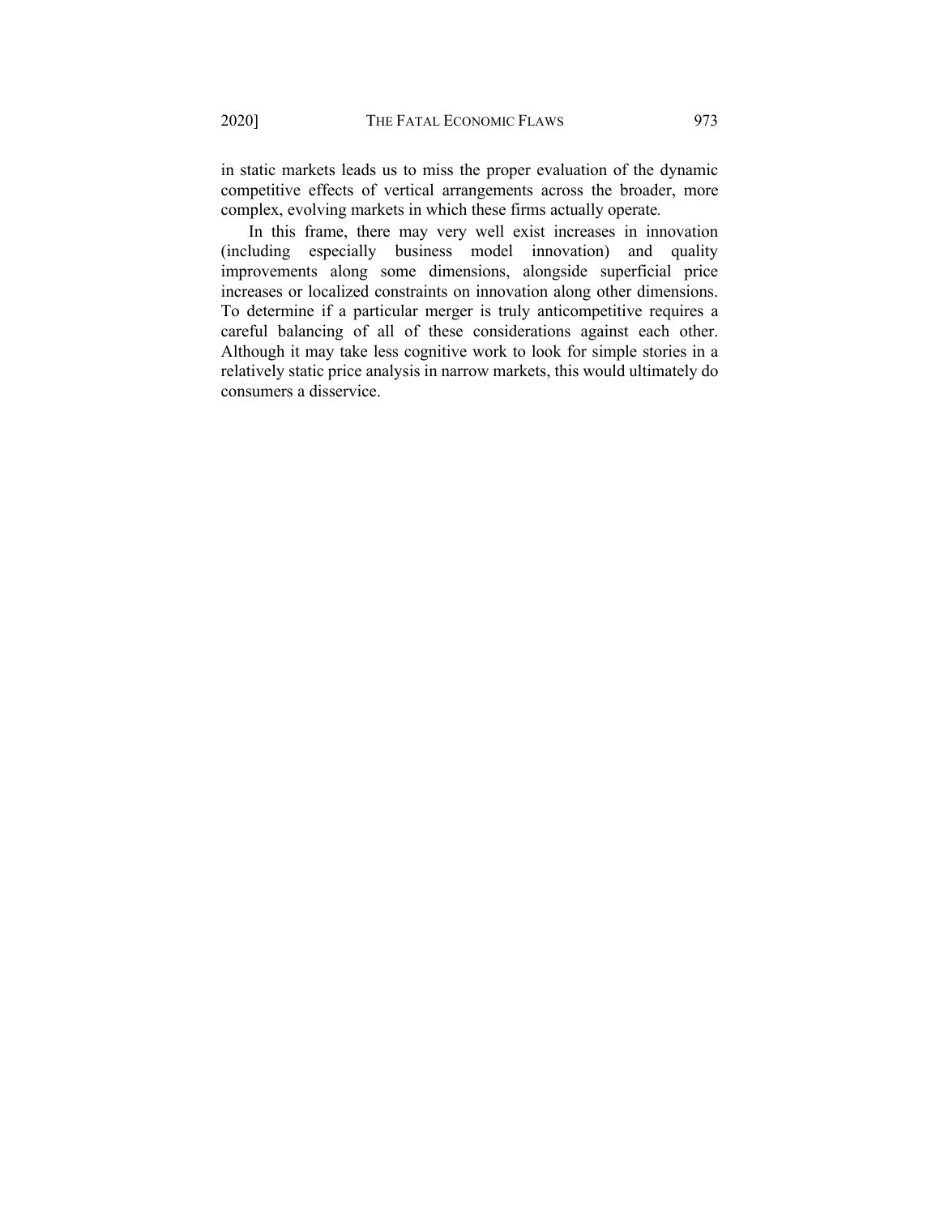in static markets leads us to miss the proper evaluation of the dynamic competitive effects of vertical arrangements across the broader, more complex, evolving markets in which these firms actually operate.

In this frame, there may very well exist increases in innovation (including especially business model innovation) and quality improvements along some dimensions, alongside superficial price increases or localized constraints on innovation along other dimensions. To determine if a particular merger is truly anticompetitive requires a careful balancing of all of these considerations against each other. Although it may take less cognitive work to look for simple stories in a relatively static price analysis in narrow markets, this would ultimately do consumers a disservice.